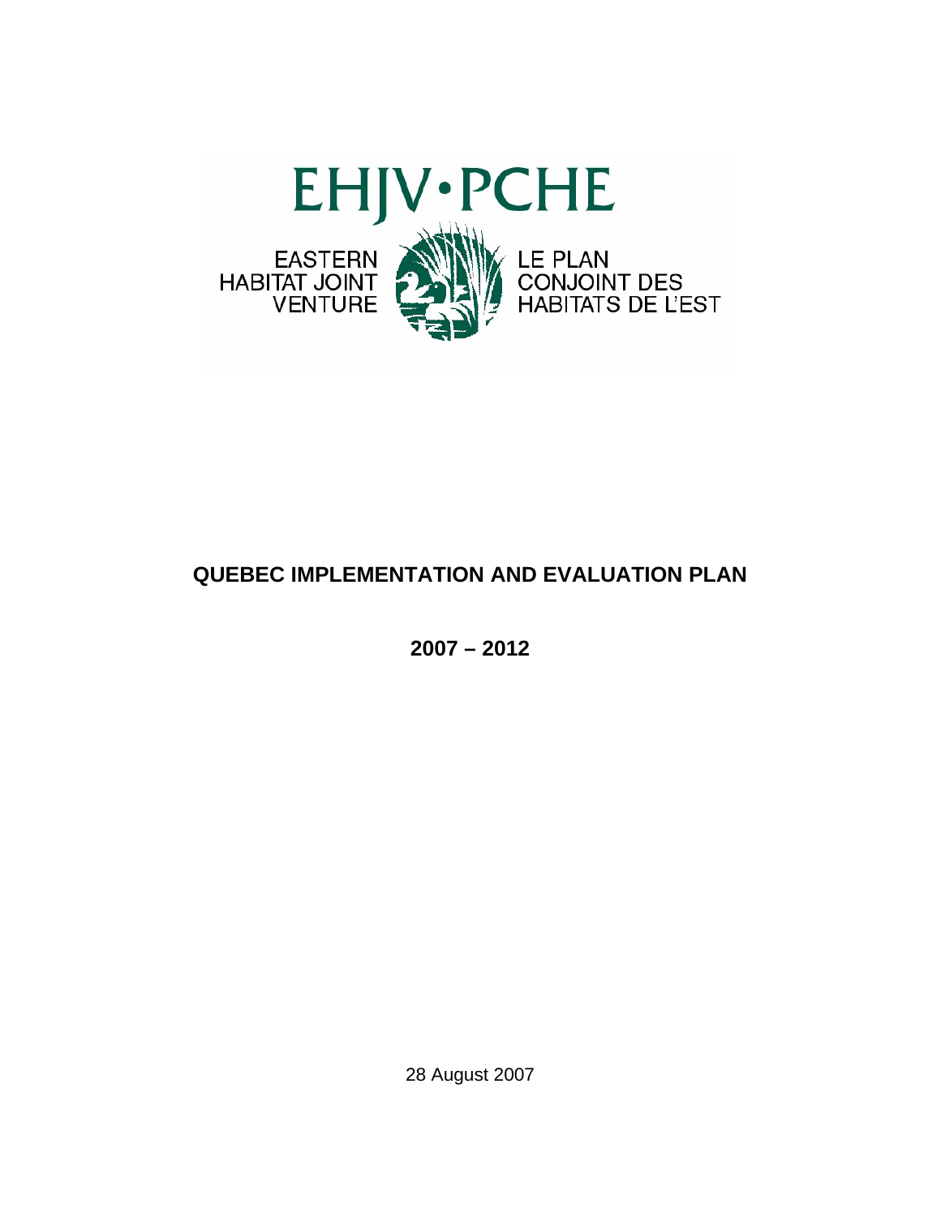EHJV•PCHE

EASTERN HABITAT JOINT VENTURE

LE PLAN CONJOINT DES HABITATS DE L'EST

# QUEBEC IMPLEMENTATION AND EVALUATION PLAN

## 2007 – 2012

28 August 2007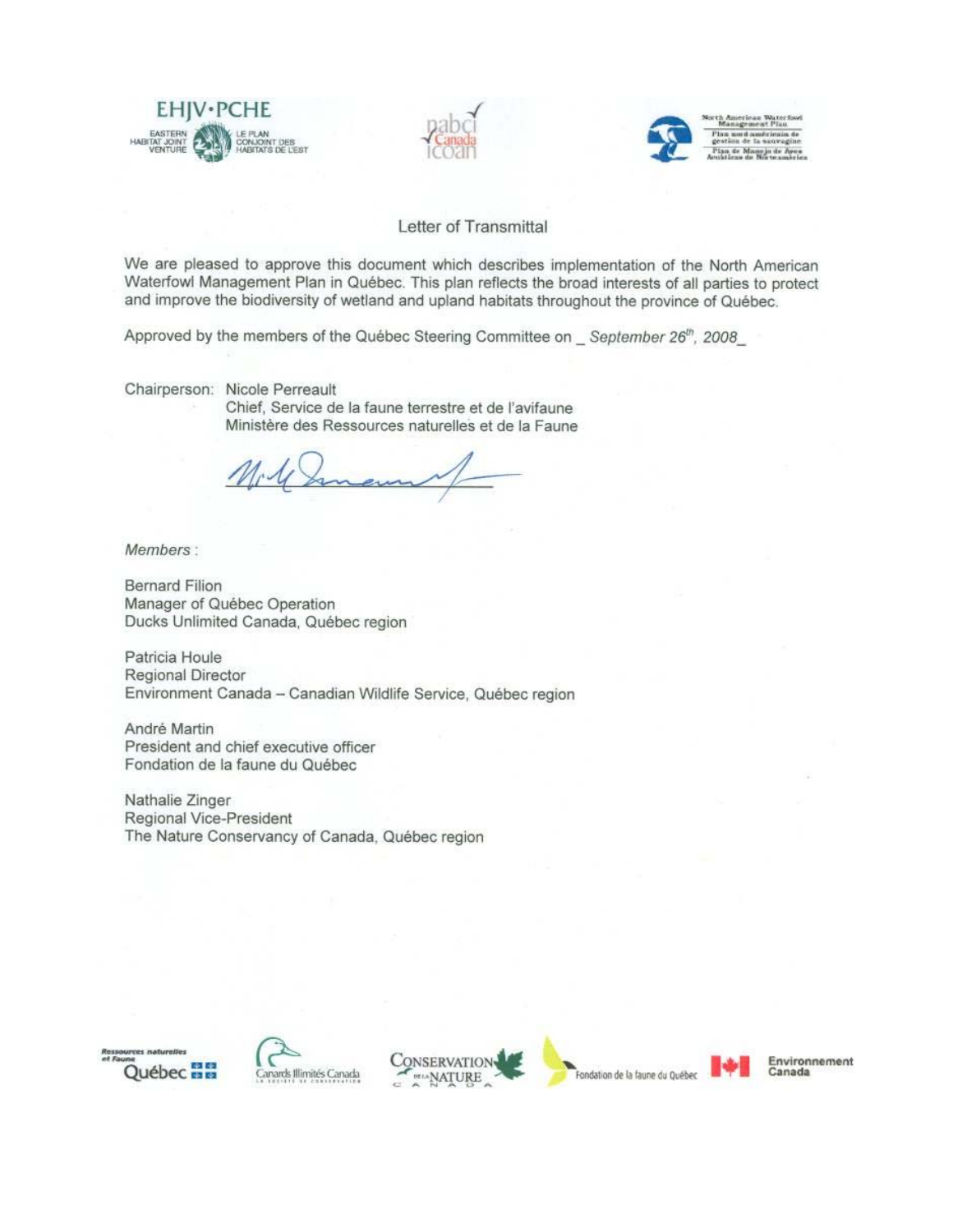## Letter of Transmittal

We are pleased to approve this document which describes implementation of the North American Waterfowl Management Plan in Québec. This plan reflects the broad interests of all parties to protect and improve the biodiversity of wetland and upland habitats throughout the province of Québec.

Approved by the members of the Québec Steering Committee on _ *September 26th, 2008*_

Chairperson: Nicole Perreault
Chief, Service de la faune terrestre et de l'avifaune
Ministère des Ressources naturelles et de la Faune

*Members* :

Bernard Filion
Manager of Québec Operation
Ducks Unlimited Canada, Québec region

Patricia Houle
Regional Director
Environment Canada – Canadian Wildlife Service, Québec region

André Martin
President and chief executive officer
Fondation de la faune du Québec

Nathalie Zinger
Regional Vice-President
The Nature Conservancy of Canada, Québec region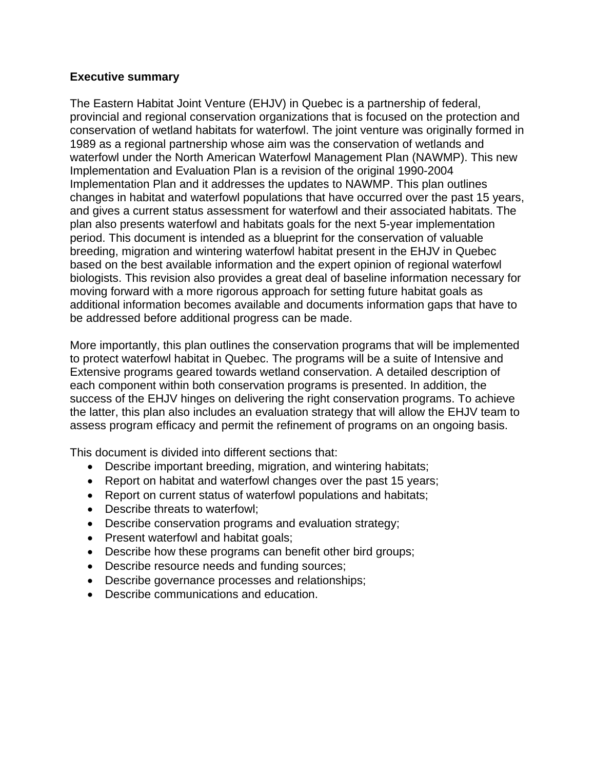## Executive summary

The Eastern Habitat Joint Venture (EHJV) in Quebec is a partnership of federal, provincial and regional conservation organizations that is focused on the protection and conservation of wetland habitats for waterfowl. The joint venture was originally formed in 1989 as a regional partnership whose aim was the conservation of wetlands and waterfowl under the North American Waterfowl Management Plan (NAWMP). This new Implementation and Evaluation Plan is a revision of the original 1990-2004 Implementation Plan and it addresses the updates to NAWMP. This plan outlines changes in habitat and waterfowl populations that have occurred over the past 15 years, and gives a current status assessment for waterfowl and their associated habitats. The plan also presents waterfowl and habitats goals for the next 5-year implementation period. This document is intended as a blueprint for the conservation of valuable breeding, migration and wintering waterfowl habitat present in the EHJV in Quebec based on the best available information and the expert opinion of regional waterfowl biologists. This revision also provides a great deal of baseline information necessary for moving forward with a more rigorous approach for setting future habitat goals as additional information becomes available and documents information gaps that have to be addressed before additional progress can be made.

More importantly, this plan outlines the conservation programs that will be implemented to protect waterfowl habitat in Quebec. The programs will be a suite of Intensive and Extensive programs geared towards wetland conservation. A detailed description of each component within both conservation programs is presented. In addition, the success of the EHJV hinges on delivering the right conservation programs. To achieve the latter, this plan also includes an evaluation strategy that will allow the EHJV team to assess program efficacy and permit the refinement of programs on an ongoing basis.

This document is divided into different sections that:

- Describe important breeding, migration, and wintering habitats;
- Report on habitat and waterfowl changes over the past 15 years;
- Report on current status of waterfowl populations and habitats;
- Describe threats to waterfowl;
- Describe conservation programs and evaluation strategy;
- Present waterfowl and habitat goals;
- Describe how these programs can benefit other bird groups;
- Describe resource needs and funding sources;
- Describe governance processes and relationships;
- Describe communications and education.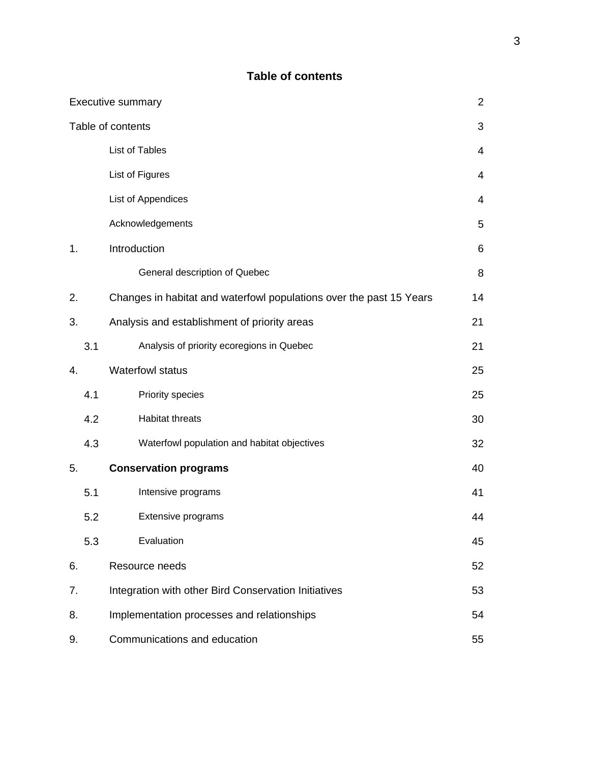## Table of contents

| | | |
|---|---|---|
| Executive summary | | 2 |
| Table of contents | | 3 |
| | List of Tables | 4 |
| | List of Figures | 4 |
| | List of Appendices | 4 |
| | Acknowledgements | 5 |
| 1. | Introduction | 6 |
| | General description of Quebec | 8 |
| 2. | Changes in habitat and waterfowl populations over the past 15 Years | 14 |
| 3. | Analysis and establishment of priority areas | 21 |
| 3.1 | Analysis of priority ecoregions in Quebec | 21 |
| 4. | Waterfowl status | 25 |
| 4.1 | Priority species | 25 |
| 4.2 | Habitat threats | 30 |
| 4.3 | Waterfowl population and habitat objectives | 32 |
| 5. | **Conservation programs** | 40 |
| 5.1 | Intensive programs | 41 |
| 5.2 | Extensive programs | 44 |
| 5.3 | Evaluation | 45 |
| 6. | Resource needs | 52 |
| 7. | Integration with other Bird Conservation Initiatives | 53 |
| 8. | Implementation processes and relationships | 54 |
| 9. | Communications and education | 55 |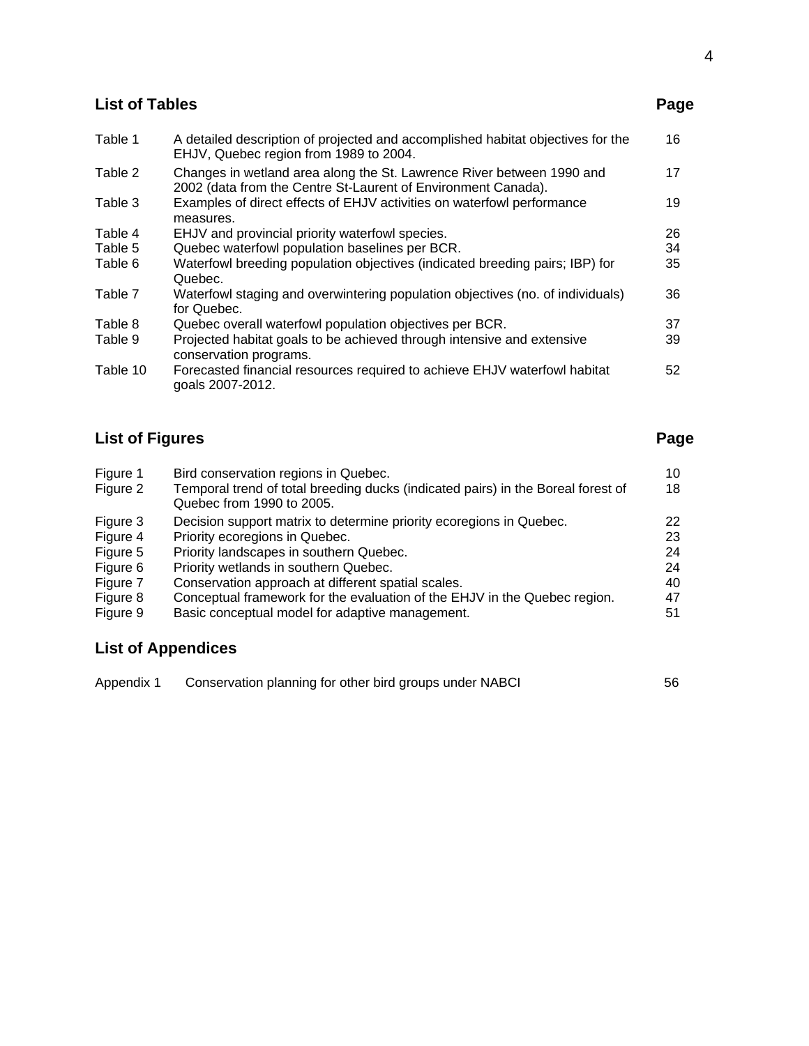## List of Tables

| | | Page |
|---|---|---|
| Table 1 | A detailed description of projected and accomplished habitat objectives for the EHJV, Quebec region from 1989 to 2004. | 16 |
| Table 2 | Changes in wetland area along the St. Lawrence River between 1990 and 2002 (data from the Centre St-Laurent of Environment Canada). | 17 |
| Table 3 | Examples of direct effects of EHJV activities on waterfowl performance measures. | 19 |
| Table 4 | EHJV and provincial priority waterfowl species. | 26 |
| Table 5 | Quebec waterfowl population baselines per BCR. | 34 |
| Table 6 | Waterfowl breeding population objectives (indicated breeding pairs; IBP) for Quebec. | 35 |
| Table 7 | Waterfowl staging and overwintering population objectives (no. of individuals) for Quebec. | 36 |
| Table 8 | Quebec overall waterfowl population objectives per BCR. | 37 |
| Table 9 | Projected habitat goals to be achieved through intensive and extensive conservation programs. | 39 |
| Table 10 | Forecasted financial resources required to achieve EHJV waterfowl habitat goals 2007-2012. | 52 |

## List of Figures

| | | Page |
|---|---|---|
| Figure 1 | Bird conservation regions in Quebec. | 10 |
| Figure 2 | Temporal trend of total breeding ducks (indicated pairs) in the Boreal forest of Quebec from 1990 to 2005. | 18 |
| Figure 3 | Decision support matrix to determine priority ecoregions in Quebec. | 22 |
| Figure 4 | Priority ecoregions in Quebec. | 23 |
| Figure 5 | Priority landscapes in southern Quebec. | 24 |
| Figure 6 | Priority wetlands in southern Quebec. | 24 |
| Figure 7 | Conservation approach at different spatial scales. | 40 |
| Figure 8 | Conceptual framework for the evaluation of the EHJV in the Quebec region. | 47 |
| Figure 9 | Basic conceptual model for adaptive management. | 51 |

## List of Appendices

| | | |
|---|---|---|
| Appendix 1 | Conservation planning for other bird groups under NABCI | 56 |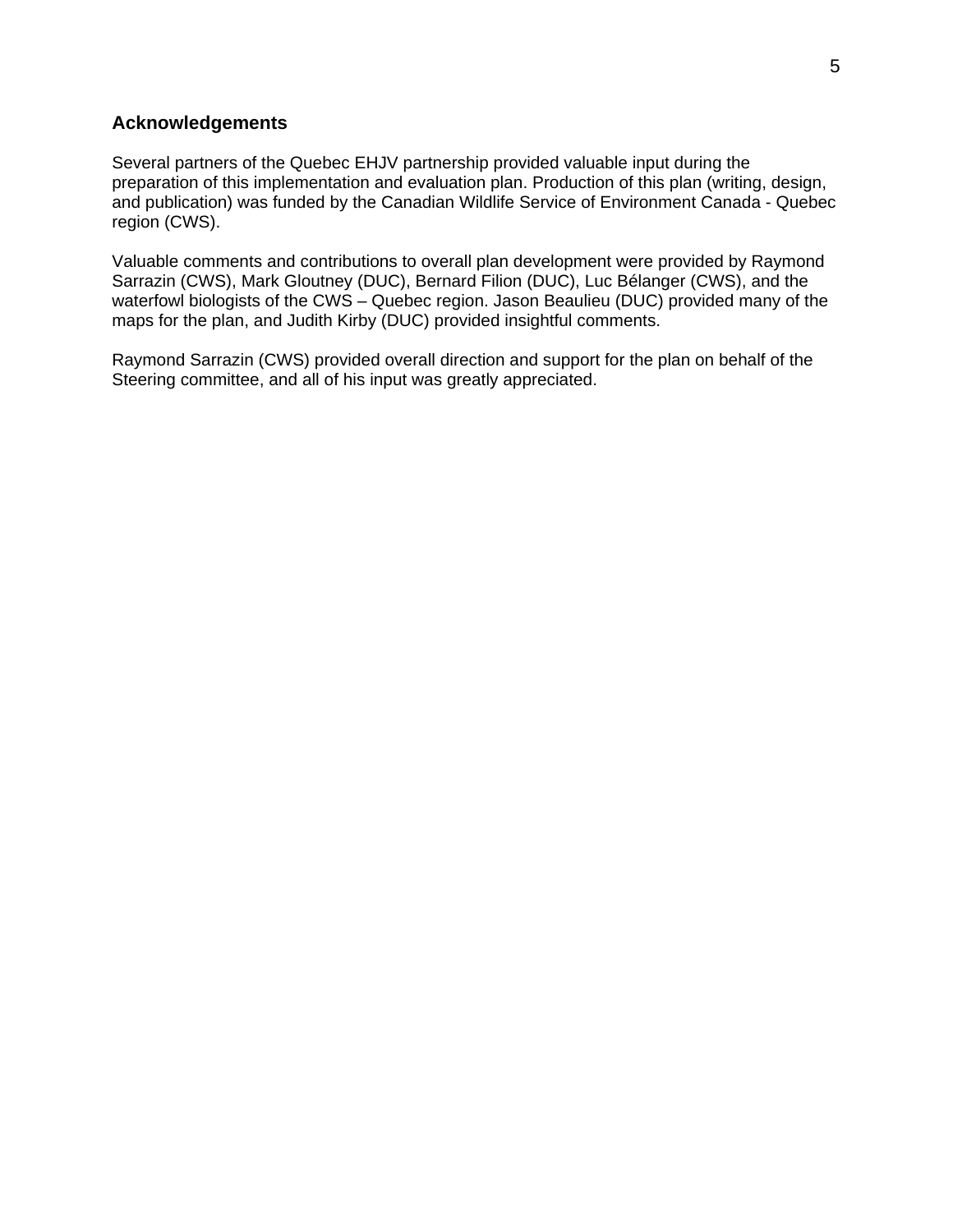## Acknowledgements

Several partners of the Quebec EHJV partnership provided valuable input during the preparation of this implementation and evaluation plan. Production of this plan (writing, design, and publication) was funded by the Canadian Wildlife Service of Environment Canada - Quebec region (CWS).

Valuable comments and contributions to overall plan development were provided by Raymond Sarrazin (CWS), Mark Gloutney (DUC), Bernard Filion (DUC), Luc Bélanger (CWS), and the waterfowl biologists of the CWS – Quebec region. Jason Beaulieu (DUC) provided many of the maps for the plan, and Judith Kirby (DUC) provided insightful comments.

Raymond Sarrazin (CWS) provided overall direction and support for the plan on behalf of the Steering committee, and all of his input was greatly appreciated.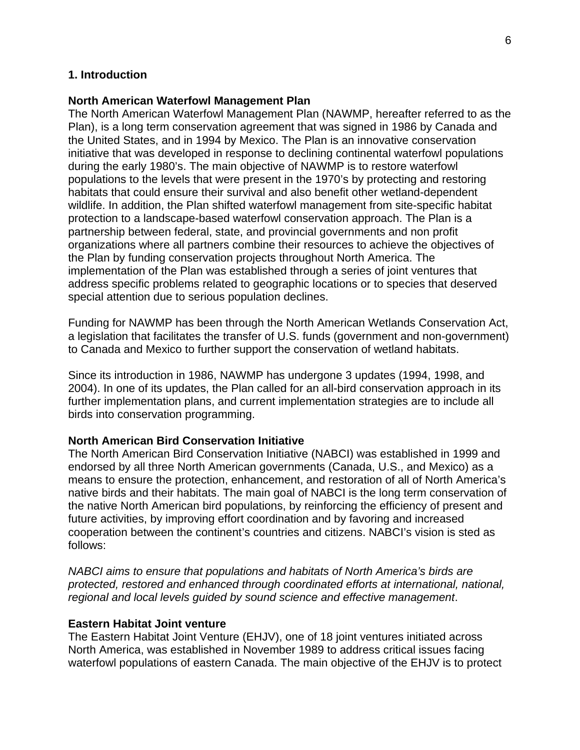## 1. Introduction

### North American Waterfowl Management Plan

The North American Waterfowl Management Plan (NAWMP, hereafter referred to as the Plan), is a long term conservation agreement that was signed in 1986 by Canada and the United States, and in 1994 by Mexico. The Plan is an innovative conservation initiative that was developed in response to declining continental waterfowl populations during the early 1980's. The main objective of NAWMP is to restore waterfowl populations to the levels that were present in the 1970's by protecting and restoring habitats that could ensure their survival and also benefit other wetland-dependent wildlife. In addition, the Plan shifted waterfowl management from site-specific habitat protection to a landscape-based waterfowl conservation approach. The Plan is a partnership between federal, state, and provincial governments and non profit organizations where all partners combine their resources to achieve the objectives of the Plan by funding conservation projects throughout North America. The implementation of the Plan was established through a series of joint ventures that address specific problems related to geographic locations or to species that deserved special attention due to serious population declines.

Funding for NAWMP has been through the North American Wetlands Conservation Act, a legislation that facilitates the transfer of U.S. funds (government and non-government) to Canada and Mexico to further support the conservation of wetland habitats.

Since its introduction in 1986, NAWMP has undergone 3 updates (1994, 1998, and 2004). In one of its updates, the Plan called for an all-bird conservation approach in its further implementation plans, and current implementation strategies are to include all birds into conservation programming.

### North American Bird Conservation Initiative

The North American Bird Conservation Initiative (NABCI) was established in 1999 and endorsed by all three North American governments (Canada, U.S., and Mexico) as a means to ensure the protection, enhancement, and restoration of all of North America's native birds and their habitats. The main goal of NABCI is the long term conservation of the native North American bird populations, by reinforcing the efficiency of present and future activities, by improving effort coordination and by favoring and increased cooperation between the continent's countries and citizens. NABCI's vision is sted as follows:

*NABCI aims to ensure that populations and habitats of North America's birds are protected, restored and enhanced through coordinated efforts at international, national, regional and local levels guided by sound science and effective management*.

### Eastern Habitat Joint venture

The Eastern Habitat Joint Venture (EHJV), one of 18 joint ventures initiated across North America, was established in November 1989 to address critical issues facing waterfowl populations of eastern Canada. The main objective of the EHJV is to protect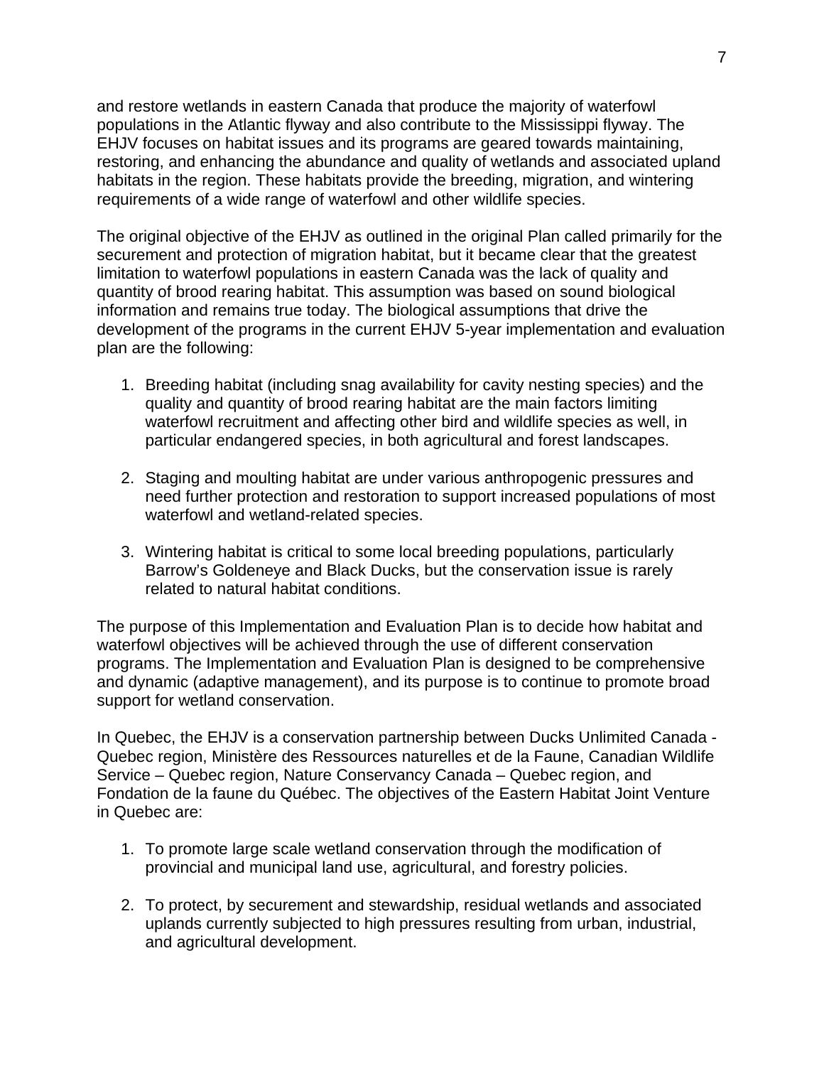and restore wetlands in eastern Canada that produce the majority of waterfowl populations in the Atlantic flyway and also contribute to the Mississippi flyway. The EHJV focuses on habitat issues and its programs are geared towards maintaining, restoring, and enhancing the abundance and quality of wetlands and associated upland habitats in the region. These habitats provide the breeding, migration, and wintering requirements of a wide range of waterfowl and other wildlife species.

The original objective of the EHJV as outlined in the original Plan called primarily for the securement and protection of migration habitat, but it became clear that the greatest limitation to waterfowl populations in eastern Canada was the lack of quality and quantity of brood rearing habitat. This assumption was based on sound biological information and remains true today. The biological assumptions that drive the development of the programs in the current EHJV 5-year implementation and evaluation plan are the following:

1. Breeding habitat (including snag availability for cavity nesting species) and the quality and quantity of brood rearing habitat are the main factors limiting waterfowl recruitment and affecting other bird and wildlife species as well, in particular endangered species, in both agricultural and forest landscapes.

2. Staging and moulting habitat are under various anthropogenic pressures and need further protection and restoration to support increased populations of most waterfowl and wetland-related species.

3. Wintering habitat is critical to some local breeding populations, particularly Barrow's Goldeneye and Black Ducks, but the conservation issue is rarely related to natural habitat conditions.

The purpose of this Implementation and Evaluation Plan is to decide how habitat and waterfowl objectives will be achieved through the use of different conservation programs. The Implementation and Evaluation Plan is designed to be comprehensive and dynamic (adaptive management), and its purpose is to continue to promote broad support for wetland conservation.

In Quebec, the EHJV is a conservation partnership between Ducks Unlimited Canada - Quebec region, Ministère des Ressources naturelles et de la Faune, Canadian Wildlife Service – Quebec region, Nature Conservancy Canada – Quebec region, and Fondation de la faune du Québec. The objectives of the Eastern Habitat Joint Venture in Quebec are:

1. To promote large scale wetland conservation through the modification of provincial and municipal land use, agricultural, and forestry policies.

2. To protect, by securement and stewardship, residual wetlands and associated uplands currently subjected to high pressures resulting from urban, industrial, and agricultural development.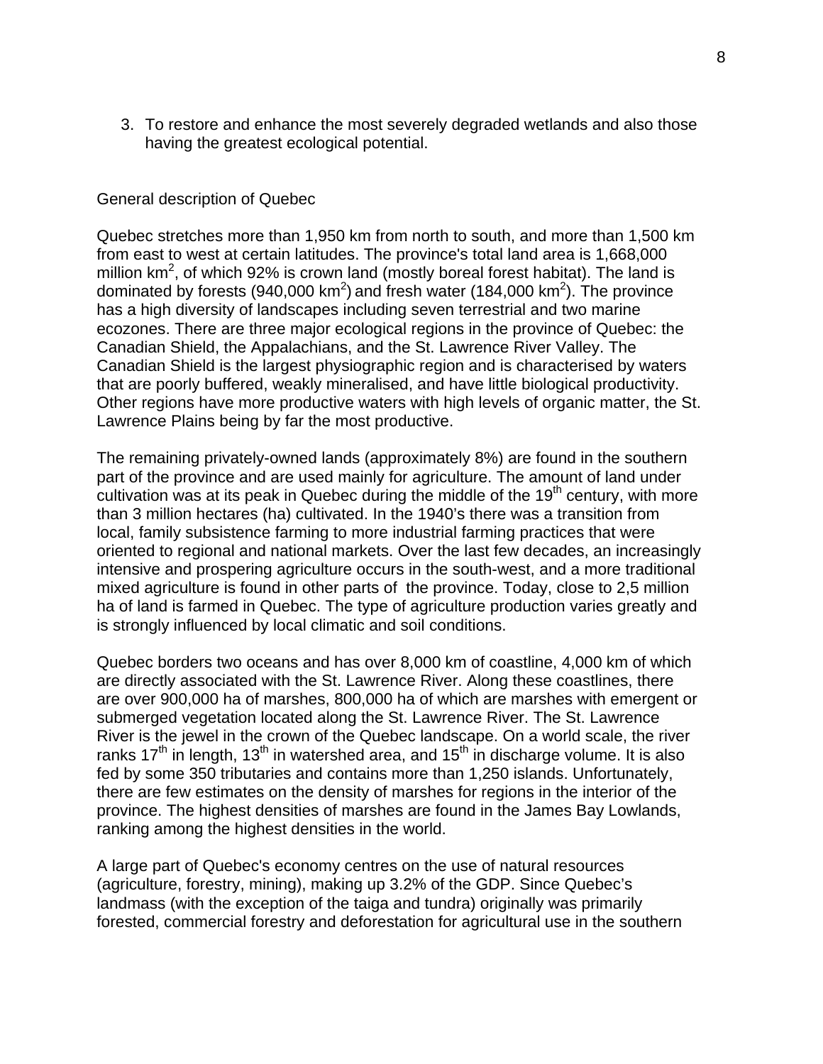3. To restore and enhance the most severely degraded wetlands and also those having the greatest ecological potential.

## General description of Quebec

Quebec stretches more than 1,950 km from north to south, and more than 1,500 km from east to west at certain latitudes. The province's total land area is 1,668,000 million $km^2$, of which 92% is crown land (mostly boreal forest habitat). The land is dominated by forests (940,000 $km^2$) and fresh water (184,000 $km^2$). The province has a high diversity of landscapes including seven terrestrial and two marine ecozones. There are three major ecological regions in the province of Quebec: the Canadian Shield, the Appalachians, and the St. Lawrence River Valley. The Canadian Shield is the largest physiographic region and is characterised by waters that are poorly buffered, weakly mineralised, and have little biological productivity. Other regions have more productive waters with high levels of organic matter, the St. Lawrence Plains being by far the most productive.

The remaining privately-owned lands (approximately 8%) are found in the southern part of the province and are used mainly for agriculture. The amount of land under cultivation was at its peak in Quebec during the middle of the $19^{th}$ century, with more than 3 million hectares (ha) cultivated. In the 1940's there was a transition from local, family subsistence farming to more industrial farming practices that were oriented to regional and national markets. Over the last few decades, an increasingly intensive and prospering agriculture occurs in the south-west, and a more traditional mixed agriculture is found in other parts of the province. Today, close to 2,5 million ha of land is farmed in Quebec. The type of agriculture production varies greatly and is strongly influenced by local climatic and soil conditions.

Quebec borders two oceans and has over 8,000 km of coastline, 4,000 km of which are directly associated with the St. Lawrence River. Along these coastlines, there are over 900,000 ha of marshes, 800,000 ha of which are marshes with emergent or submerged vegetation located along the St. Lawrence River. The St. Lawrence River is the jewel in the crown of the Quebec landscape. On a world scale, the river ranks $17^{th}$ in length, $13^{th}$ in watershed area, and $15^{th}$ in discharge volume. It is also fed by some 350 tributaries and contains more than 1,250 islands. Unfortunately, there are few estimates on the density of marshes for regions in the interior of the province. The highest densities of marshes are found in the James Bay Lowlands, ranking among the highest densities in the world.

A large part of Quebec's economy centres on the use of natural resources (agriculture, forestry, mining), making up 3.2% of the GDP. Since Quebec's landmass (with the exception of the taiga and tundra) originally was primarily forested, commercial forestry and deforestation for agricultural use in the southern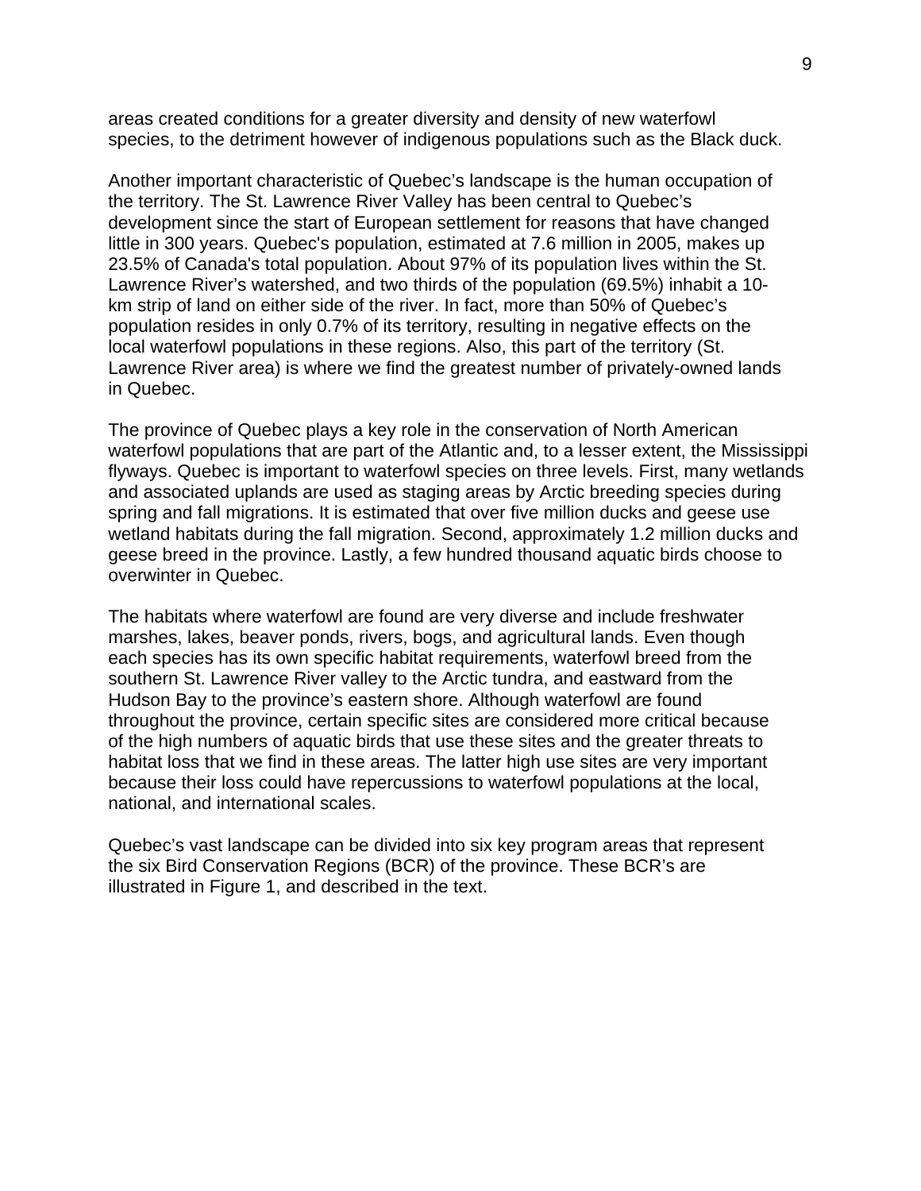areas created conditions for a greater diversity and density of new waterfowl species, to the detriment however of indigenous populations such as the Black duck.

Another important characteristic of Quebec's landscape is the human occupation of the territory. The St. Lawrence River Valley has been central to Quebec's development since the start of European settlement for reasons that have changed little in 300 years. Quebec's population, estimated at 7.6 million in 2005, makes up 23.5% of Canada's total population. About 97% of its population lives within the St. Lawrence River's watershed, and two thirds of the population (69.5%) inhabit a 10-km strip of land on either side of the river. In fact, more than 50% of Quebec's population resides in only 0.7% of its territory, resulting in negative effects on the local waterfowl populations in these regions. Also, this part of the territory (St. Lawrence River area) is where we find the greatest number of privately-owned lands in Quebec.

The province of Quebec plays a key role in the conservation of North American waterfowl populations that are part of the Atlantic and, to a lesser extent, the Mississippi flyways. Quebec is important to waterfowl species on three levels. First, many wetlands and associated uplands are used as staging areas by Arctic breeding species during spring and fall migrations. It is estimated that over five million ducks and geese use wetland habitats during the fall migration. Second, approximately 1.2 million ducks and geese breed in the province. Lastly, a few hundred thousand aquatic birds choose to overwinter in Quebec.

The habitats where waterfowl are found are very diverse and include freshwater marshes, lakes, beaver ponds, rivers, bogs, and agricultural lands. Even though each species has its own specific habitat requirements, waterfowl breed from the southern St. Lawrence River valley to the Arctic tundra, and eastward from the Hudson Bay to the province's eastern shore. Although waterfowl are found throughout the province, certain specific sites are considered more critical because of the high numbers of aquatic birds that use these sites and the greater threats to habitat loss that we find in these areas. The latter high use sites are very important because their loss could have repercussions to waterfowl populations at the local, national, and international scales.

Quebec's vast landscape can be divided into six key program areas that represent the six Bird Conservation Regions (BCR) of the province. These BCR's are illustrated in Figure 1, and described in the text.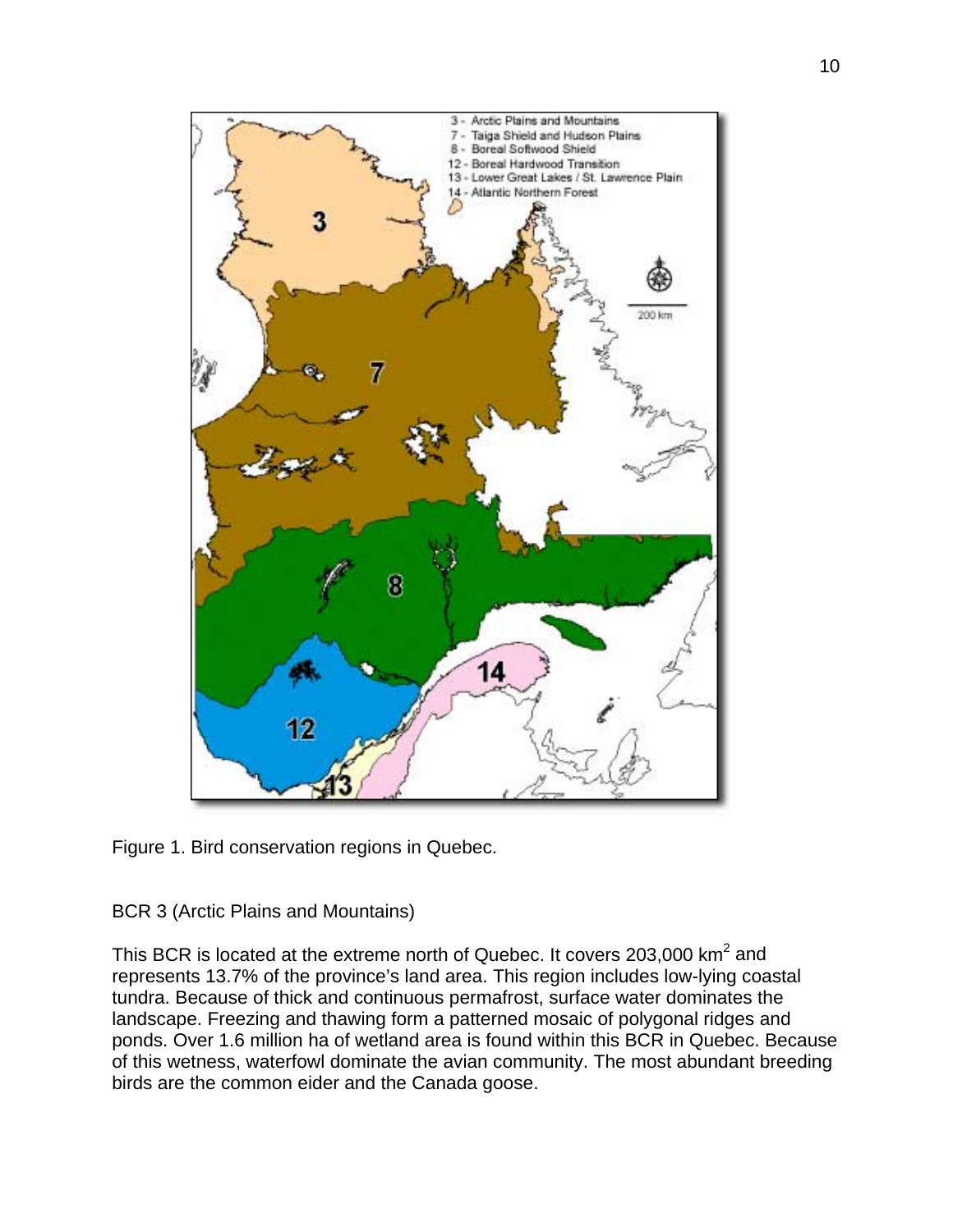Figure 1. Bird conservation regions in Quebec.

BCR 3 (Arctic Plains and Mountains)

This BCR is located at the extreme north of Quebec. It covers 203,000 $km^2$ and represents 13.7% of the province's land area. This region includes low-lying coastal tundra. Because of thick and continuous permafrost, surface water dominates the landscape. Freezing and thawing form a patterned mosaic of polygonal ridges and ponds. Over 1.6 million ha of wetland area is found within this BCR in Quebec. Because of this wetness, waterfowl dominate the avian community. The most abundant breeding birds are the common eider and the Canada goose.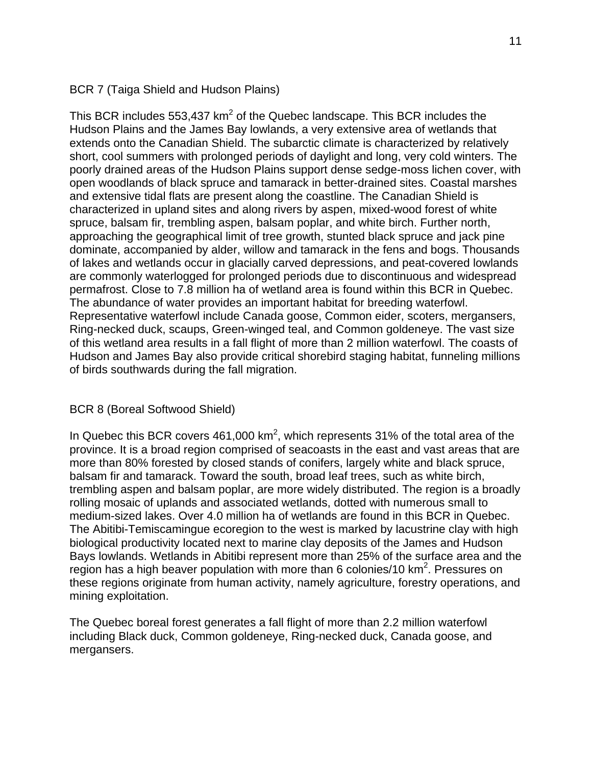## BCR 7 (Taiga Shield and Hudson Plains)

This BCR includes 553,437 $km^2$ of the Quebec landscape. This BCR includes the Hudson Plains and the James Bay lowlands, a very extensive area of wetlands that extends onto the Canadian Shield. The subarctic climate is characterized by relatively short, cool summers with prolonged periods of daylight and long, very cold winters. The poorly drained areas of the Hudson Plains support dense sedge-moss lichen cover, with open woodlands of black spruce and tamarack in better-drained sites. Coastal marshes and extensive tidal flats are present along the coastline. The Canadian Shield is characterized in upland sites and along rivers by aspen, mixed-wood forest of white spruce, balsam fir, trembling aspen, balsam poplar, and white birch. Further north, approaching the geographical limit of tree growth, stunted black spruce and jack pine dominate, accompanied by alder, willow and tamarack in the fens and bogs. Thousands of lakes and wetlands occur in glacially carved depressions, and peat-covered lowlands are commonly waterlogged for prolonged periods due to discontinuous and widespread permafrost. Close to 7.8 million ha of wetland area is found within this BCR in Quebec. The abundance of water provides an important habitat for breeding waterfowl. Representative waterfowl include Canada goose, Common eider, scoters, mergansers, Ring-necked duck, scaups, Green-winged teal, and Common goldeneye. The vast size of this wetland area results in a fall flight of more than 2 million waterfowl. The coasts of Hudson and James Bay also provide critical shorebird staging habitat, funneling millions of birds southwards during the fall migration.

## BCR 8 (Boreal Softwood Shield)

In Quebec this BCR covers 461,000 $km^2$, which represents 31% of the total area of the province. It is a broad region comprised of seacoasts in the east and vast areas that are more than 80% forested by closed stands of conifers, largely white and black spruce, balsam fir and tamarack. Toward the south, broad leaf trees, such as white birch, trembling aspen and balsam poplar, are more widely distributed. The region is a broadly rolling mosaic of uplands and associated wetlands, dotted with numerous small to medium-sized lakes. Over 4.0 million ha of wetlands are found in this BCR in Quebec. The Abitibi-Temiscamingue ecoregion to the west is marked by lacustrine clay with high biological productivity located next to marine clay deposits of the James and Hudson Bays lowlands. Wetlands in Abitibi represent more than 25% of the surface area and the region has a high beaver population with more than 6 colonies/10 $km^2$. Pressures on these regions originate from human activity, namely agriculture, forestry operations, and mining exploitation.

The Quebec boreal forest generates a fall flight of more than 2.2 million waterfowl including Black duck, Common goldeneye, Ring-necked duck, Canada goose, and mergansers.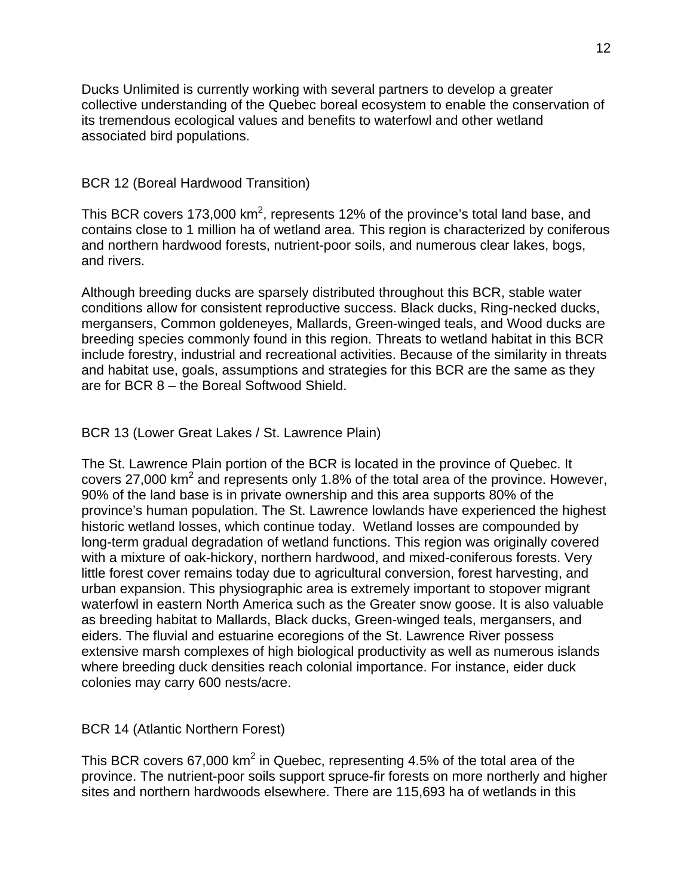Ducks Unlimited is currently working with several partners to develop a greater collective understanding of the Quebec boreal ecosystem to enable the conservation of its tremendous ecological values and benefits to waterfowl and other wetland associated bird populations.

## BCR 12 (Boreal Hardwood Transition)

This BCR covers 173,000 km$^2$, represents 12% of the province's total land base, and contains close to 1 million ha of wetland area. This region is characterized by coniferous and northern hardwood forests, nutrient-poor soils, and numerous clear lakes, bogs, and rivers.

Although breeding ducks are sparsely distributed throughout this BCR, stable water conditions allow for consistent reproductive success. Black ducks, Ring-necked ducks, mergansers, Common goldeneyes, Mallards, Green-winged teals, and Wood ducks are breeding species commonly found in this region. Threats to wetland habitat in this BCR include forestry, industrial and recreational activities. Because of the similarity in threats and habitat use, goals, assumptions and strategies for this BCR are the same as they are for BCR 8 – the Boreal Softwood Shield.

## BCR 13 (Lower Great Lakes / St. Lawrence Plain)

The St. Lawrence Plain portion of the BCR is located in the province of Quebec. It covers 27,000 km$^2$ and represents only 1.8% of the total area of the province. However, 90% of the land base is in private ownership and this area supports 80% of the province's human population. The St. Lawrence lowlands have experienced the highest historic wetland losses, which continue today. Wetland losses are compounded by long-term gradual degradation of wetland functions. This region was originally covered with a mixture of oak-hickory, northern hardwood, and mixed-coniferous forests. Very little forest cover remains today due to agricultural conversion, forest harvesting, and urban expansion. This physiographic area is extremely important to stopover migrant waterfowl in eastern North America such as the Greater snow goose. It is also valuable as breeding habitat to Mallards, Black ducks, Green-winged teals, mergansers, and eiders. The fluvial and estuarine ecoregions of the St. Lawrence River possess extensive marsh complexes of high biological productivity as well as numerous islands where breeding duck densities reach colonial importance. For instance, eider duck colonies may carry 600 nests/acre.

## BCR 14 (Atlantic Northern Forest)

This BCR covers 67,000 km$^2$ in Quebec, representing 4.5% of the total area of the province. The nutrient-poor soils support spruce-fir forests on more northerly and higher sites and northern hardwoods elsewhere. There are 115,693 ha of wetlands in this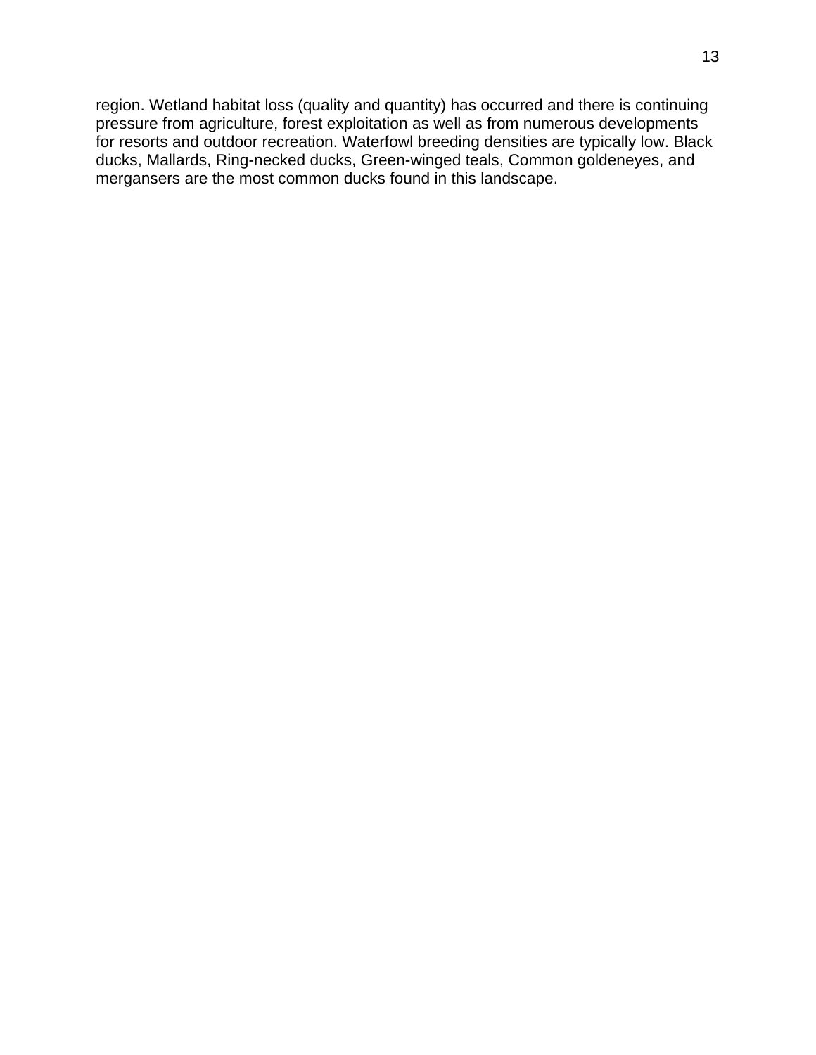region. Wetland habitat loss (quality and quantity) has occurred and there is continuing pressure from agriculture, forest exploitation as well as from numerous developments for resorts and outdoor recreation. Waterfowl breeding densities are typically low. Black ducks, Mallards, Ring-necked ducks, Green-winged teals, Common goldeneyes, and mergansers are the most common ducks found in this landscape.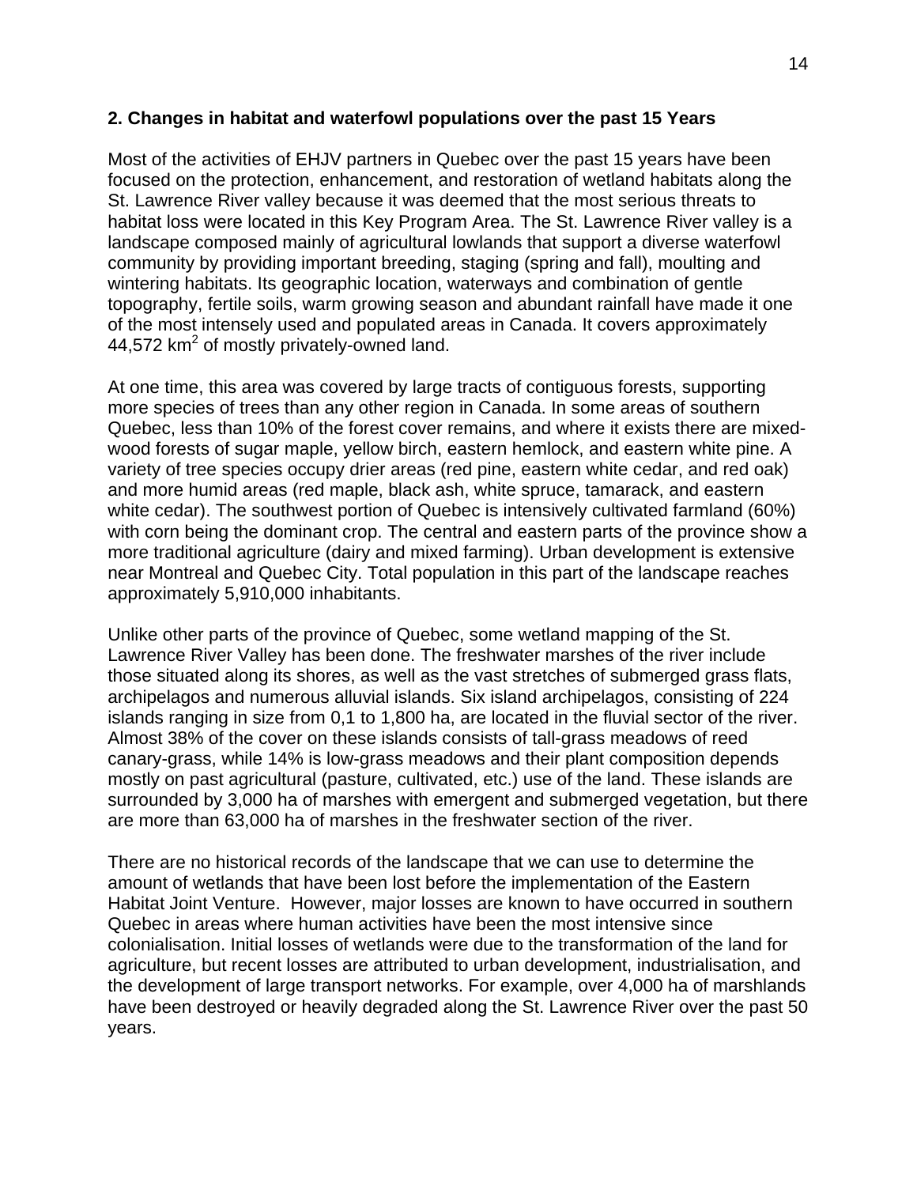## 2. Changes in habitat and waterfowl populations over the past 15 Years

Most of the activities of EHJV partners in Quebec over the past 15 years have been focused on the protection, enhancement, and restoration of wetland habitats along the St. Lawrence River valley because it was deemed that the most serious threats to habitat loss were located in this Key Program Area. The St. Lawrence River valley is a landscape composed mainly of agricultural lowlands that support a diverse waterfowl community by providing important breeding, staging (spring and fall), moulting and wintering habitats. Its geographic location, waterways and combination of gentle topography, fertile soils, warm growing season and abundant rainfall have made it one of the most intensely used and populated areas in Canada. It covers approximately 44,572 $km^2$ of mostly privately-owned land.

At one time, this area was covered by large tracts of contiguous forests, supporting more species of trees than any other region in Canada. In some areas of southern Quebec, less than 10% of the forest cover remains, and where it exists there are mixed-wood forests of sugar maple, yellow birch, eastern hemlock, and eastern white pine. A variety of tree species occupy drier areas (red pine, eastern white cedar, and red oak) and more humid areas (red maple, black ash, white spruce, tamarack, and eastern white cedar). The southwest portion of Quebec is intensively cultivated farmland (60%) with corn being the dominant crop. The central and eastern parts of the province show a more traditional agriculture (dairy and mixed farming). Urban development is extensive near Montreal and Quebec City. Total population in this part of the landscape reaches approximately 5,910,000 inhabitants.

Unlike other parts of the province of Quebec, some wetland mapping of the St. Lawrence River Valley has been done. The freshwater marshes of the river include those situated along its shores, as well as the vast stretches of submerged grass flats, archipelagos and numerous alluvial islands. Six island archipelagos, consisting of 224 islands ranging in size from 0,1 to 1,800 ha, are located in the fluvial sector of the river. Almost 38% of the cover on these islands consists of tall-grass meadows of reed canary-grass, while 14% is low-grass meadows and their plant composition depends mostly on past agricultural (pasture, cultivated, etc.) use of the land. These islands are surrounded by 3,000 ha of marshes with emergent and submerged vegetation, but there are more than 63,000 ha of marshes in the freshwater section of the river.

There are no historical records of the landscape that we can use to determine the amount of wetlands that have been lost before the implementation of the Eastern Habitat Joint Venture. However, major losses are known to have occurred in southern Quebec in areas where human activities have been the most intensive since colonialisation. Initial losses of wetlands were due to the transformation of the land for agriculture, but recent losses are attributed to urban development, industrialisation, and the development of large transport networks. For example, over 4,000 ha of marshlands have been destroyed or heavily degraded along the St. Lawrence River over the past 50 years.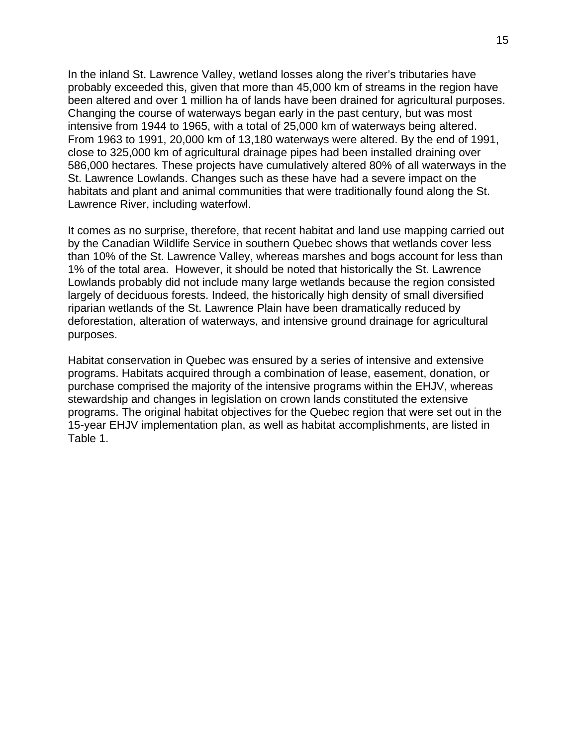In the inland St. Lawrence Valley, wetland losses along the river's tributaries have probably exceeded this, given that more than 45,000 km of streams in the region have been altered and over 1 million ha of lands have been drained for agricultural purposes. Changing the course of waterways began early in the past century, but was most intensive from 1944 to 1965, with a total of 25,000 km of waterways being altered. From 1963 to 1991, 20,000 km of 13,180 waterways were altered. By the end of 1991, close to 325,000 km of agricultural drainage pipes had been installed draining over 586,000 hectares. These projects have cumulatively altered 80% of all waterways in the St. Lawrence Lowlands. Changes such as these have had a severe impact on the habitats and plant and animal communities that were traditionally found along the St. Lawrence River, including waterfowl.

It comes as no surprise, therefore, that recent habitat and land use mapping carried out by the Canadian Wildlife Service in southern Quebec shows that wetlands cover less than 10% of the St. Lawrence Valley, whereas marshes and bogs account for less than 1% of the total area. However, it should be noted that historically the St. Lawrence Lowlands probably did not include many large wetlands because the region consisted largely of deciduous forests. Indeed, the historically high density of small diversified riparian wetlands of the St. Lawrence Plain have been dramatically reduced by deforestation, alteration of waterways, and intensive ground drainage for agricultural purposes.

Habitat conservation in Quebec was ensured by a series of intensive and extensive programs. Habitats acquired through a combination of lease, easement, donation, or purchase comprised the majority of the intensive programs within the EHJV, whereas stewardship and changes in legislation on crown lands constituted the extensive programs. The original habitat objectives for the Quebec region that were set out in the 15-year EHJV implementation plan, as well as habitat accomplishments, are listed in Table 1.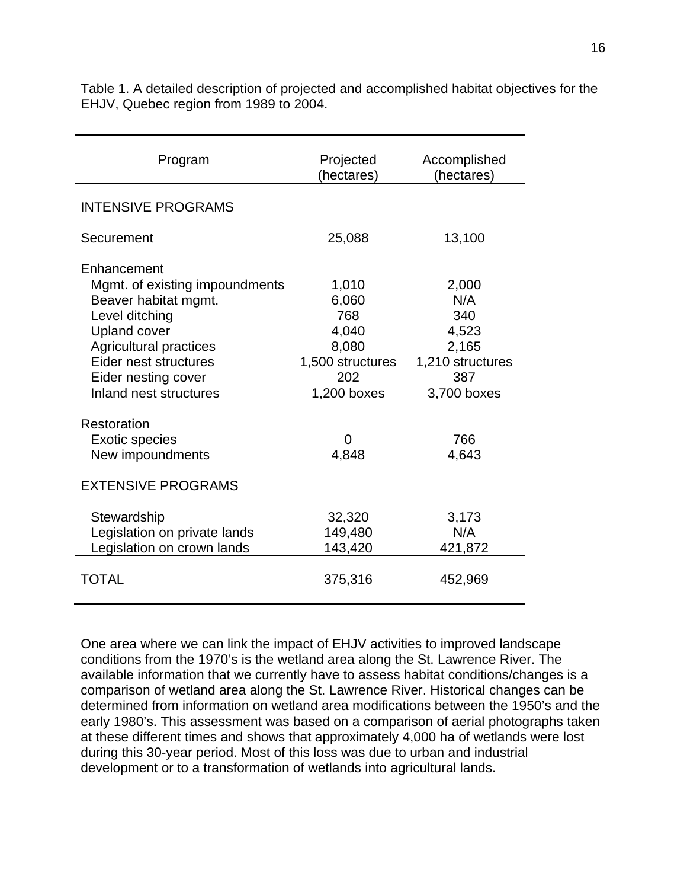Table 1. A detailed description of projected and accomplished habitat objectives for the EHJV, Quebec region from 1989 to 2004.

| Program | Projected (hectares) | Accomplished (hectares) |
|---|---|---|
| INTENSIVE PROGRAMS | | |
| Securement | 25,088 | 13,100 |
| Enhancement | | |
| Mgmt. of existing impoundments | 1,010 | 2,000 |
| Beaver habitat mgmt. | 6,060 | N/A |
| Level ditching | 768 | 340 |
| Upland cover | 4,040 | 4,523 |
| Agricultural practices | 8,080 | 2,165 |
| Eider nest structures | 1,500 structures | 1,210 structures |
| Eider nesting cover | 202 | 387 |
| Inland nest structures | 1,200 boxes | 3,700 boxes |
| Restoration | | |
| Exotic species | 0 | 766 |
| New impoundments | 4,848 | 4,643 |
| EXTENSIVE PROGRAMS | | |
| Stewardship | 32,320 | 3,173 |
| Legislation on private lands | 149,480 | N/A |
| Legislation on crown lands | 143,420 | 421,872 |
| TOTAL | 375,316 | 452,969 |

One area where we can link the impact of EHJV activities to improved landscape conditions from the 1970's is the wetland area along the St. Lawrence River. The available information that we currently have to assess habitat conditions/changes is a comparison of wetland area along the St. Lawrence River. Historical changes can be determined from information on wetland area modifications between the 1950's and the early 1980's. This assessment was based on a comparison of aerial photographs taken at these different times and shows that approximately 4,000 ha of wetlands were lost during this 30-year period. Most of this loss was due to urban and industrial development or to a transformation of wetlands into agricultural lands.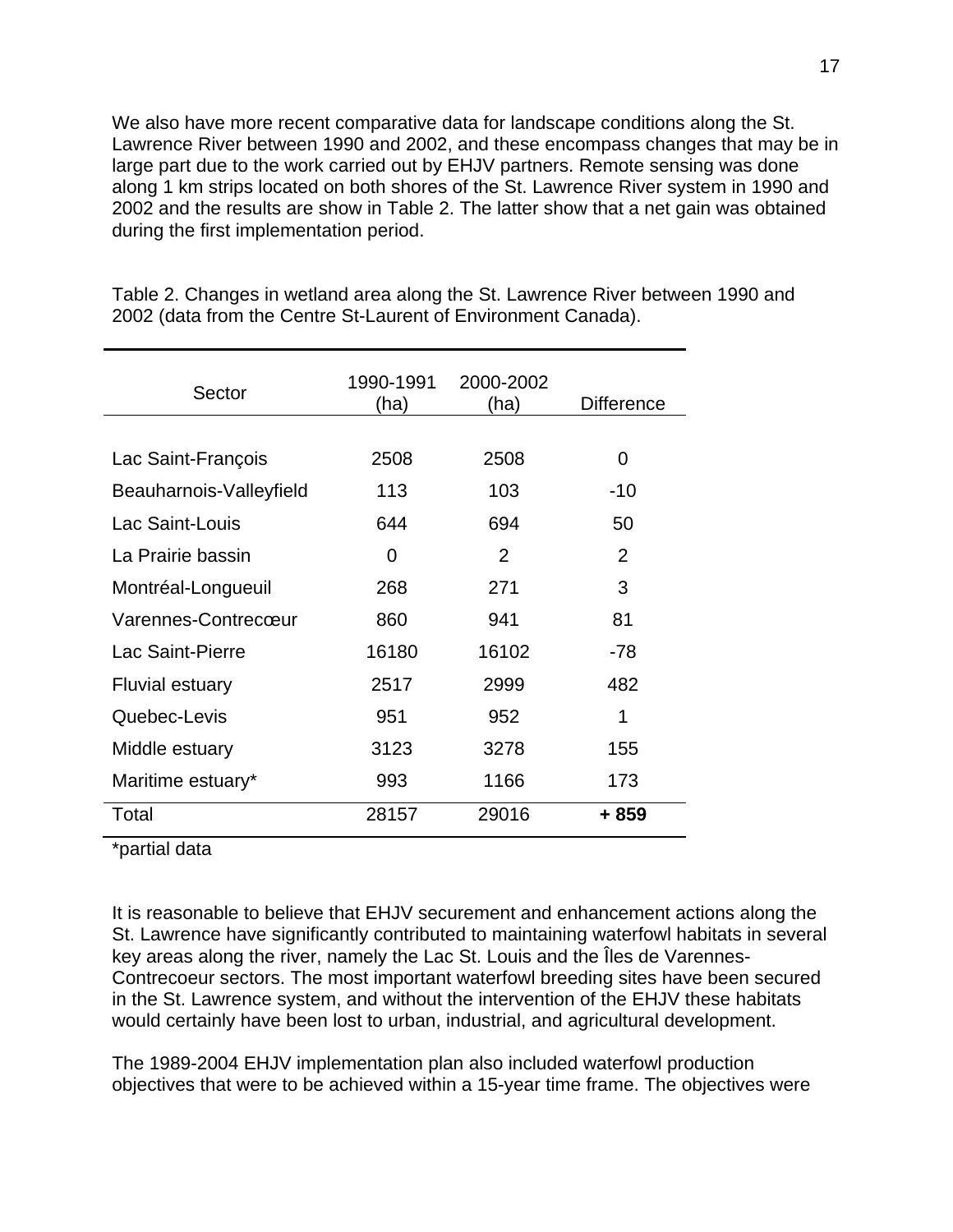We also have more recent comparative data for landscape conditions along the St. Lawrence River between 1990 and 2002, and these encompass changes that may be in large part due to the work carried out by EHJV partners. Remote sensing was done along 1 km strips located on both shores of the St. Lawrence River system in 1990 and 2002 and the results are show in Table 2. The latter show that a net gain was obtained during the first implementation period.

Table 2. Changes in wetland area along the St. Lawrence River between 1990 and 2002 (data from the Centre St-Laurent of Environment Canada).

| Sector | 1990-1991 (ha) | 2000-2002 (ha) | Difference |
|---|---|---|---|
| Lac Saint-François | 2508 | 2508 | 0 |
| Beauharnois-Valleyfield | 113 | 103 | -10 |
| Lac Saint-Louis | 644 | 694 | 50 |
| La Prairie bassin | 0 | 2 | 2 |
| Montréal-Longueuil | 268 | 271 | 3 |
| Varennes-Contrecœur | 860 | 941 | 81 |
| Lac Saint-Pierre | 16180 | 16102 | -78 |
| Fluvial estuary | 2517 | 2999 | 482 |
| Quebec-Levis | 951 | 952 | 1 |
| Middle estuary | 3123 | 3278 | 155 |
| Maritime estuary* | 993 | 1166 | 173 |
| Total | 28157 | 29016 | **+ 859** |

*partial data

It is reasonable to believe that EHJV securement and enhancement actions along the St. Lawrence have significantly contributed to maintaining waterfowl habitats in several key areas along the river, namely the Lac St. Louis and the Îles de Varennes-Contrecoeur sectors. The most important waterfowl breeding sites have been secured in the St. Lawrence system, and without the intervention of the EHJV these habitats would certainly have been lost to urban, industrial, and agricultural development.

The 1989-2004 EHJV implementation plan also included waterfowl production objectives that were to be achieved within a 15-year time frame. The objectives were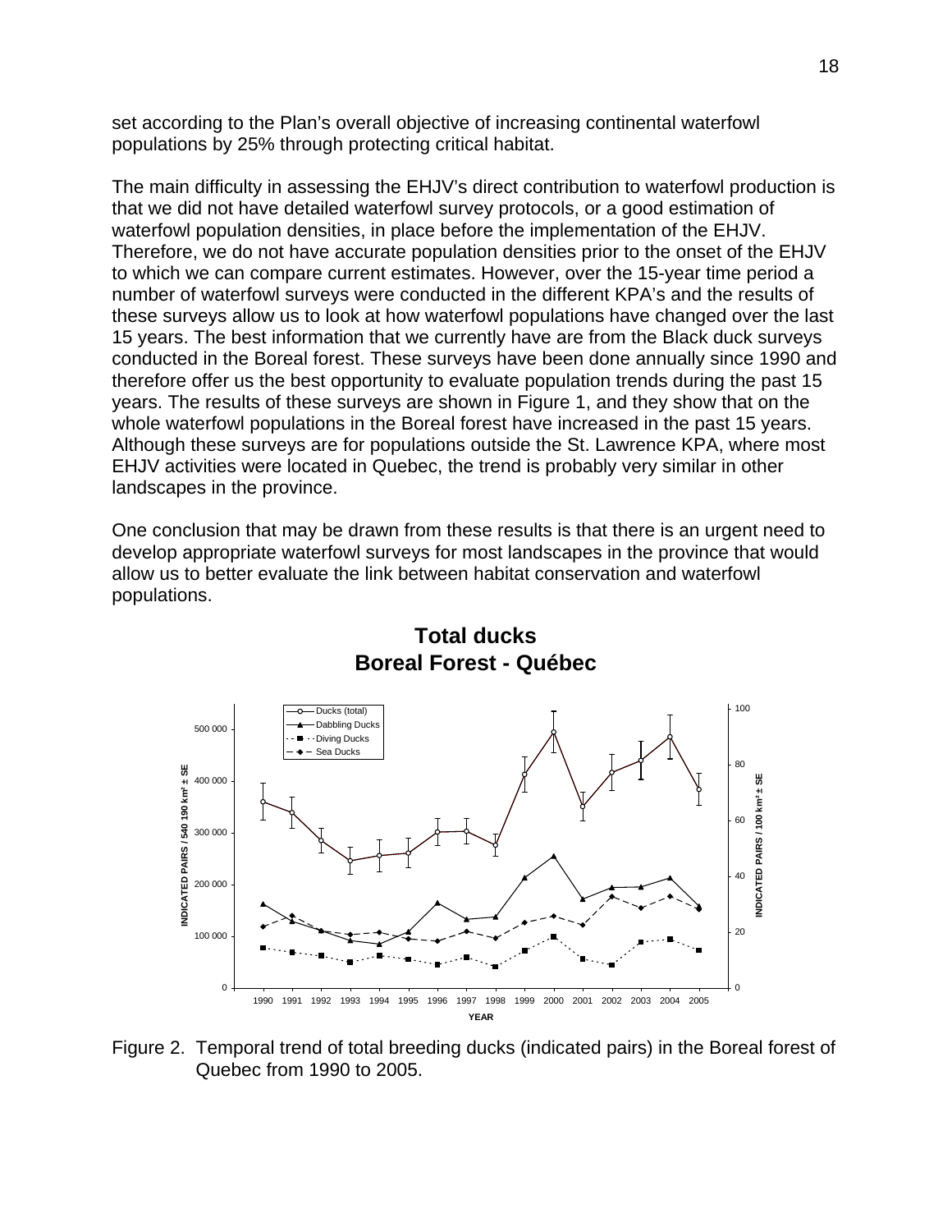set according to the Plan's overall objective of increasing continental waterfowl populations by 25% through protecting critical habitat.

The main difficulty in assessing the EHJV's direct contribution to waterfowl production is that we did not have detailed waterfowl survey protocols, or a good estimation of waterfowl population densities, in place before the implementation of the EHJV. Therefore, we do not have accurate population densities prior to the onset of the EHJV to which we can compare current estimates. However, over the 15-year time period a number of waterfowl surveys were conducted in the different KPA's and the results of these surveys allow us to look at how waterfowl populations have changed over the last 15 years. The best information that we currently have are from the Black duck surveys conducted in the Boreal forest. These surveys have been done annually since 1990 and therefore offer us the best opportunity to evaluate population trends during the past 15 years. The results of these surveys are shown in Figure 1, and they show that on the whole waterfowl populations in the Boreal forest have increased in the past 15 years. Although these surveys are for populations outside the St. Lawrence KPA, where most EHJV activities were located in Quebec, the trend is probably very similar in other landscapes in the province.

One conclusion that may be drawn from these results is that there is an urgent need to develop appropriate waterfowl surveys for most landscapes in the province that would allow us to better evaluate the link between habitat conservation and waterfowl populations.

**Total ducks**
**Boreal Forest - Québec**

Figure 2. Temporal trend of total breeding ducks (indicated pairs) in the Boreal forest of Quebec from 1990 to 2005.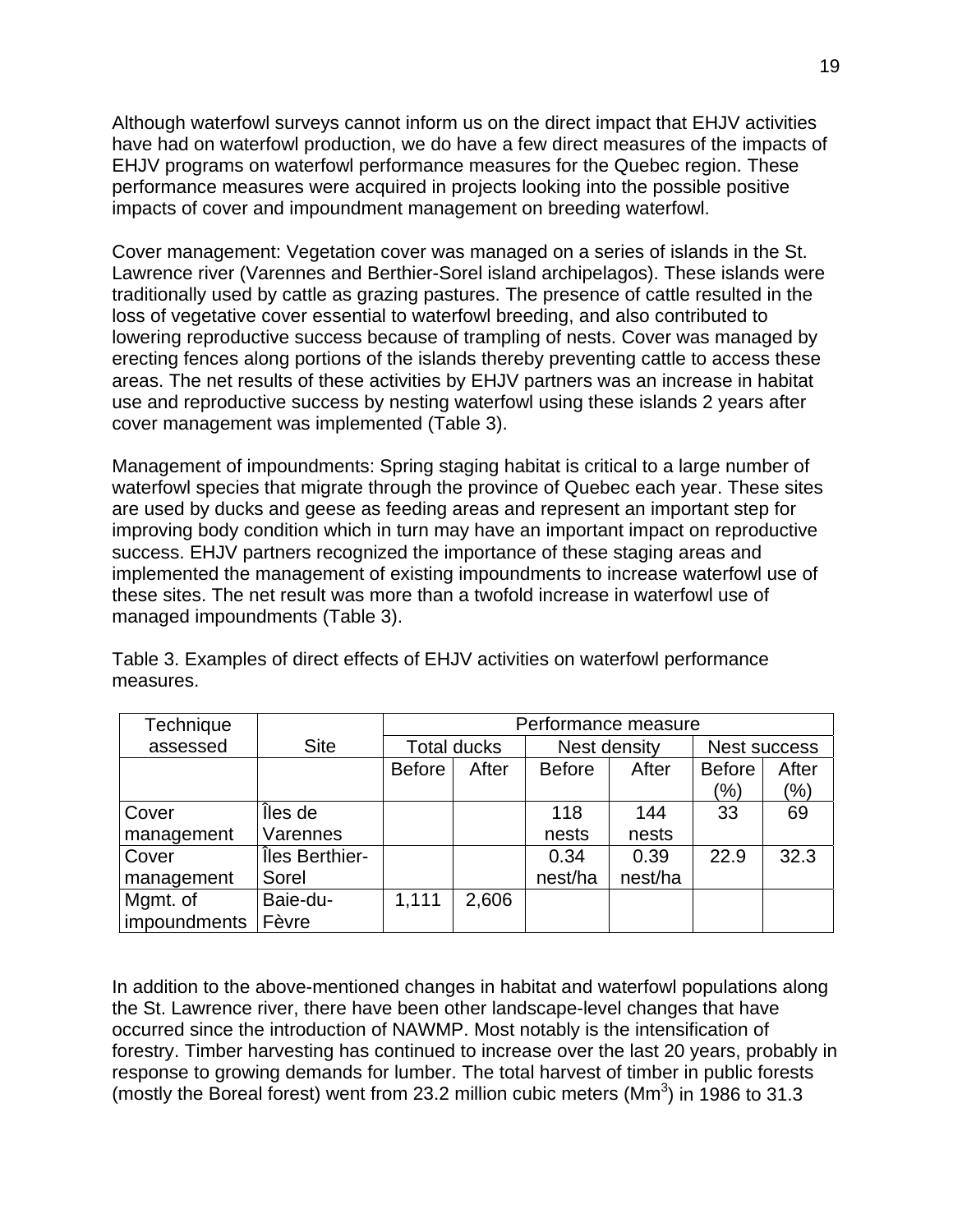Although waterfowl surveys cannot inform us on the direct impact that EHJV activities have had on waterfowl production, we do have a few direct measures of the impacts of EHJV programs on waterfowl performance measures for the Quebec region. These performance measures were acquired in projects looking into the possible positive impacts of cover and impoundment management on breeding waterfowl.

Cover management: Vegetation cover was managed on a series of islands in the St. Lawrence river (Varennes and Berthier-Sorel island archipelagos). These islands were traditionally used by cattle as grazing pastures. The presence of cattle resulted in the loss of vegetative cover essential to waterfowl breeding, and also contributed to lowering reproductive success because of trampling of nests. Cover was managed by erecting fences along portions of the islands thereby preventing cattle to access these areas. The net results of these activities by EHJV partners was an increase in habitat use and reproductive success by nesting waterfowl using these islands 2 years after cover management was implemented (Table 3).

Management of impoundments: Spring staging habitat is critical to a large number of waterfowl species that migrate through the province of Quebec each year. These sites are used by ducks and geese as feeding areas and represent an important step for improving body condition which in turn may have an important impact on reproductive success. EHJV partners recognized the importance of these staging areas and implemented the management of existing impoundments to increase waterfowl use of these sites. The net result was more than a twofold increase in waterfowl use of managed impoundments (Table 3).

Table 3. Examples of direct effects of EHJV activities on waterfowl performance measures.

| Technique assessed | Site | Performance measure | | | | | |
|---|---|---|---|---|---|---|---|
| | | Total ducks | | Nest density | | Nest success | |
| | | Before | After | Before | After | Before (%) | After (%) |
| Cover management | Îles de Varennes | | | 118 nests | 144 nests | 33 | 69 |
| Cover management | Îles Berthier-Sorel | | | 0.34 nest/ha | 0.39 nest/ha | 22.9 | 32.3 |
| Mgmt. of impoundments | Baie-du-Fèvre | 1,111 | 2,606 | | | | |

In addition to the above-mentioned changes in habitat and waterfowl populations along the St. Lawrence river, there have been other landscape-level changes that have occurred since the introduction of NAWMP. Most notably is the intensification of forestry. Timber harvesting has continued to increase over the last 20 years, probably in response to growing demands for lumber. The total harvest of timber in public forests (mostly the Boreal forest) went from 23.2 million cubic meters ($Mm^3$) in 1986 to 31.3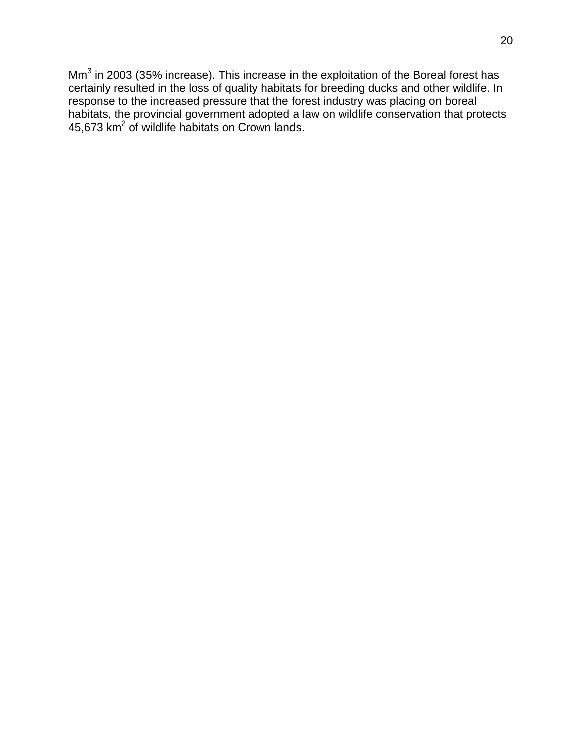$Mm^3$ in 2003 (35% increase). This increase in the exploitation of the Boreal forest has certainly resulted in the loss of quality habitats for breeding ducks and other wildlife. In response to the increased pressure that the forest industry was placing on boreal habitats, the provincial government adopted a law on wildlife conservation that protects 45,673 $km^2$ of wildlife habitats on Crown lands.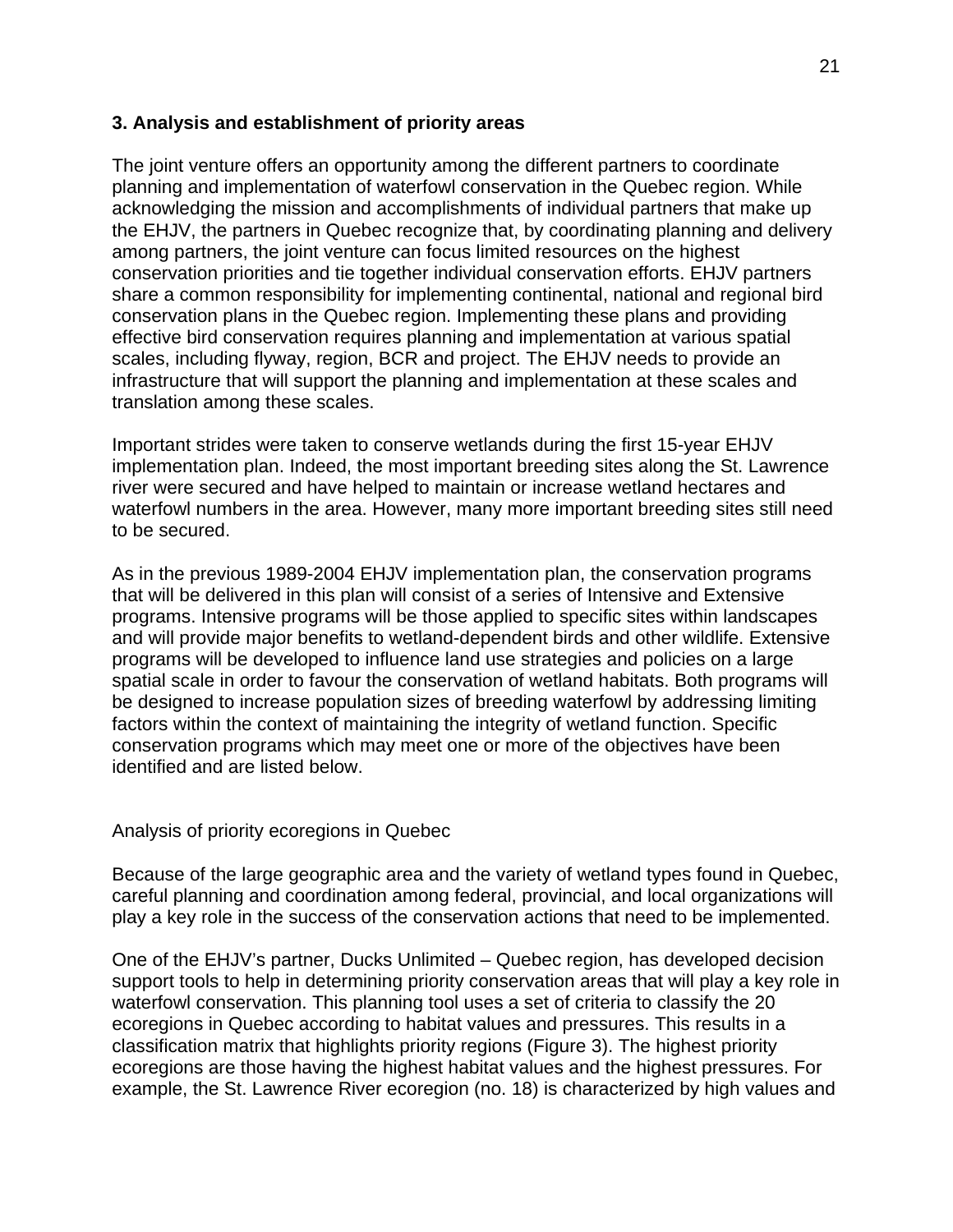## 3. Analysis and establishment of priority areas

The joint venture offers an opportunity among the different partners to coordinate planning and implementation of waterfowl conservation in the Quebec region. While acknowledging the mission and accomplishments of individual partners that make up the EHJV, the partners in Quebec recognize that, by coordinating planning and delivery among partners, the joint venture can focus limited resources on the highest conservation priorities and tie together individual conservation efforts. EHJV partners share a common responsibility for implementing continental, national and regional bird conservation plans in the Quebec region. Implementing these plans and providing effective bird conservation requires planning and implementation at various spatial scales, including flyway, region, BCR and project. The EHJV needs to provide an infrastructure that will support the planning and implementation at these scales and translation among these scales.

Important strides were taken to conserve wetlands during the first 15-year EHJV implementation plan. Indeed, the most important breeding sites along the St. Lawrence river were secured and have helped to maintain or increase wetland hectares and waterfowl numbers in the area. However, many more important breeding sites still need to be secured.

As in the previous 1989-2004 EHJV implementation plan, the conservation programs that will be delivered in this plan will consist of a series of Intensive and Extensive programs. Intensive programs will be those applied to specific sites within landscapes and will provide major benefits to wetland-dependent birds and other wildlife. Extensive programs will be developed to influence land use strategies and policies on a large spatial scale in order to favour the conservation of wetland habitats. Both programs will be designed to increase population sizes of breeding waterfowl by addressing limiting factors within the context of maintaining the integrity of wetland function. Specific conservation programs which may meet one or more of the objectives have been identified and are listed below.

### Analysis of priority ecoregions in Quebec

Because of the large geographic area and the variety of wetland types found in Quebec, careful planning and coordination among federal, provincial, and local organizations will play a key role in the success of the conservation actions that need to be implemented.

One of the EHJV's partner, Ducks Unlimited – Quebec region, has developed decision support tools to help in determining priority conservation areas that will play a key role in waterfowl conservation. This planning tool uses a set of criteria to classify the 20 ecoregions in Quebec according to habitat values and pressures. This results in a classification matrix that highlights priority regions (Figure 3). The highest priority ecoregions are those having the highest habitat values and the highest pressures. For example, the St. Lawrence River ecoregion (no. 18) is characterized by high values and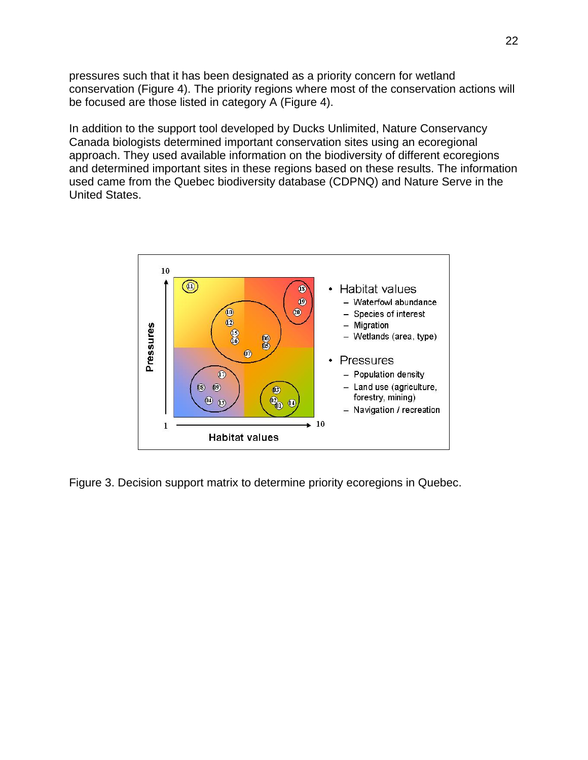pressures such that it has been designated as a priority concern for wetland conservation (Figure 4). The priority regions where most of the conservation actions will be focused are those listed in category A (Figure 4).

In addition to the support tool developed by Ducks Unlimited, Nature Conservancy Canada biologists determined important conservation sites using an ecoregional approach. They used available information on the biodiversity of different ecoregions and determined important sites in these regions based on these results. The information used came from the Quebec biodiversity database (CDPNQ) and Nature Serve in the United States.

Figure 3. Decision support matrix to determine priority ecoregions in Quebec.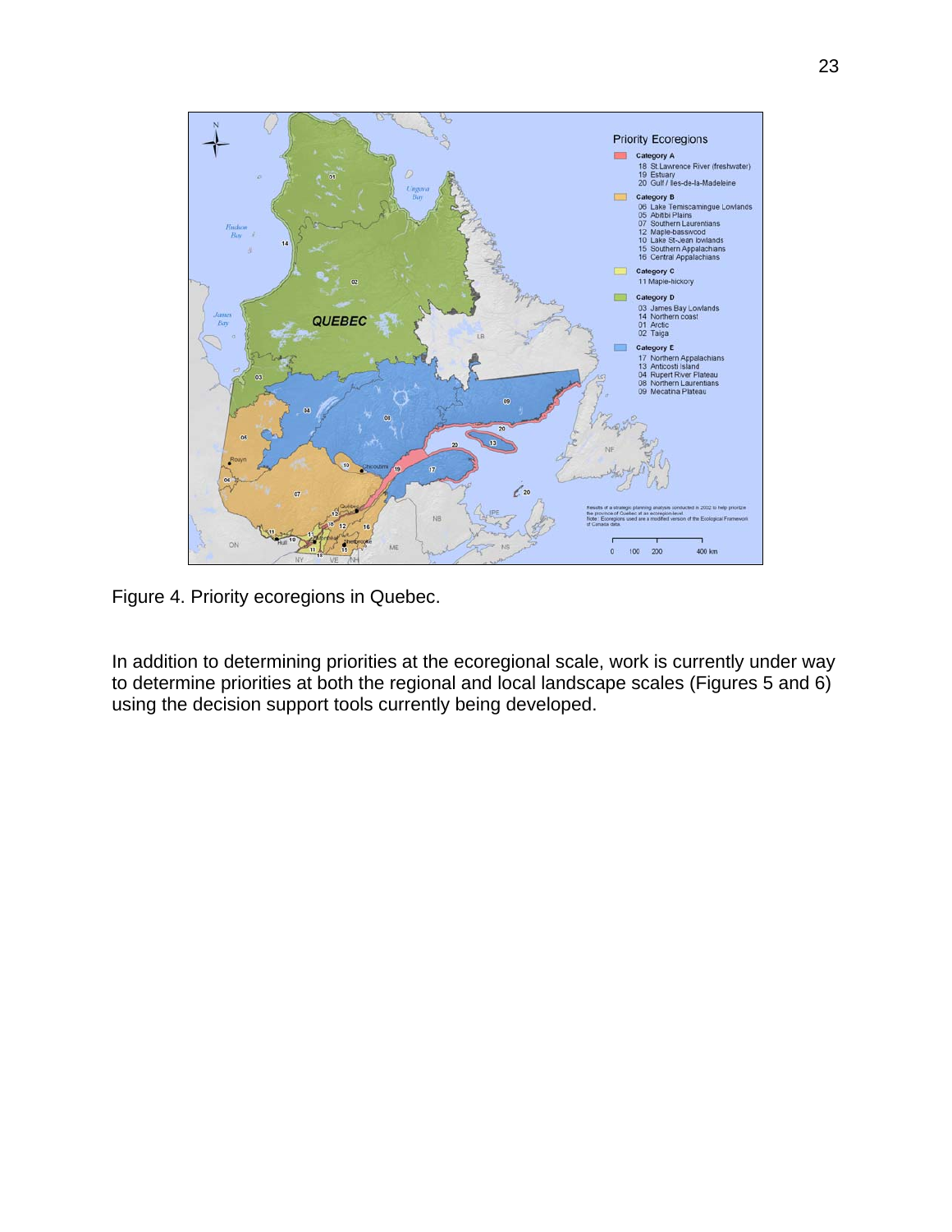Figure 4. Priority ecoregions in Quebec.

In addition to determining priorities at the ecoregional scale, work is currently under way to determine priorities at both the regional and local landscape scales (Figures 5 and 6) using the decision support tools currently being developed.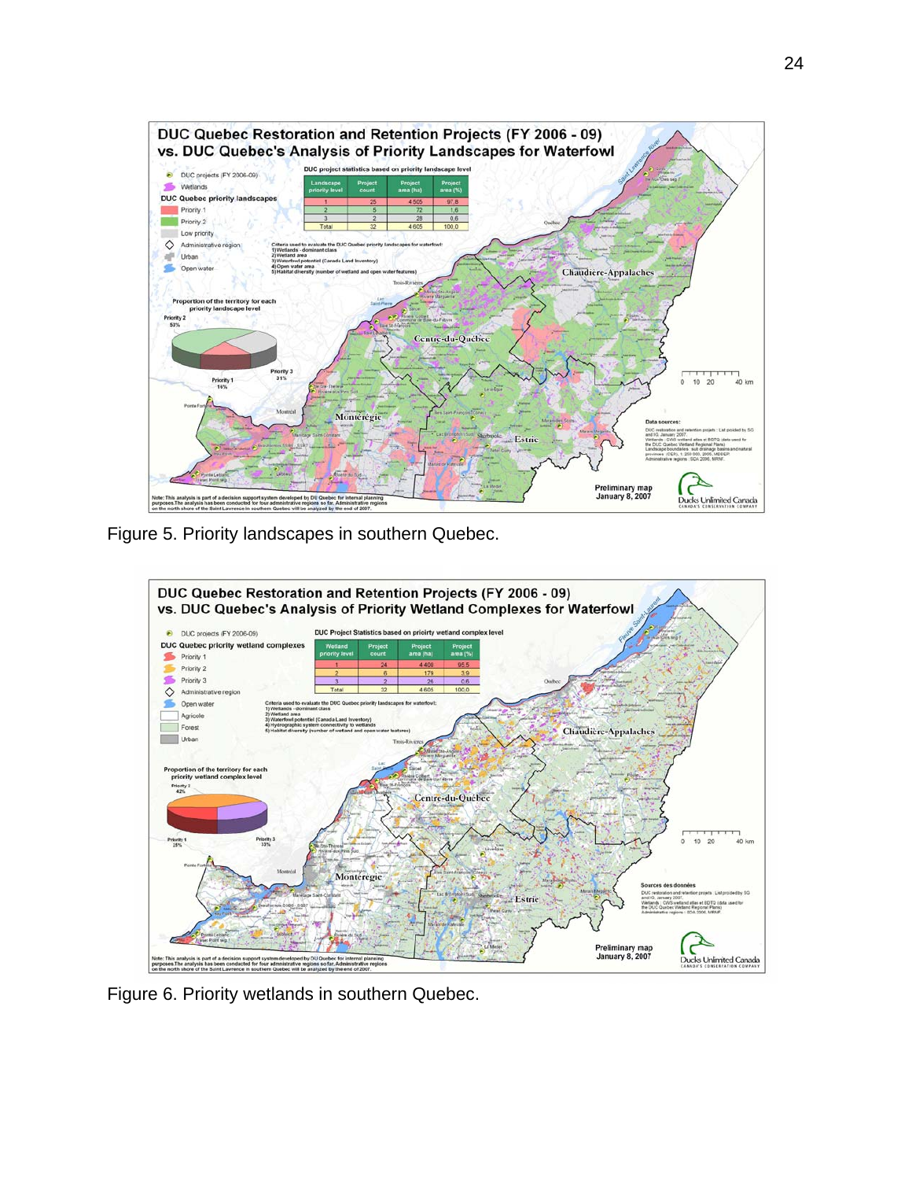Figure 5. Priority landscapes in southern Quebec.

Figure 6. Priority wetlands in southern Quebec.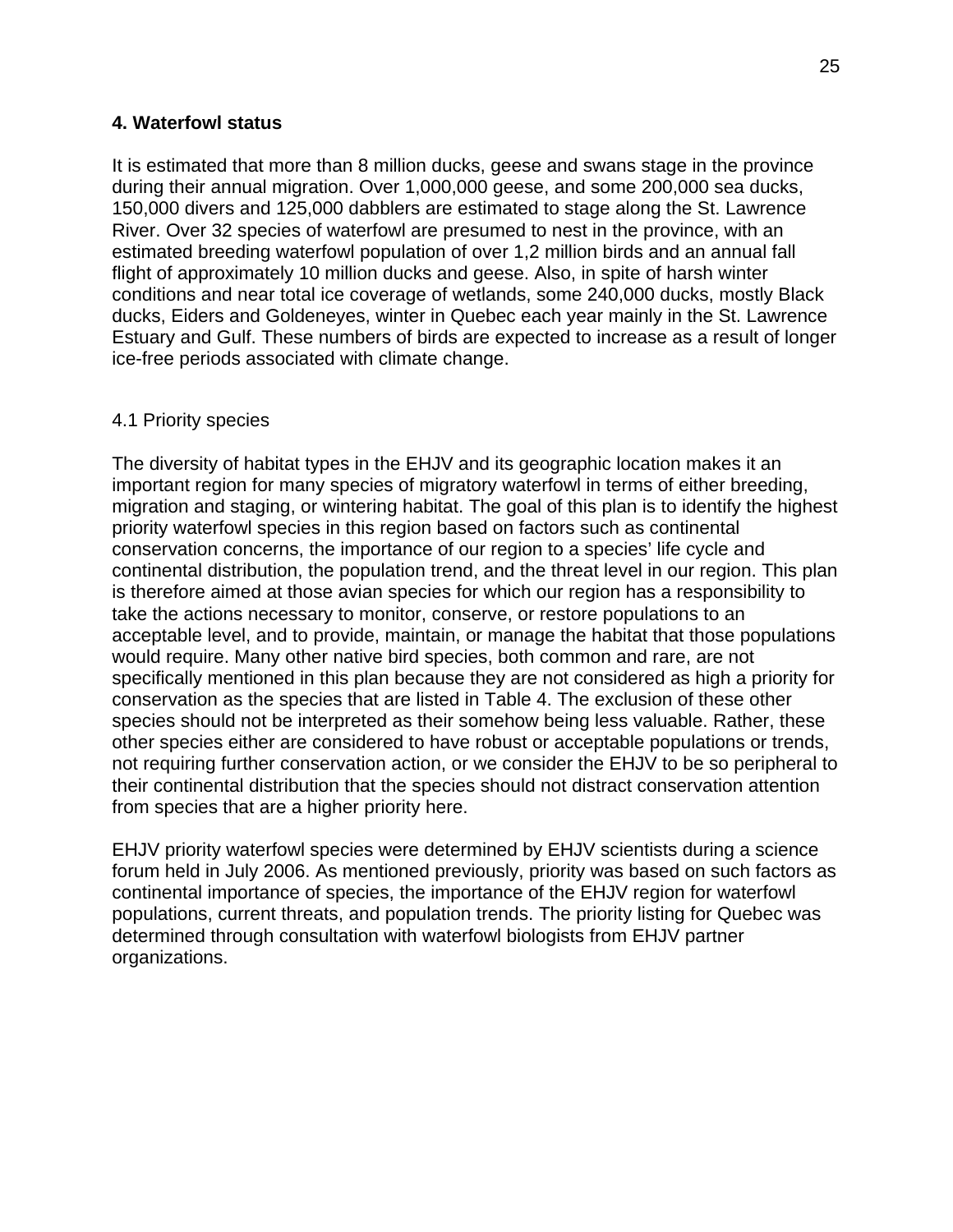## 4. Waterfowl status

It is estimated that more than 8 million ducks, geese and swans stage in the province during their annual migration. Over 1,000,000 geese, and some 200,000 sea ducks, 150,000 divers and 125,000 dabblers are estimated to stage along the St. Lawrence River. Over 32 species of waterfowl are presumed to nest in the province, with an estimated breeding waterfowl population of over 1,2 million birds and an annual fall flight of approximately 10 million ducks and geese. Also, in spite of harsh winter conditions and near total ice coverage of wetlands, some 240,000 ducks, mostly Black ducks, Eiders and Goldeneyes, winter in Quebec each year mainly in the St. Lawrence Estuary and Gulf. These numbers of birds are expected to increase as a result of longer ice-free periods associated with climate change.

### 4.1 Priority species

The diversity of habitat types in the EHJV and its geographic location makes it an important region for many species of migratory waterfowl in terms of either breeding, migration and staging, or wintering habitat. The goal of this plan is to identify the highest priority waterfowl species in this region based on factors such as continental conservation concerns, the importance of our region to a species' life cycle and continental distribution, the population trend, and the threat level in our region. This plan is therefore aimed at those avian species for which our region has a responsibility to take the actions necessary to monitor, conserve, or restore populations to an acceptable level, and to provide, maintain, or manage the habitat that those populations would require. Many other native bird species, both common and rare, are not specifically mentioned in this plan because they are not considered as high a priority for conservation as the species that are listed in Table 4. The exclusion of these other species should not be interpreted as their somehow being less valuable. Rather, these other species either are considered to have robust or acceptable populations or trends, not requiring further conservation action, or we consider the EHJV to be so peripheral to their continental distribution that the species should not distract conservation attention from species that are a higher priority here.

EHJV priority waterfowl species were determined by EHJV scientists during a science forum held in July 2006. As mentioned previously, priority was based on such factors as continental importance of species, the importance of the EHJV region for waterfowl populations, current threats, and population trends. The priority listing for Quebec was determined through consultation with waterfowl biologists from EHJV partner organizations.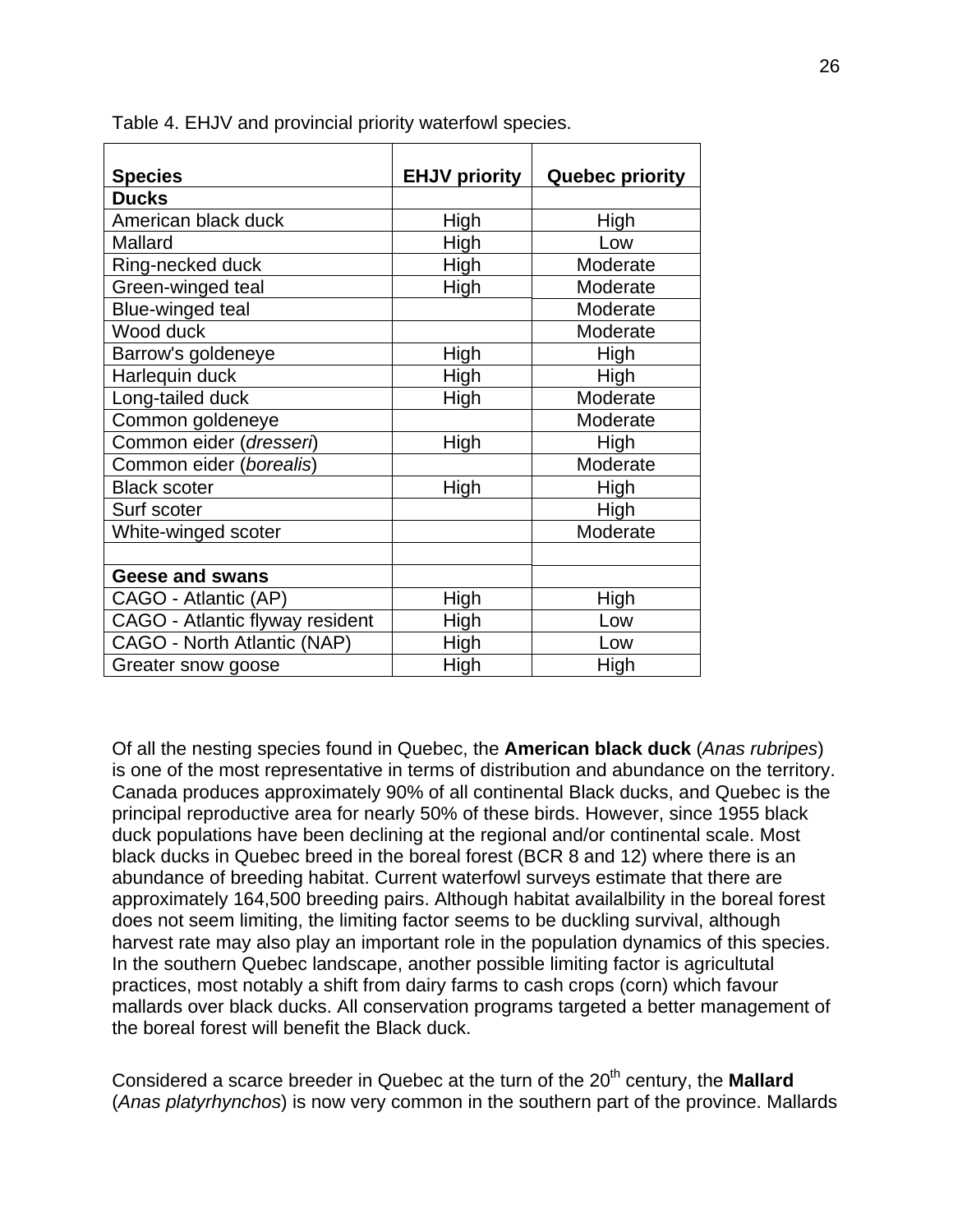Table 4. EHJV and provincial priority waterfowl species.

| Species | EHJV priority | Quebec priority |
|---|---|---|
| **Ducks** | | |
| American black duck | High | High |
| Mallard | High | Low |
| Ring-necked duck | High | Moderate |
| Green-winged teal | High | Moderate |
| Blue-winged teal | | Moderate |
| Wood duck | | Moderate |
| Barrow's goldeneye | High | High |
| Harlequin duck | High | High |
| Long-tailed duck | High | Moderate |
| Common goldeneye | | Moderate |
| Common eider (*dresseri*) | High | High |
| Common eider (*borealis*) | | Moderate |
| Black scoter | High | High |
| Surf scoter | | High |
| White-winged scoter | | Moderate |
| | | |
| **Geese and swans** | | |
| CAGO - Atlantic (AP) | High | High |
| CAGO - Atlantic flyway resident | High | Low |
| CAGO - North Atlantic (NAP) | High | Low |
| Greater snow goose | High | High |

Of all the nesting species found in Quebec, the **American black duck** (*Anas rubripes*) is one of the most representative in terms of distribution and abundance on the territory. Canada produces approximately 90% of all continental Black ducks, and Quebec is the principal reproductive area for nearly 50% of these birds. However, since 1955 black duck populations have been declining at the regional and/or continental scale. Most black ducks in Quebec breed in the boreal forest (BCR 8 and 12) where there is an abundance of breeding habitat. Current waterfowl surveys estimate that there are approximately 164,500 breeding pairs. Although habitat availalbility in the boreal forest does not seem limiting, the limiting factor seems to be duckling survival, although harvest rate may also play an important role in the population dynamics of this species. In the southern Quebec landscape, another possible limiting factor is agricultutal practices, most notably a shift from dairy farms to cash crops (corn) which favour mallards over black ducks. All conservation programs targeted a better management of the boreal forest will benefit the Black duck.

Considered a scarce breeder in Quebec at the turn of the 20th century, the **Mallard** (*Anas platyrhynchos*) is now very common in the southern part of the province. Mallards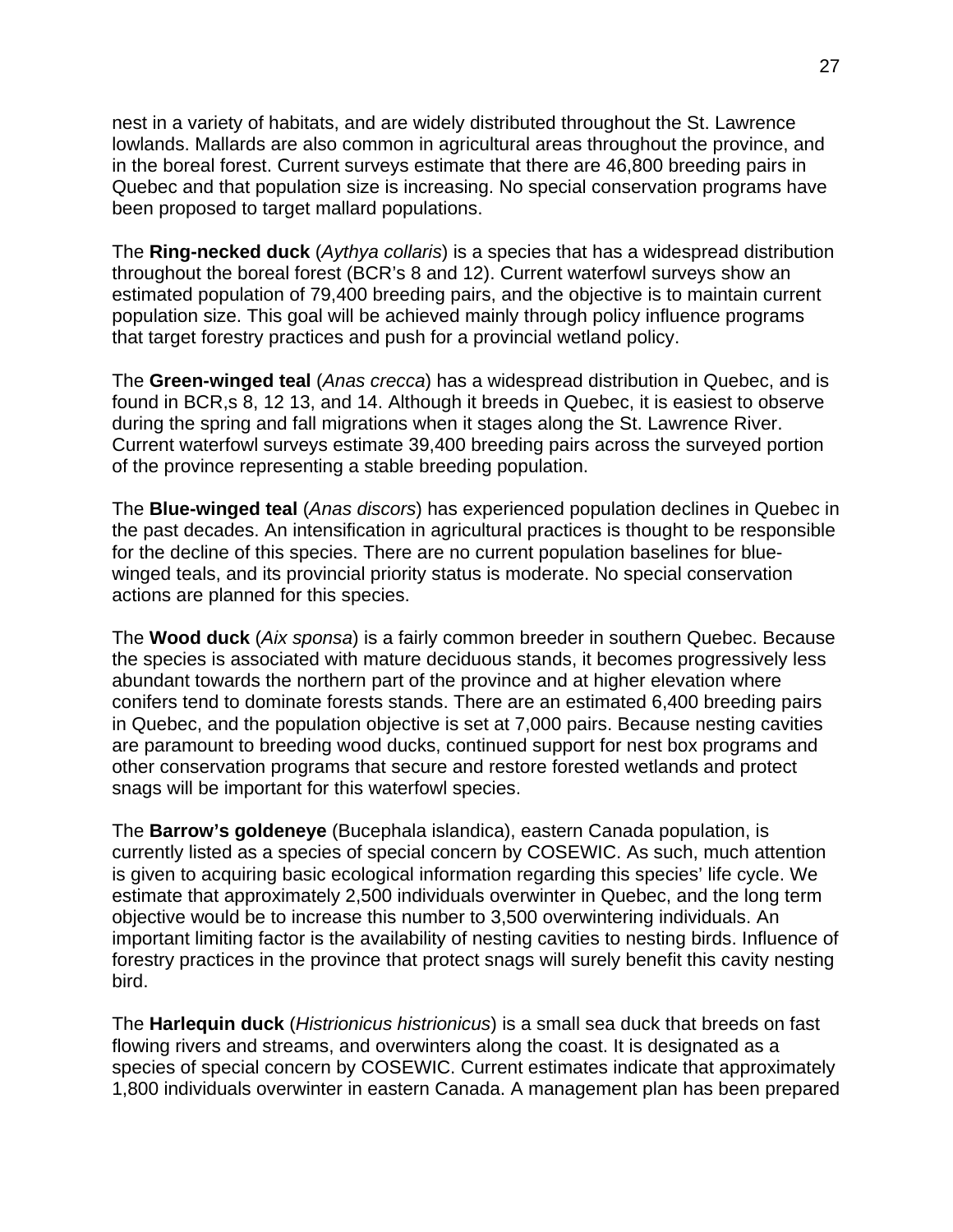nest in a variety of habitats, and are widely distributed throughout the St. Lawrence lowlands. Mallards are also common in agricultural areas throughout the province, and in the boreal forest. Current surveys estimate that there are 46,800 breeding pairs in Quebec and that population size is increasing. No special conservation programs have been proposed to target mallard populations.

The **Ring-necked duck** (*Aythya collaris*) is a species that has a widespread distribution throughout the boreal forest (BCR's 8 and 12). Current waterfowl surveys show an estimated population of 79,400 breeding pairs, and the objective is to maintain current population size. This goal will be achieved mainly through policy influence programs that target forestry practices and push for a provincial wetland policy.

The **Green-winged teal** (*Anas crecca*) has a widespread distribution in Quebec, and is found in BCR,s 8, 12 13, and 14. Although it breeds in Quebec, it is easiest to observe during the spring and fall migrations when it stages along the St. Lawrence River. Current waterfowl surveys estimate 39,400 breeding pairs across the surveyed portion of the province representing a stable breeding population.

The **Blue-winged teal** (*Anas discors*) has experienced population declines in Quebec in the past decades. An intensification in agricultural practices is thought to be responsible for the decline of this species. There are no current population baselines for blue-winged teals, and its provincial priority status is moderate. No special conservation actions are planned for this species.

The **Wood duck** (*Aix sponsa*) is a fairly common breeder in southern Quebec. Because the species is associated with mature deciduous stands, it becomes progressively less abundant towards the northern part of the province and at higher elevation where conifers tend to dominate forests stands. There are an estimated 6,400 breeding pairs in Quebec, and the population objective is set at 7,000 pairs. Because nesting cavities are paramount to breeding wood ducks, continued support for nest box programs and other conservation programs that secure and restore forested wetlands and protect snags will be important for this waterfowl species.

The **Barrow's goldeneye** (Bucephala islandica), eastern Canada population, is currently listed as a species of special concern by COSEWIC. As such, much attention is given to acquiring basic ecological information regarding this species' life cycle. We estimate that approximately 2,500 individuals overwinter in Quebec, and the long term objective would be to increase this number to 3,500 overwintering individuals. An important limiting factor is the availability of nesting cavities to nesting birds. Influence of forestry practices in the province that protect snags will surely benefit this cavity nesting bird.

The **Harlequin duck** (*Histrionicus histrionicus*) is a small sea duck that breeds on fast flowing rivers and streams, and overwinters along the coast. It is designated as a species of special concern by COSEWIC. Current estimates indicate that approximately 1,800 individuals overwinter in eastern Canada. A management plan has been prepared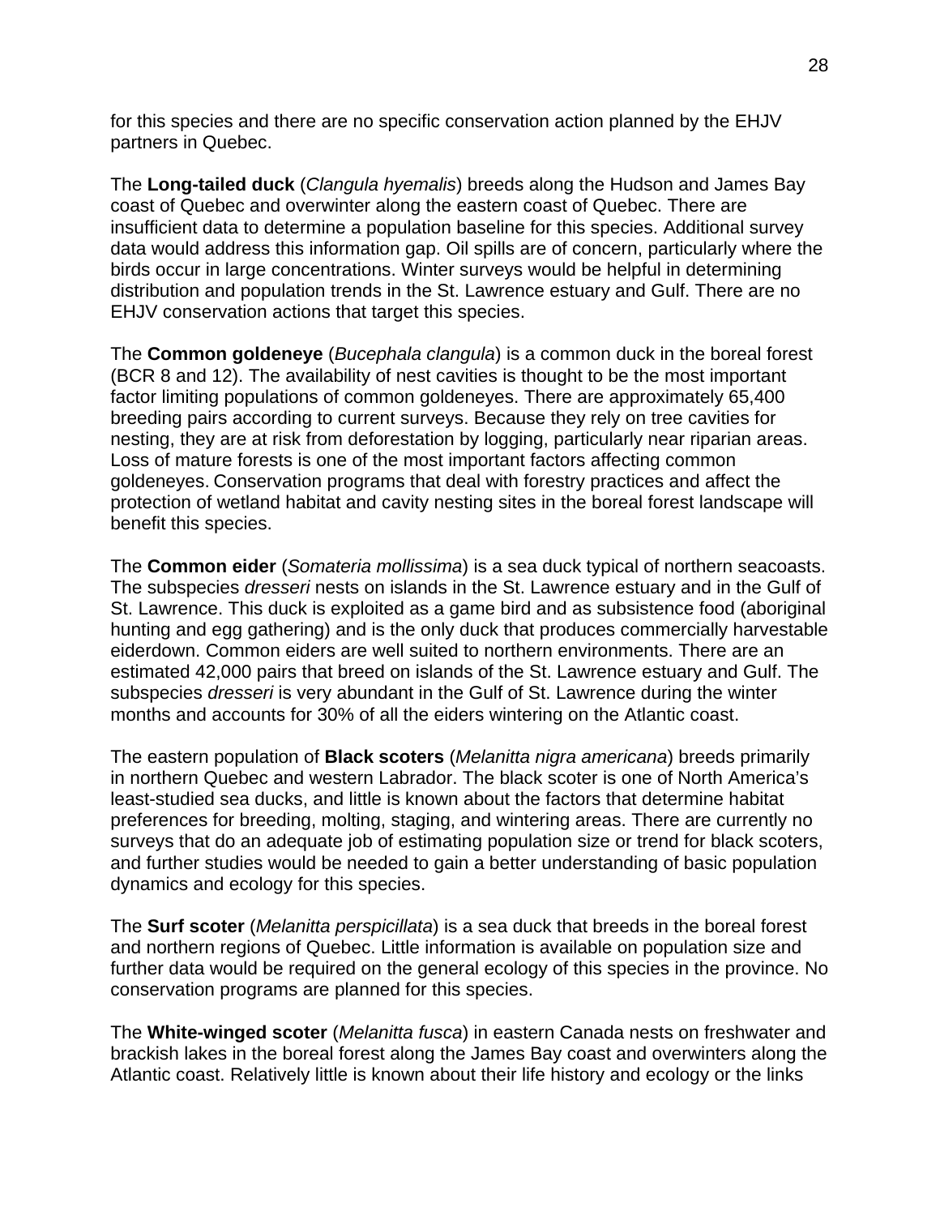for this species and there are no specific conservation action planned by the EHJV partners in Quebec.

The **Long-tailed duck** (*Clangula hyemalis*) breeds along the Hudson and James Bay coast of Quebec and overwinter along the eastern coast of Quebec. There are insufficient data to determine a population baseline for this species. Additional survey data would address this information gap. Oil spills are of concern, particularly where the birds occur in large concentrations. Winter surveys would be helpful in determining distribution and population trends in the St. Lawrence estuary and Gulf. There are no EHJV conservation actions that target this species.

The **Common goldeneye** (*Bucephala clangula*) is a common duck in the boreal forest (BCR 8 and 12). The availability of nest cavities is thought to be the most important factor limiting populations of common goldeneyes. There are approximately 65,400 breeding pairs according to current surveys. Because they rely on tree cavities for nesting, they are at risk from deforestation by logging, particularly near riparian areas. Loss of mature forests is one of the most important factors affecting common goldeneyes. Conservation programs that deal with forestry practices and affect the protection of wetland habitat and cavity nesting sites in the boreal forest landscape will benefit this species.

The **Common eider** (*Somateria mollissima*) is a sea duck typical of northern seacoasts. The subspecies *dresseri* nests on islands in the St. Lawrence estuary and in the Gulf of St. Lawrence. This duck is exploited as a game bird and as subsistence food (aboriginal hunting and egg gathering) and is the only duck that produces commercially harvestable eiderdown. Common eiders are well suited to northern environments. There are an estimated 42,000 pairs that breed on islands of the St. Lawrence estuary and Gulf. The subspecies *dresseri* is very abundant in the Gulf of St. Lawrence during the winter months and accounts for 30% of all the eiders wintering on the Atlantic coast.

The eastern population of **Black scoters** (*Melanitta nigra americana*) breeds primarily in northern Quebec and western Labrador. The black scoter is one of North America's least-studied sea ducks, and little is known about the factors that determine habitat preferences for breeding, molting, staging, and wintering areas. There are currently no surveys that do an adequate job of estimating population size or trend for black scoters, and further studies would be needed to gain a better understanding of basic population dynamics and ecology for this species.

The **Surf scoter** (*Melanitta perspicillata*) is a sea duck that breeds in the boreal forest and northern regions of Quebec. Little information is available on population size and further data would be required on the general ecology of this species in the province. No conservation programs are planned for this species.

The **White-winged scoter** (*Melanitta fusca*) in eastern Canada nests on freshwater and brackish lakes in the boreal forest along the James Bay coast and overwinters along the Atlantic coast. Relatively little is known about their life history and ecology or the links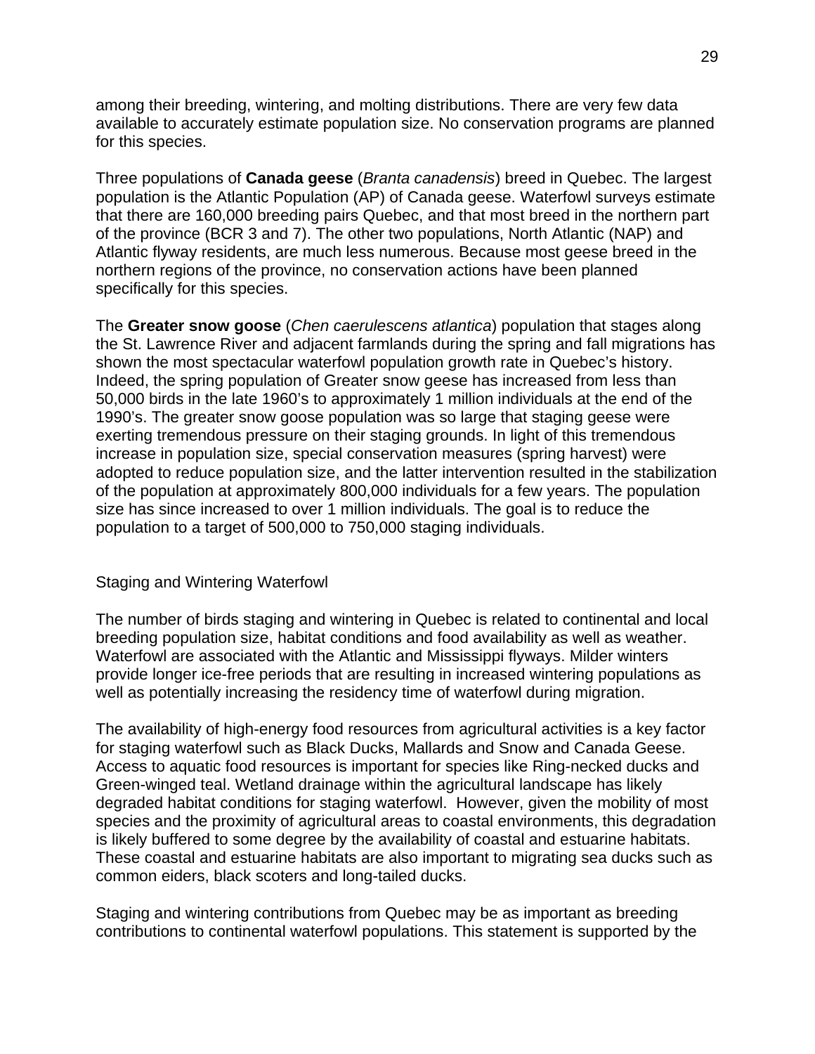among their breeding, wintering, and molting distributions. There are very few data available to accurately estimate population size. No conservation programs are planned for this species.

Three populations of **Canada geese** (*Branta canadensis*) breed in Quebec. The largest population is the Atlantic Population (AP) of Canada geese. Waterfowl surveys estimate that there are 160,000 breeding pairs Quebec, and that most breed in the northern part of the province (BCR 3 and 7). The other two populations, North Atlantic (NAP) and Atlantic flyway residents, are much less numerous. Because most geese breed in the northern regions of the province, no conservation actions have been planned specifically for this species.

The **Greater snow goose** (*Chen caerulescens atlantica*) population that stages along the St. Lawrence River and adjacent farmlands during the spring and fall migrations has shown the most spectacular waterfowl population growth rate in Quebec's history. Indeed, the spring population of Greater snow geese has increased from less than 50,000 birds in the late 1960's to approximately 1 million individuals at the end of the 1990's. The greater snow goose population was so large that staging geese were exerting tremendous pressure on their staging grounds. In light of this tremendous increase in population size, special conservation measures (spring harvest) were adopted to reduce population size, and the latter intervention resulted in the stabilization of the population at approximately 800,000 individuals for a few years. The population size has since increased to over 1 million individuals. The goal is to reduce the population to a target of 500,000 to 750,000 staging individuals.

## Staging and Wintering Waterfowl

The number of birds staging and wintering in Quebec is related to continental and local breeding population size, habitat conditions and food availability as well as weather. Waterfowl are associated with the Atlantic and Mississippi flyways. Milder winters provide longer ice-free periods that are resulting in increased wintering populations as well as potentially increasing the residency time of waterfowl during migration.

The availability of high-energy food resources from agricultural activities is a key factor for staging waterfowl such as Black Ducks, Mallards and Snow and Canada Geese. Access to aquatic food resources is important for species like Ring-necked ducks and Green-winged teal. Wetland drainage within the agricultural landscape has likely degraded habitat conditions for staging waterfowl. However, given the mobility of most species and the proximity of agricultural areas to coastal environments, this degradation is likely buffered to some degree by the availability of coastal and estuarine habitats. These coastal and estuarine habitats are also important to migrating sea ducks such as common eiders, black scoters and long-tailed ducks.

Staging and wintering contributions from Quebec may be as important as breeding contributions to continental waterfowl populations. This statement is supported by the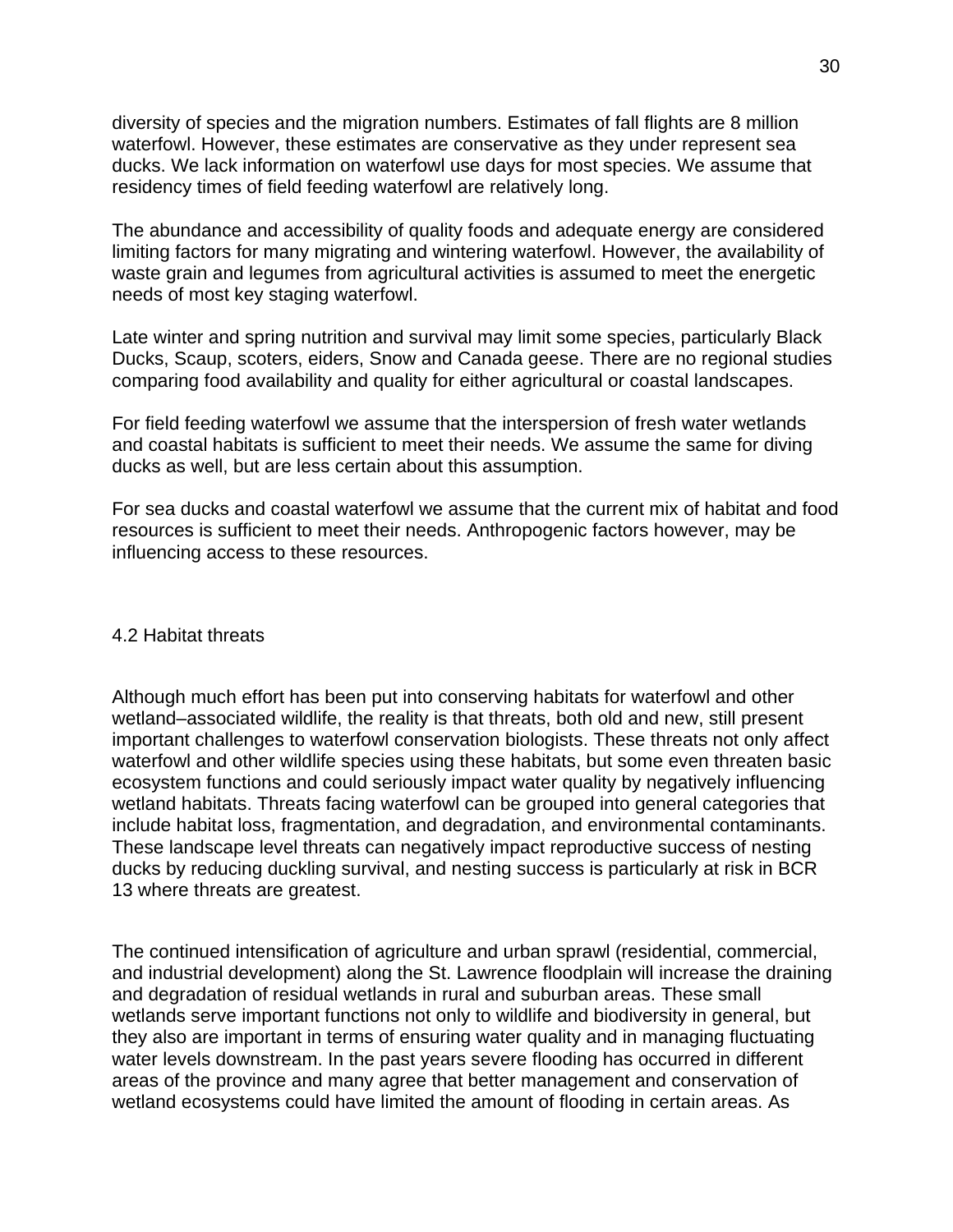diversity of species and the migration numbers. Estimates of fall flights are 8 million waterfowl. However, these estimates are conservative as they under represent sea ducks. We lack information on waterfowl use days for most species. We assume that residency times of field feeding waterfowl are relatively long.

The abundance and accessibility of quality foods and adequate energy are considered limiting factors for many migrating and wintering waterfowl. However, the availability of waste grain and legumes from agricultural activities is assumed to meet the energetic needs of most key staging waterfowl.

Late winter and spring nutrition and survival may limit some species, particularly Black Ducks, Scaup, scoters, eiders, Snow and Canada geese. There are no regional studies comparing food availability and quality for either agricultural or coastal landscapes.

For field feeding waterfowl we assume that the interspersion of fresh water wetlands and coastal habitats is sufficient to meet their needs. We assume the same for diving ducks as well, but are less certain about this assumption.

For sea ducks and coastal waterfowl we assume that the current mix of habitat and food resources is sufficient to meet their needs. Anthropogenic factors however, may be influencing access to these resources.

## 4.2 Habitat threats

Although much effort has been put into conserving habitats for waterfowl and other wetland–associated wildlife, the reality is that threats, both old and new, still present important challenges to waterfowl conservation biologists. These threats not only affect waterfowl and other wildlife species using these habitats, but some even threaten basic ecosystem functions and could seriously impact water quality by negatively influencing wetland habitats. Threats facing waterfowl can be grouped into general categories that include habitat loss, fragmentation, and degradation, and environmental contaminants. These landscape level threats can negatively impact reproductive success of nesting ducks by reducing duckling survival, and nesting success is particularly at risk in BCR 13 where threats are greatest.

The continued intensification of agriculture and urban sprawl (residential, commercial, and industrial development) along the St. Lawrence floodplain will increase the draining and degradation of residual wetlands in rural and suburban areas. These small wetlands serve important functions not only to wildlife and biodiversity in general, but they also are important in terms of ensuring water quality and in managing fluctuating water levels downstream. In the past years severe flooding has occurred in different areas of the province and many agree that better management and conservation of wetland ecosystems could have limited the amount of flooding in certain areas. As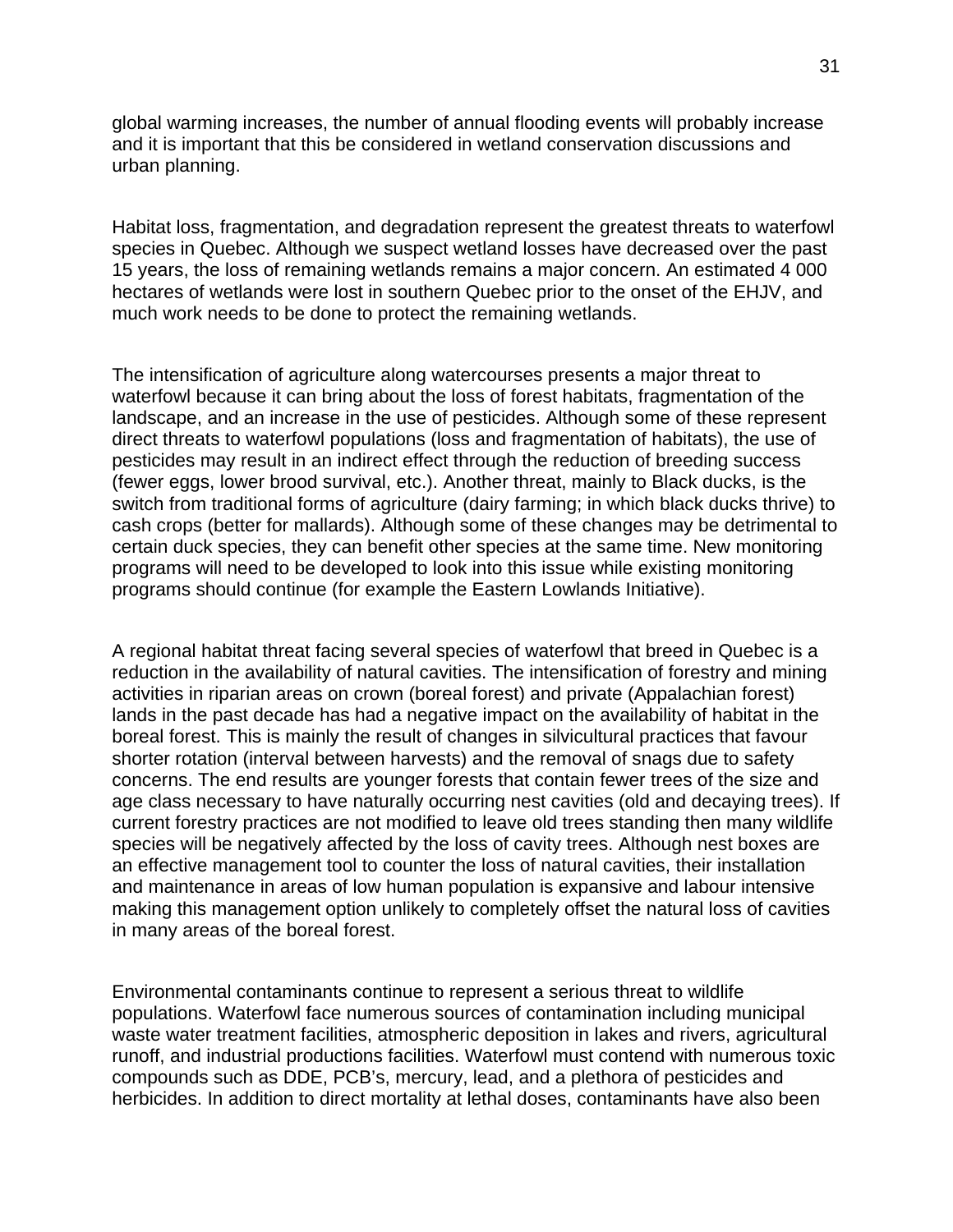global warming increases, the number of annual flooding events will probably increase and it is important that this be considered in wetland conservation discussions and urban planning.

Habitat loss, fragmentation, and degradation represent the greatest threats to waterfowl species in Quebec. Although we suspect wetland losses have decreased over the past 15 years, the loss of remaining wetlands remains a major concern. An estimated 4 000 hectares of wetlands were lost in southern Quebec prior to the onset of the EHJV, and much work needs to be done to protect the remaining wetlands.

The intensification of agriculture along watercourses presents a major threat to waterfowl because it can bring about the loss of forest habitats, fragmentation of the landscape, and an increase in the use of pesticides. Although some of these represent direct threats to waterfowl populations (loss and fragmentation of habitats), the use of pesticides may result in an indirect effect through the reduction of breeding success (fewer eggs, lower brood survival, etc.). Another threat, mainly to Black ducks, is the switch from traditional forms of agriculture (dairy farming; in which black ducks thrive) to cash crops (better for mallards). Although some of these changes may be detrimental to certain duck species, they can benefit other species at the same time. New monitoring programs will need to be developed to look into this issue while existing monitoring programs should continue (for example the Eastern Lowlands Initiative).

A regional habitat threat facing several species of waterfowl that breed in Quebec is a reduction in the availability of natural cavities. The intensification of forestry and mining activities in riparian areas on crown (boreal forest) and private (Appalachian forest) lands in the past decade has had a negative impact on the availability of habitat in the boreal forest. This is mainly the result of changes in silvicultural practices that favour shorter rotation (interval between harvests) and the removal of snags due to safety concerns. The end results are younger forests that contain fewer trees of the size and age class necessary to have naturally occurring nest cavities (old and decaying trees). If current forestry practices are not modified to leave old trees standing then many wildlife species will be negatively affected by the loss of cavity trees. Although nest boxes are an effective management tool to counter the loss of natural cavities, their installation and maintenance in areas of low human population is expansive and labour intensive making this management option unlikely to completely offset the natural loss of cavities in many areas of the boreal forest.

Environmental contaminants continue to represent a serious threat to wildlife populations. Waterfowl face numerous sources of contamination including municipal waste water treatment facilities, atmospheric deposition in lakes and rivers, agricultural runoff, and industrial productions facilities. Waterfowl must contend with numerous toxic compounds such as DDE, PCB's, mercury, lead, and a plethora of pesticides and herbicides. In addition to direct mortality at lethal doses, contaminants have also been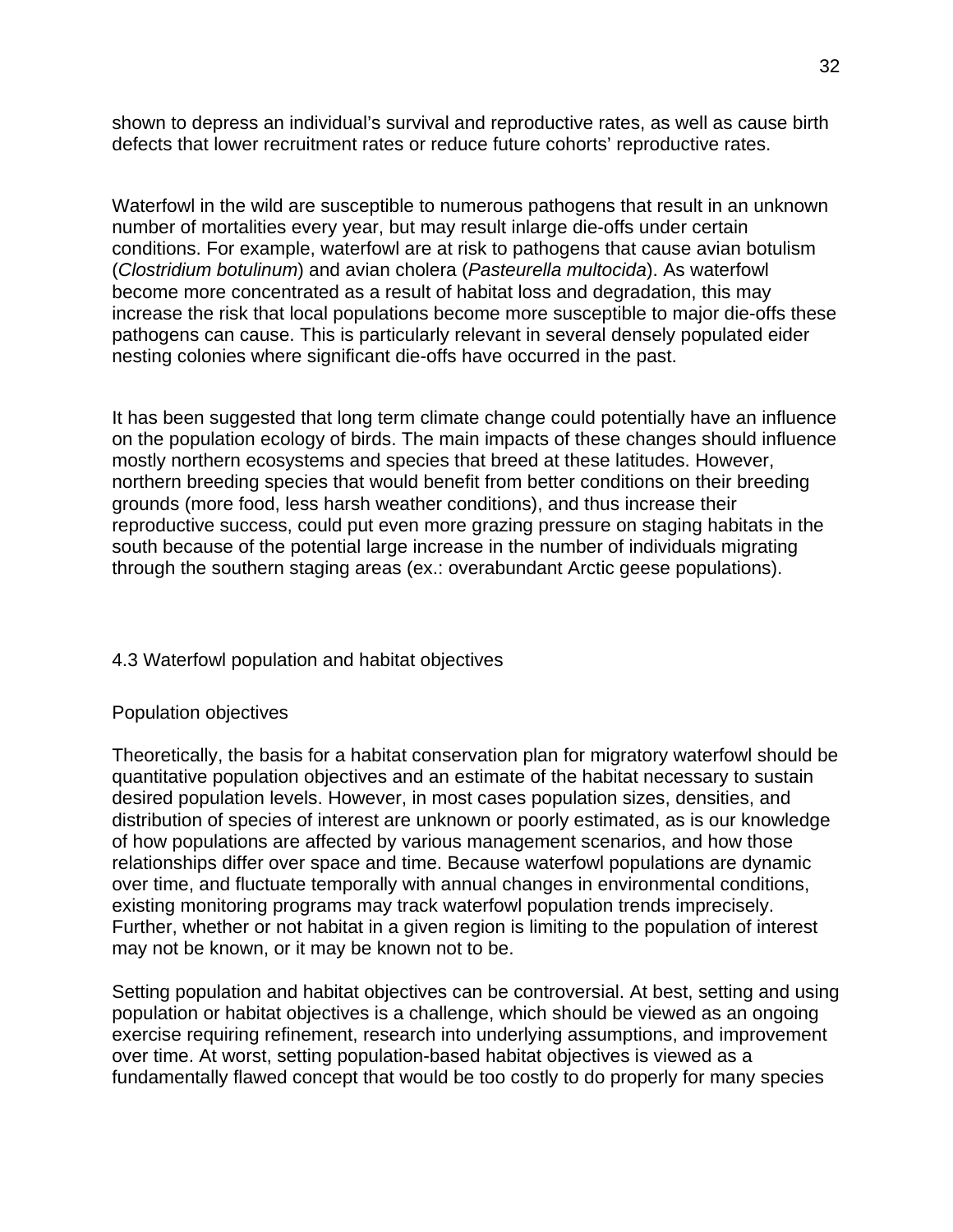shown to depress an individual's survival and reproductive rates, as well as cause birth defects that lower recruitment rates or reduce future cohorts' reproductive rates.

Waterfowl in the wild are susceptible to numerous pathogens that result in an unknown number of mortalities every year, but may result inlarge die-offs under certain conditions. For example, waterfowl are at risk to pathogens that cause avian botulism (*Clostridium botulinum*) and avian cholera (*Pasteurella multocida*). As waterfowl become more concentrated as a result of habitat loss and degradation, this may increase the risk that local populations become more susceptible to major die-offs these pathogens can cause. This is particularly relevant in several densely populated eider nesting colonies where significant die-offs have occurred in the past.

It has been suggested that long term climate change could potentially have an influence on the population ecology of birds. The main impacts of these changes should influence mostly northern ecosystems and species that breed at these latitudes. However, northern breeding species that would benefit from better conditions on their breeding grounds (more food, less harsh weather conditions), and thus increase their reproductive success, could put even more grazing pressure on staging habitats in the south because of the potential large increase in the number of individuals migrating through the southern staging areas (ex.: overabundant Arctic geese populations).

## 4.3 Waterfowl population and habitat objectives

### Population objectives

Theoretically, the basis for a habitat conservation plan for migratory waterfowl should be quantitative population objectives and an estimate of the habitat necessary to sustain desired population levels. However, in most cases population sizes, densities, and distribution of species of interest are unknown or poorly estimated, as is our knowledge of how populations are affected by various management scenarios, and how those relationships differ over space and time. Because waterfowl populations are dynamic over time, and fluctuate temporally with annual changes in environmental conditions, existing monitoring programs may track waterfowl population trends imprecisely. Further, whether or not habitat in a given region is limiting to the population of interest may not be known, or it may be known not to be.

Setting population and habitat objectives can be controversial. At best, setting and using population or habitat objectives is a challenge, which should be viewed as an ongoing exercise requiring refinement, research into underlying assumptions, and improvement over time. At worst, setting population-based habitat objectives is viewed as a fundamentally flawed concept that would be too costly to do properly for many species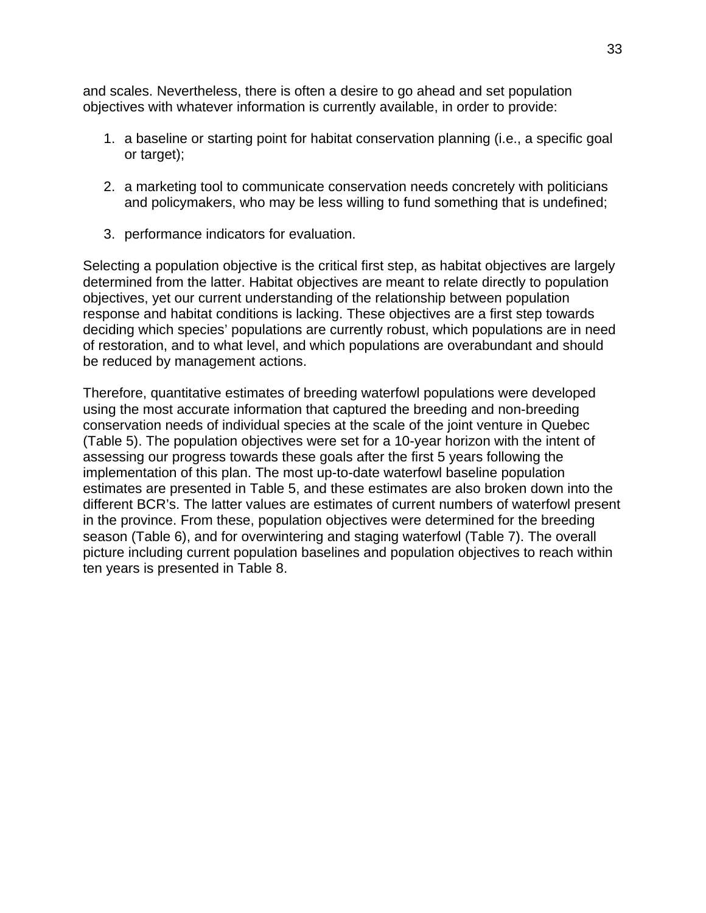and scales. Nevertheless, there is often a desire to go ahead and set population objectives with whatever information is currently available, in order to provide:

1. a baseline or starting point for habitat conservation planning (i.e., a specific goal or target);
2. a marketing tool to communicate conservation needs concretely with politicians and policymakers, who may be less willing to fund something that is undefined;
3. performance indicators for evaluation.

Selecting a population objective is the critical first step, as habitat objectives are largely determined from the latter. Habitat objectives are meant to relate directly to population objectives, yet our current understanding of the relationship between population response and habitat conditions is lacking. These objectives are a first step towards deciding which species' populations are currently robust, which populations are in need of restoration, and to what level, and which populations are overabundant and should be reduced by management actions.

Therefore, quantitative estimates of breeding waterfowl populations were developed using the most accurate information that captured the breeding and non-breeding conservation needs of individual species at the scale of the joint venture in Quebec (Table 5). The population objectives were set for a 10-year horizon with the intent of assessing our progress towards these goals after the first 5 years following the implementation of this plan. The most up-to-date waterfowl baseline population estimates are presented in Table 5, and these estimates are also broken down into the different BCR's. The latter values are estimates of current numbers of waterfowl present in the province. From these, population objectives were determined for the breeding season (Table 6), and for overwintering and staging waterfowl (Table 7). The overall picture including current population baselines and population objectives to reach within ten years is presented in Table 8.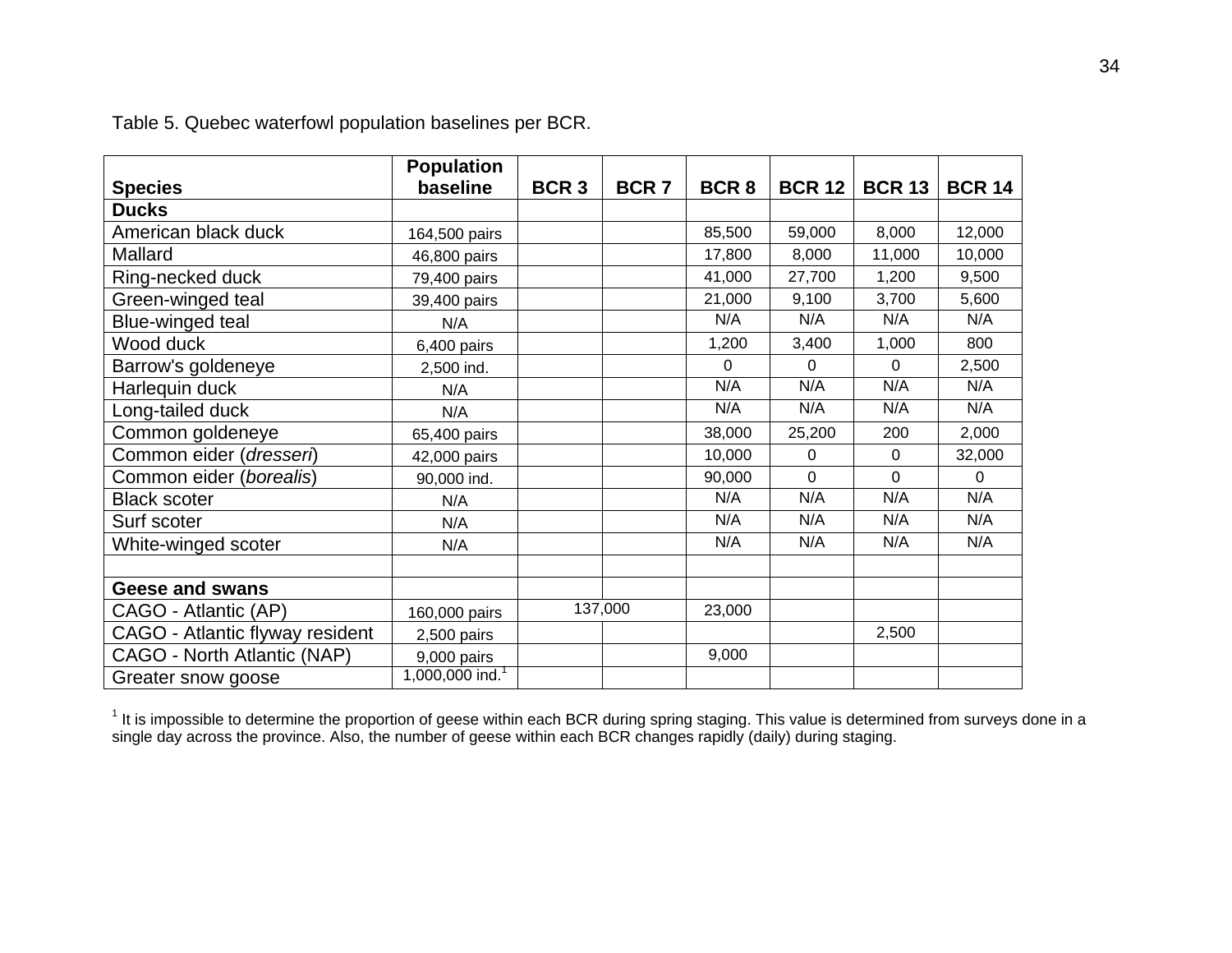Table 5. Quebec waterfowl population baselines per BCR.

| Species | Population baseline | BCR 3 | BCR 7 | BCR 8 | BCR 12 | BCR 13 | BCR 14 |
|---|---|---|---|---|---|---|---|
| **Ducks** | | | | | | | |
| American black duck | 164,500 pairs | | | 85,500 | 59,000 | 8,000 | 12,000 |
| Mallard | 46,800 pairs | | | 17,800 | 8,000 | 11,000 | 10,000 |
| Ring-necked duck | 79,400 pairs | | | 41,000 | 27,700 | 1,200 | 9,500 |
| Green-winged teal | 39,400 pairs | | | 21,000 | 9,100 | 3,700 | 5,600 |
| Blue-winged teal | N/A | | | N/A | N/A | N/A | N/A |
| Wood duck | 6,400 pairs | | | 1,200 | 3,400 | 1,000 | 800 |
| Barrow's goldeneye | 2,500 ind. | | | 0 | 0 | 0 | 2,500 |
| Harlequin duck | N/A | | | N/A | N/A | N/A | N/A |
| Long-tailed duck | N/A | | | N/A | N/A | N/A | N/A |
| Common goldeneye | 65,400 pairs | | | 38,000 | 25,200 | 200 | 2,000 |
| Common eider (*dresseri*) | 42,000 pairs | | | 10,000 | 0 | 0 | 32,000 |
| Common eider (*borealis*) | 90,000 ind. | | | 90,000 | 0 | 0 | 0 |
| Black scoter | N/A | | | N/A | N/A | N/A | N/A |
| Surf scoter | N/A | | | N/A | N/A | N/A | N/A |
| White-winged scoter | N/A | | | N/A | N/A | N/A | N/A |
| | | | | | | | |
| **Geese and swans** | | | | | | | |
| CAGO - Atlantic (AP) | 160,000 pairs | 137,000 | | 23,000 | | | |
| CAGO - Atlantic flyway resident | 2,500 pairs | | | | | 2,500 | |
| CAGO - North Atlantic (NAP) | 9,000 pairs | | | 9,000 | | | |
| Greater snow goose | 1,000,000 ind.[1] | | | | | | |

[1] It is impossible to determine the proportion of geese within each BCR during spring staging. This value is determined from surveys done in a single day across the province. Also, the number of geese within each BCR changes rapidly (daily) during staging.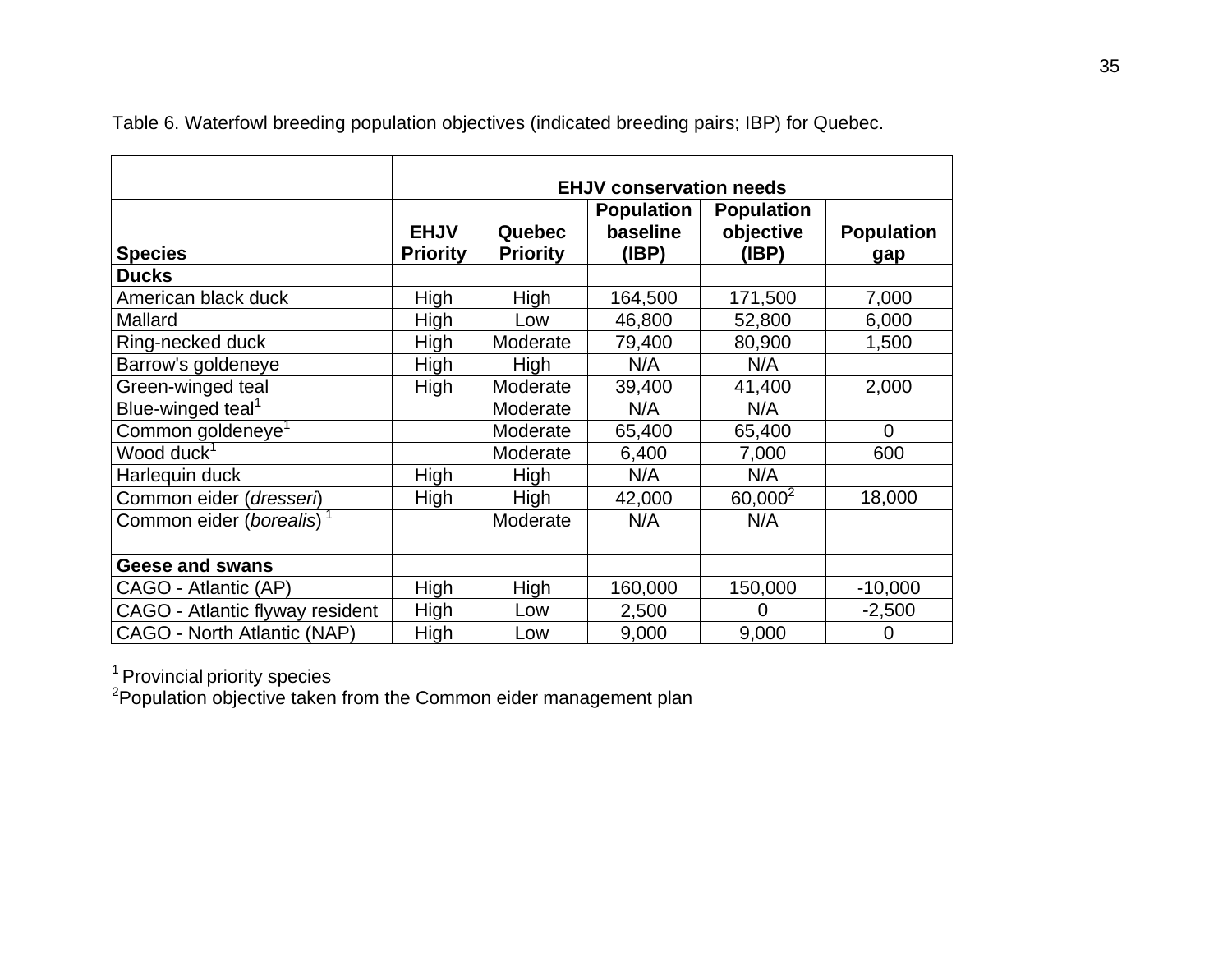Table 6. Waterfowl breeding population objectives (indicated breeding pairs; IBP) for Quebec.

| | EHJV conservation needs | | | | |
|---|---|---|---|---|---|
| **Species** | **EHJV Priority** | **Quebec Priority** | **Population baseline (IBP)** | **Population objective (IBP)** | **Population gap** |
| **Ducks** | | | | | |
| American black duck | High | High | 164,500 | 171,500 | 7,000 |
| Mallard | High | Low | 46,800 | 52,800 | 6,000 |
| Ring-necked duck | High | Moderate | 79,400 | 80,900 | 1,500 |
| Barrow's goldeneye | High | High | N/A | N/A | |
| Green-winged teal | High | Moderate | 39,400 | 41,400 | 2,000 |
| Blue-winged teal[1] | | Moderate | N/A | N/A | |
| Common goldeneye[1] | | Moderate | 65,400 | 65,400 | 0 |
| Wood duck[1] | | Moderate | 6,400 | 7,000 | 600 |
| Harlequin duck | High | High | N/A | N/A | |
| Common eider (*dresseri*) | High | High | 42,000 | 60,000[2] | 18,000 |
| Common eider (*borealis*)[1] | | Moderate | N/A | N/A | |
| | | | | | |
| **Geese and swans** | | | | | |
| CAGO - Atlantic (AP) | High | High | 160,000 | 150,000 | -10,000 |
| CAGO - Atlantic flyway resident | High | Low | 2,500 | 0 | -2,500 |
| CAGO - North Atlantic (NAP) | High | Low | 9,000 | 9,000 | 0 |

[1] Provincial priority species

[2] Population objective taken from the Common eider management plan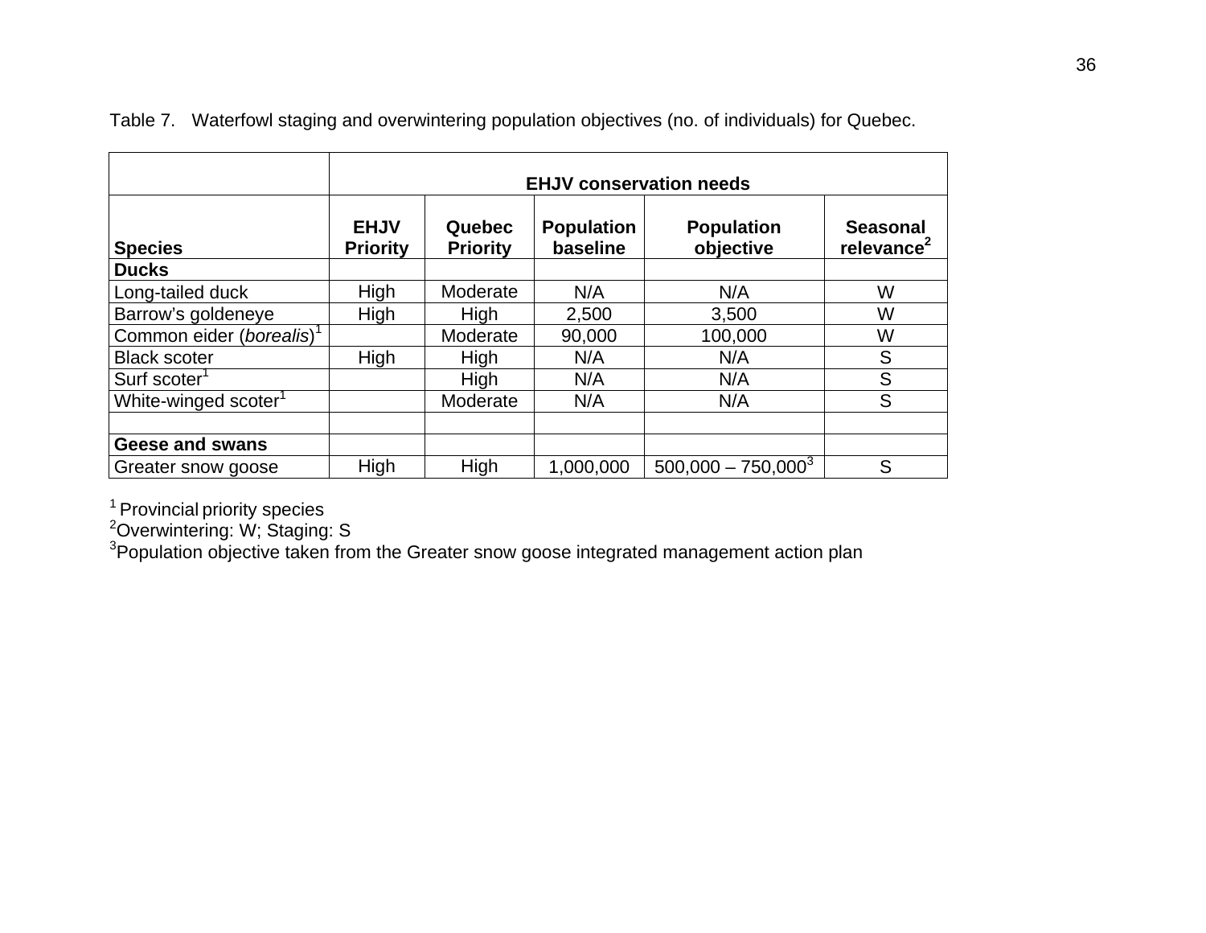Table 7. Waterfowl staging and overwintering population objectives (no. of individuals) for Quebec.

| | EHJV conservation needs | | | | |
|---|---|---|---|---|---|
| **Species** | **EHJV Priority** | **Quebec Priority** | **Population baseline** | **Population objective** | **Seasonal relevance[2]** |
| **Ducks** | | | | | |
| Long-tailed duck | High | Moderate | N/A | N/A | W |
| Barrow's goldeneye | High | High | 2,500 | 3,500 | W |
| Common eider (*borealis*)[1] | | Moderate | 90,000 | 100,000 | W |
| Black scoter | High | High | N/A | N/A | S |
| Surf scoter[1] | | High | N/A | N/A | S |
| White-winged scoter[1] | | Moderate | N/A | N/A | S |
| | | | | | |
| **Geese and swans** | | | | | |
| Greater snow goose | High | High | 1,000,000 | 500,000 – 750,000[3] | S |

[1] Provincial priority species
[2]Overwintering: W; Staging: S
[3]Population objective taken from the Greater snow goose integrated management action plan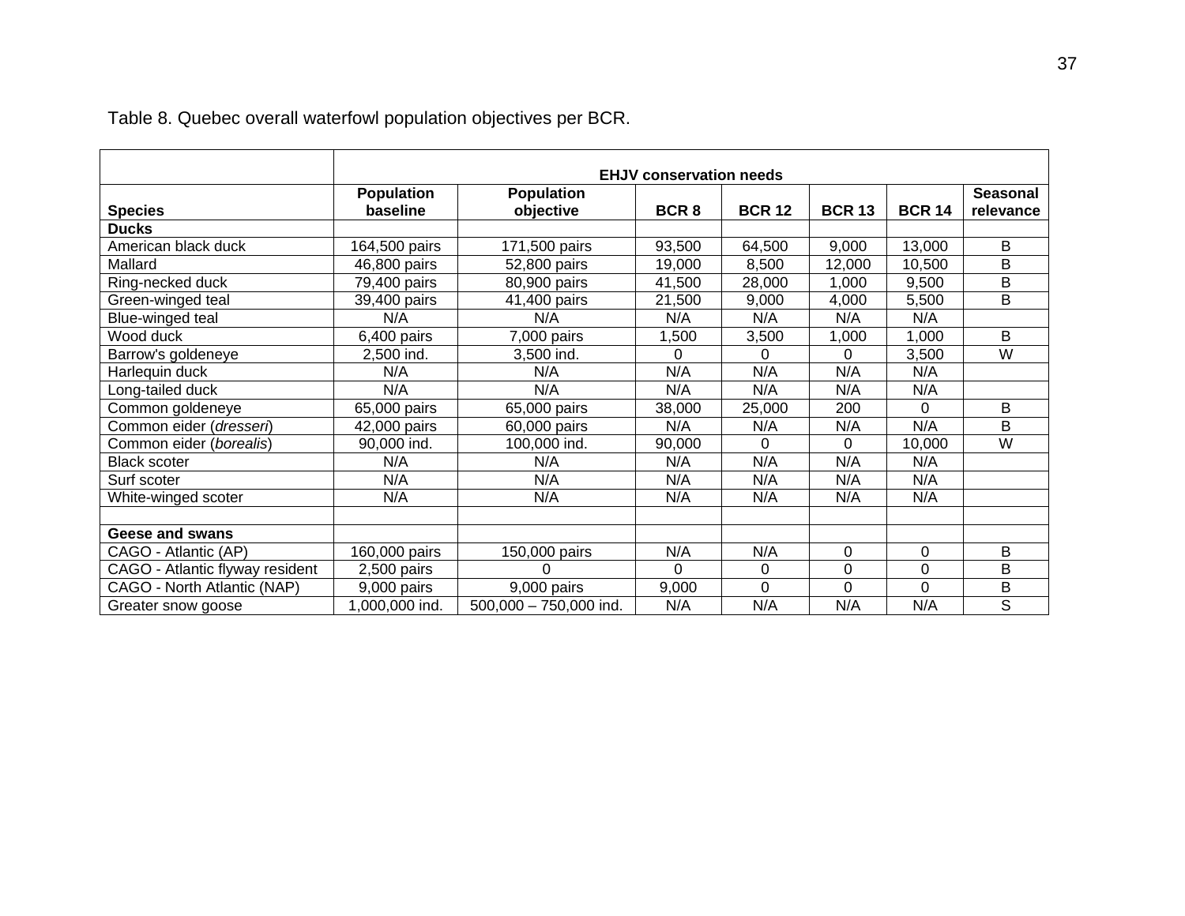Table 8. Quebec overall waterfowl population objectives per BCR.

| | EHJV conservation needs | | | | | | |
|---|---|---|---|---|---|---|---|
| **Species** | **Population baseline** | **Population objective** | **BCR 8** | **BCR 12** | **BCR 13** | **BCR 14** | **Seasonal relevance** |
| **Ducks** | | | | | | | |
| American black duck | 164,500 pairs | 171,500 pairs | 93,500 | 64,500 | 9,000 | 13,000 | B |
| Mallard | 46,800 pairs | 52,800 pairs | 19,000 | 8,500 | 12,000 | 10,500 | B |
| Ring-necked duck | 79,400 pairs | 80,900 pairs | 41,500 | 28,000 | 1,000 | 9,500 | B |
| Green-winged teal | 39,400 pairs | 41,400 pairs | 21,500 | 9,000 | 4,000 | 5,500 | B |
| Blue-winged teal | N/A | N/A | N/A | N/A | N/A | N/A | |
| Wood duck | 6,400 pairs | 7,000 pairs | 1,500 | 3,500 | 1,000 | 1,000 | B |
| Barrow's goldeneye | 2,500 ind. | 3,500 ind. | 0 | 0 | 0 | 3,500 | W |
| Harlequin duck | N/A | N/A | N/A | N/A | N/A | N/A | |
| Long-tailed duck | N/A | N/A | N/A | N/A | N/A | N/A | |
| Common goldeneye | 65,000 pairs | 65,000 pairs | 38,000 | 25,000 | 200 | 0 | B |
| Common eider (*dresseri*) | 42,000 pairs | 60,000 pairs | N/A | N/A | N/A | N/A | B |
| Common eider (*borealis*) | 90,000 ind. | 100,000 ind. | 90,000 | 0 | 0 | 10,000 | W |
| Black scoter | N/A | N/A | N/A | N/A | N/A | N/A | |
| Surf scoter | N/A | N/A | N/A | N/A | N/A | N/A | |
| White-winged scoter | N/A | N/A | N/A | N/A | N/A | N/A | |
| | | | | | | | |
| **Geese and swans** | | | | | | | |
| CAGO - Atlantic (AP) | 160,000 pairs | 150,000 pairs | N/A | N/A | 0 | 0 | B |
| CAGO - Atlantic flyway resident | 2,500 pairs | 0 | 0 | 0 | 0 | 0 | B |
| CAGO - North Atlantic (NAP) | 9,000 pairs | 9,000 pairs | 9,000 | 0 | 0 | 0 | B |
| Greater snow goose | 1,000,000 ind. | 500,000 – 750,000 ind. | N/A | N/A | N/A | N/A | S |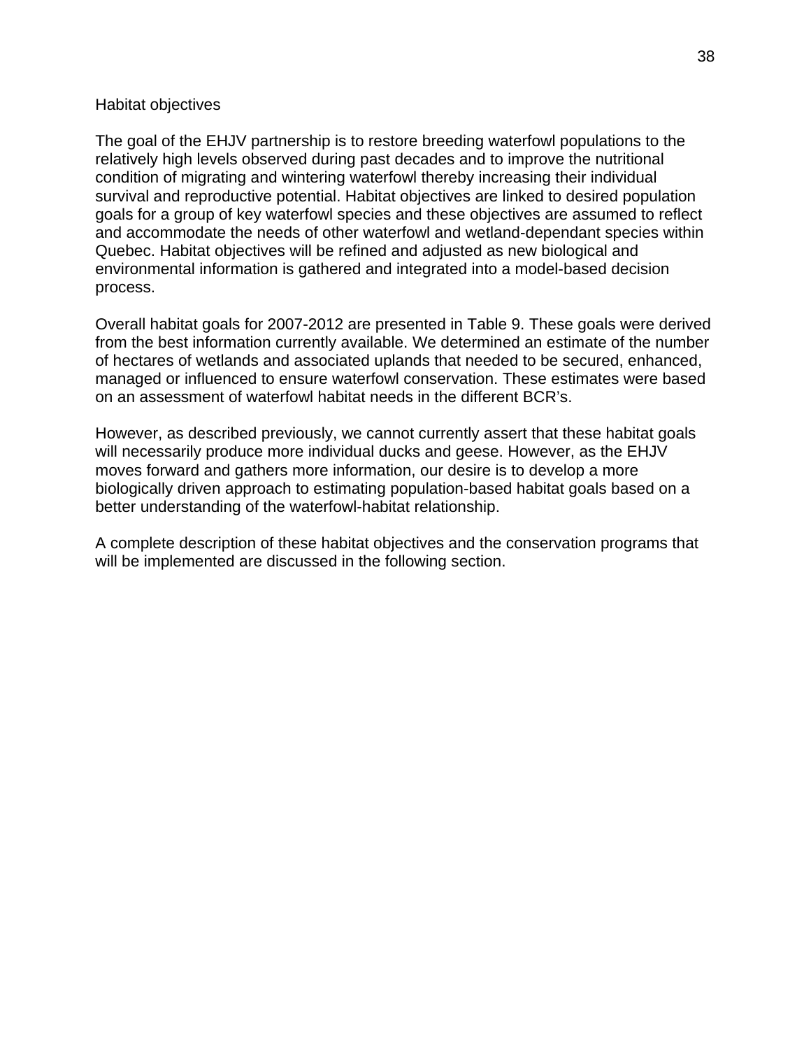## Habitat objectives

The goal of the EHJV partnership is to restore breeding waterfowl populations to the relatively high levels observed during past decades and to improve the nutritional condition of migrating and wintering waterfowl thereby increasing their individual survival and reproductive potential. Habitat objectives are linked to desired population goals for a group of key waterfowl species and these objectives are assumed to reflect and accommodate the needs of other waterfowl and wetland-dependant species within Quebec. Habitat objectives will be refined and adjusted as new biological and environmental information is gathered and integrated into a model-based decision process.

Overall habitat goals for 2007-2012 are presented in Table 9. These goals were derived from the best information currently available. We determined an estimate of the number of hectares of wetlands and associated uplands that needed to be secured, enhanced, managed or influenced to ensure waterfowl conservation. These estimates were based on an assessment of waterfowl habitat needs in the different BCR's.

However, as described previously, we cannot currently assert that these habitat goals will necessarily produce more individual ducks and geese. However, as the EHJV moves forward and gathers more information, our desire is to develop a more biologically driven approach to estimating population-based habitat goals based on a better understanding of the waterfowl-habitat relationship.

A complete description of these habitat objectives and the conservation programs that will be implemented are discussed in the following section.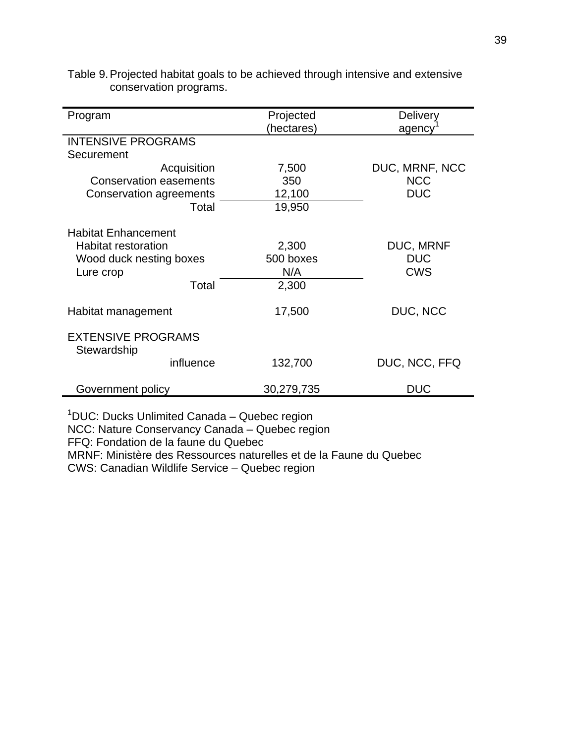Table 9. Projected habitat goals to be achieved through intensive and extensive conservation programs.

| Program | Projected (hectares) | Delivery agency[1] |
|---|---|---|
| INTENSIVE PROGRAMS | | |
| Securement | | |
| Acquisition | 7,500 | DUC, MRNF, NCC |
| Conservation easements | 350 | NCC |
| Conservation agreements | 12,100 | DUC |
| Total | 19,950 | |
| Habitat Enhancement | | |
| Habitat restoration | 2,300 | DUC, MRNF |
| Wood duck nesting boxes | 500 boxes | DUC |
| Lure crop | N/A | CWS |
| Total | 2,300 | |
| Habitat management | 17,500 | DUC, NCC |
| EXTENSIVE PROGRAMS | | |
| Stewardship influence | 132,700 | DUC, NCC, FFQ |
| Government policy | 30,279,735 | DUC |

[1]DUC: Ducks Unlimited Canada – Quebec region
NCC: Nature Conservancy Canada – Quebec region
FFQ: Fondation de la faune du Quebec
MRNF: Ministère des Ressources naturelles et de la Faune du Quebec
CWS: Canadian Wildlife Service – Quebec region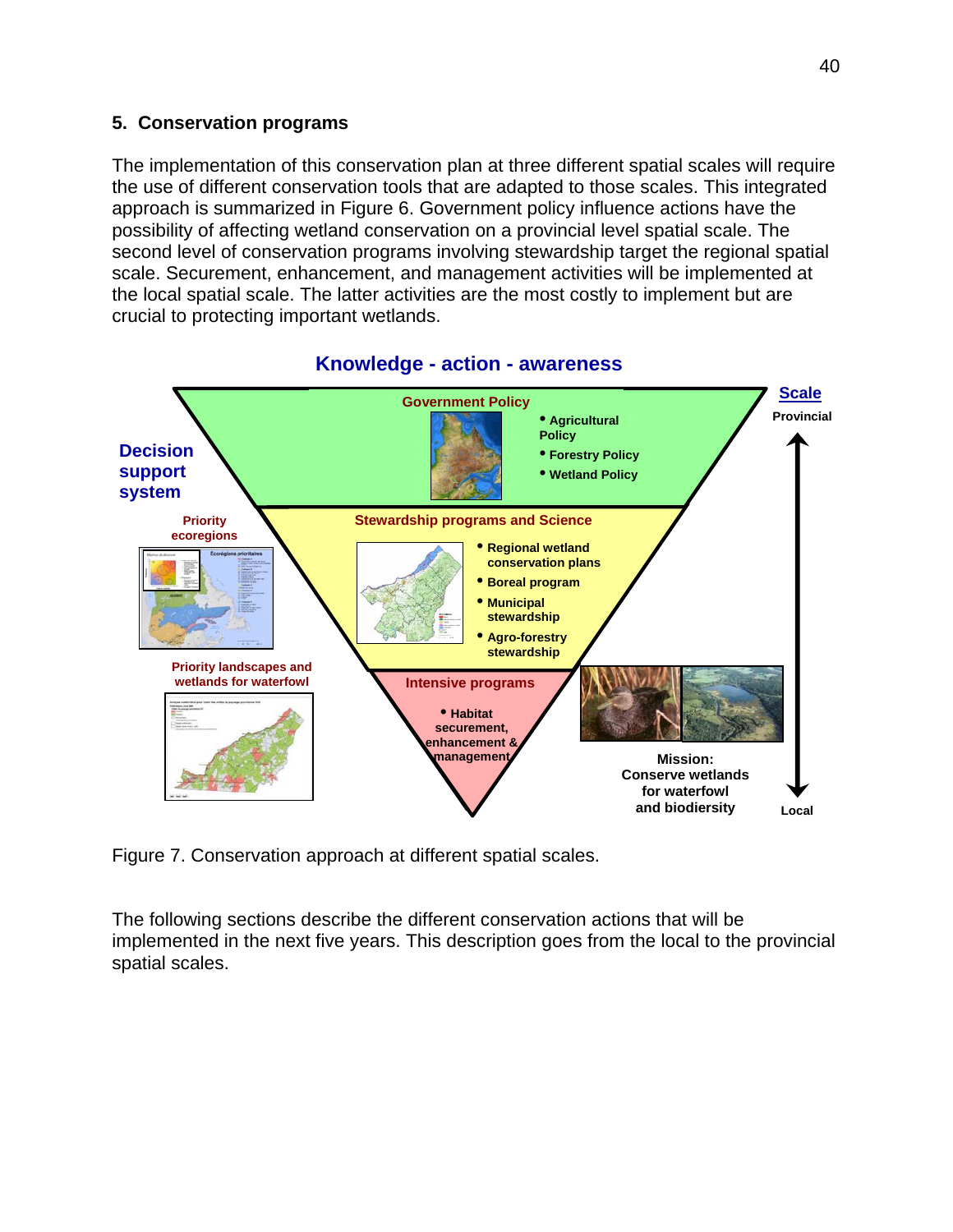## 5. Conservation programs

The implementation of this conservation plan at three different spatial scales will require the use of different conservation tools that are adapted to those scales. This integrated approach is summarized in Figure 6. Government policy influence actions have the possibility of affecting wetland conservation on a provincial level spatial scale. The second level of conservation programs involving stewardship target the regional spatial scale. Securement, enhancement, and management activities will be implemented at the local spatial scale. The latter activities are the most costly to implement but are crucial to protecting important wetlands.

**Knowledge - action - awareness**

**Government Policy**
- Agricultural Policy
- Forestry Policy
- Wetland Policy

**Stewardship programs and Science**
- Regional wetland conservation plans
- Boreal program
- Municipal stewardship
- Agro-forestry stewardship

**Intensive programs**
- Habitat securement, enhancement & management

**Decision support system**

Priority ecoregions

Priority landscapes and wetlands for waterfowl

**Scale**: Provincial ↕ Local

**Mission: Conserve wetlands for waterfowl and biodiersity**

Figure 7. Conservation approach at different spatial scales.

The following sections describe the different conservation actions that will be implemented in the next five years. This description goes from the local to the provincial spatial scales.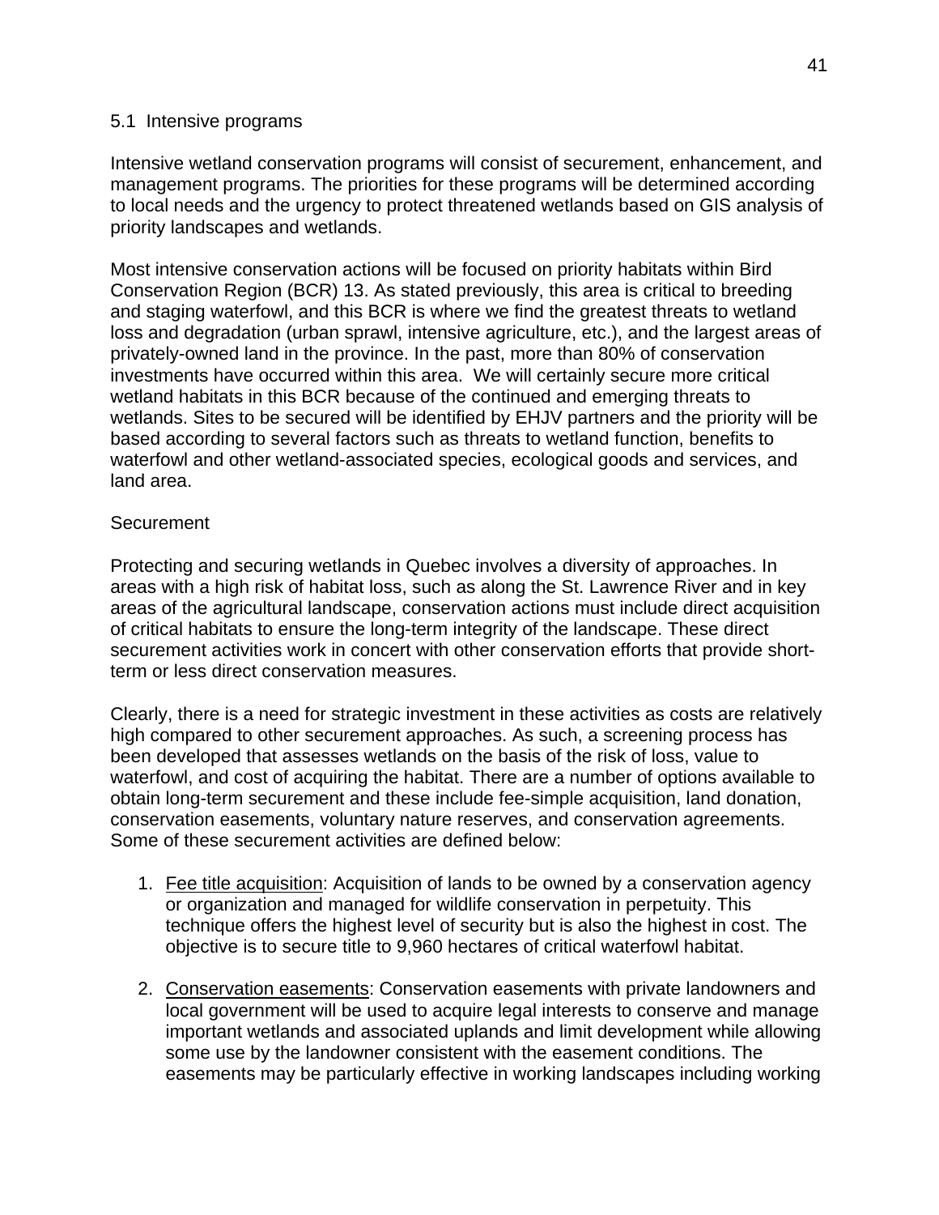## 5.1 Intensive programs

Intensive wetland conservation programs will consist of securement, enhancement, and management programs. The priorities for these programs will be determined according to local needs and the urgency to protect threatened wetlands based on GIS analysis of priority landscapes and wetlands.

Most intensive conservation actions will be focused on priority habitats within Bird Conservation Region (BCR) 13. As stated previously, this area is critical to breeding and staging waterfowl, and this BCR is where we find the greatest threats to wetland loss and degradation (urban sprawl, intensive agriculture, etc.), and the largest areas of privately-owned land in the province. In the past, more than 80% of conservation investments have occurred within this area. We will certainly secure more critical wetland habitats in this BCR because of the continued and emerging threats to wetlands. Sites to be secured will be identified by EHJV partners and the priority will be based according to several factors such as threats to wetland function, benefits to waterfowl and other wetland-associated species, ecological goods and services, and land area.

### Securement

Protecting and securing wetlands in Quebec involves a diversity of approaches. In areas with a high risk of habitat loss, such as along the St. Lawrence River and in key areas of the agricultural landscape, conservation actions must include direct acquisition of critical habitats to ensure the long-term integrity of the landscape. These direct securement activities work in concert with other conservation efforts that provide short-term or less direct conservation measures.

Clearly, there is a need for strategic investment in these activities as costs are relatively high compared to other securement approaches. As such, a screening process has been developed that assesses wetlands on the basis of the risk of loss, value to waterfowl, and cost of acquiring the habitat. There are a number of options available to obtain long-term securement and these include fee-simple acquisition, land donation, conservation easements, voluntary nature reserves, and conservation agreements. Some of these securement activities are defined below:

1. Fee title acquisition: Acquisition of lands to be owned by a conservation agency or organization and managed for wildlife conservation in perpetuity. This technique offers the highest level of security but is also the highest in cost. The objective is to secure title to 9,960 hectares of critical waterfowl habitat.

2. Conservation easements: Conservation easements with private landowners and local government will be used to acquire legal interests to conserve and manage important wetlands and associated uplands and limit development while allowing some use by the landowner consistent with the easement conditions. The easements may be particularly effective in working landscapes including working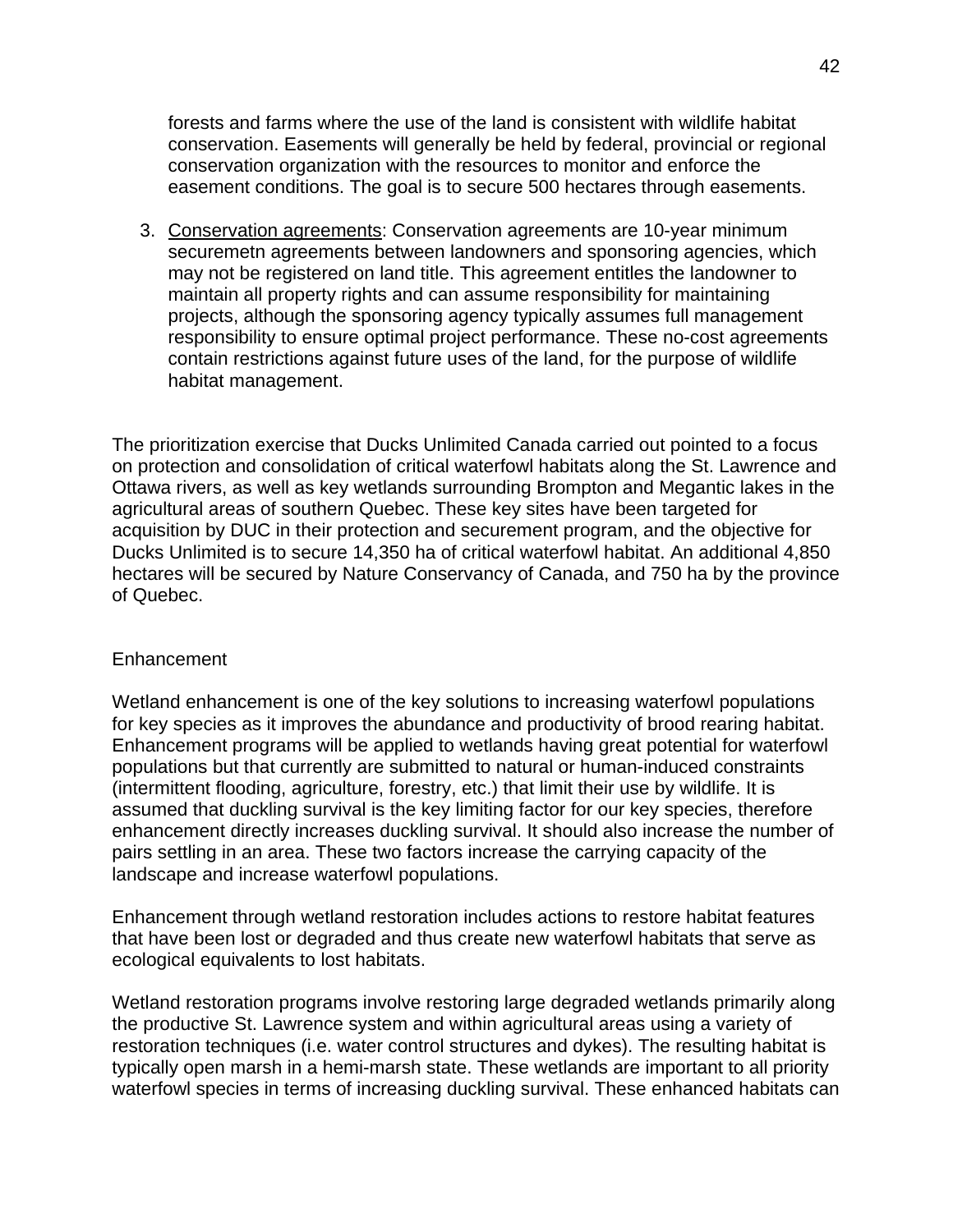forests and farms where the use of the land is consistent with wildlife habitat conservation. Easements will generally be held by federal, provincial or regional conservation organization with the resources to monitor and enforce the easement conditions. The goal is to secure 500 hectares through easements.

3. Conservation agreements: Conservation agreements are 10-year minimum securemetn agreements between landowners and sponsoring agencies, which may not be registered on land title. This agreement entitles the landowner to maintain all property rights and can assume responsibility for maintaining projects, although the sponsoring agency typically assumes full management responsibility to ensure optimal project performance. These no-cost agreements contain restrictions against future uses of the land, for the purpose of wildlife habitat management.

The prioritization exercise that Ducks Unlimited Canada carried out pointed to a focus on protection and consolidation of critical waterfowl habitats along the St. Lawrence and Ottawa rivers, as well as key wetlands surrounding Brompton and Megantic lakes in the agricultural areas of southern Quebec. These key sites have been targeted for acquisition by DUC in their protection and securement program, and the objective for Ducks Unlimited is to secure 14,350 ha of critical waterfowl habitat. An additional 4,850 hectares will be secured by Nature Conservancy of Canada, and 750 ha by the province of Quebec.

## Enhancement

Wetland enhancement is one of the key solutions to increasing waterfowl populations for key species as it improves the abundance and productivity of brood rearing habitat. Enhancement programs will be applied to wetlands having great potential for waterfowl populations but that currently are submitted to natural or human-induced constraints (intermittent flooding, agriculture, forestry, etc.) that limit their use by wildlife. It is assumed that duckling survival is the key limiting factor for our key species, therefore enhancement directly increases duckling survival. It should also increase the number of pairs settling in an area. These two factors increase the carrying capacity of the landscape and increase waterfowl populations.

Enhancement through wetland restoration includes actions to restore habitat features that have been lost or degraded and thus create new waterfowl habitats that serve as ecological equivalents to lost habitats.

Wetland restoration programs involve restoring large degraded wetlands primarily along the productive St. Lawrence system and within agricultural areas using a variety of restoration techniques (i.e. water control structures and dykes). The resulting habitat is typically open marsh in a hemi-marsh state. These wetlands are important to all priority waterfowl species in terms of increasing duckling survival. These enhanced habitats can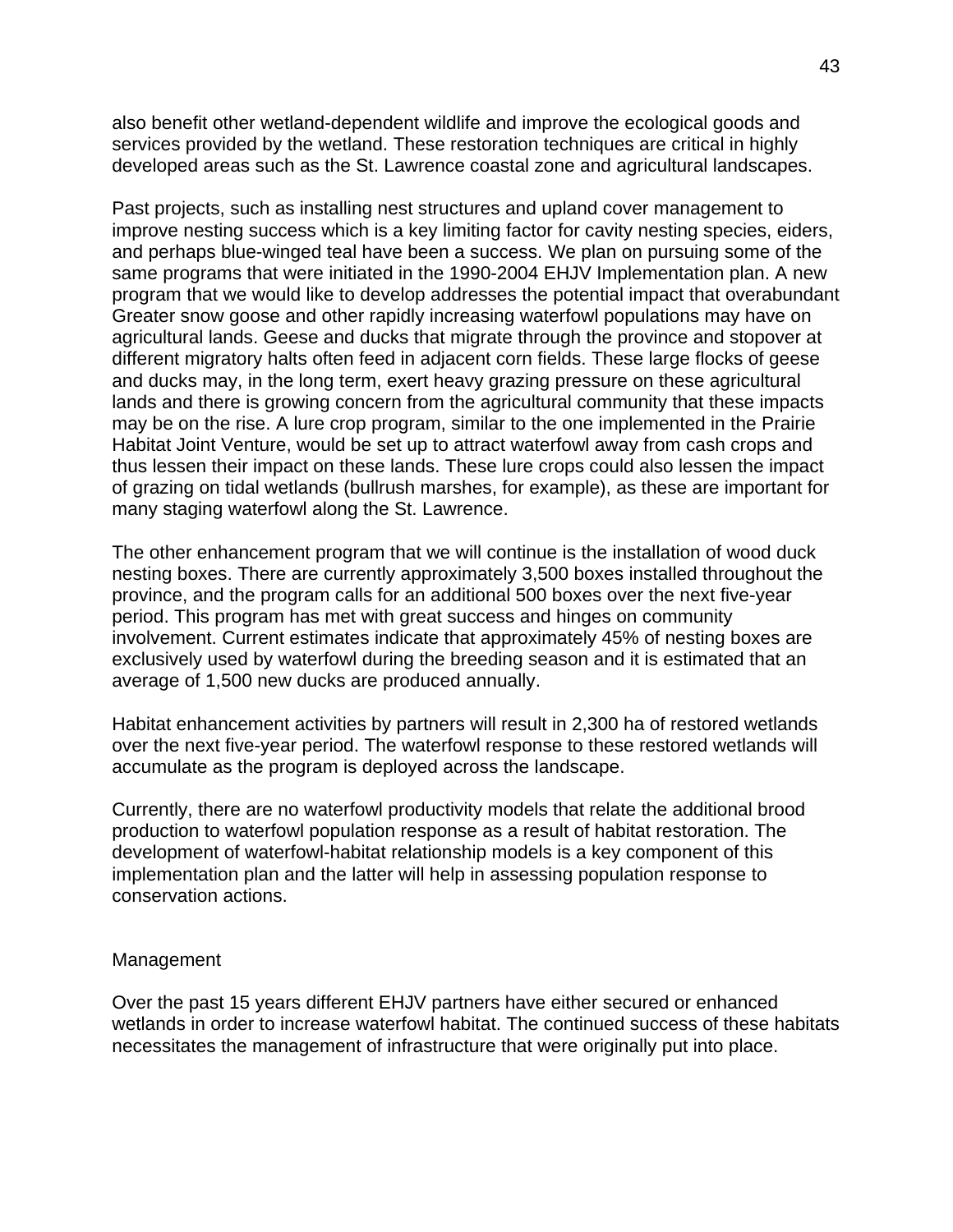also benefit other wetland-dependent wildlife and improve the ecological goods and services provided by the wetland. These restoration techniques are critical in highly developed areas such as the St. Lawrence coastal zone and agricultural landscapes.

Past projects, such as installing nest structures and upland cover management to improve nesting success which is a key limiting factor for cavity nesting species, eiders, and perhaps blue-winged teal have been a success. We plan on pursuing some of the same programs that were initiated in the 1990-2004 EHJV Implementation plan. A new program that we would like to develop addresses the potential impact that overabundant Greater snow goose and other rapidly increasing waterfowl populations may have on agricultural lands. Geese and ducks that migrate through the province and stopover at different migratory halts often feed in adjacent corn fields. These large flocks of geese and ducks may, in the long term, exert heavy grazing pressure on these agricultural lands and there is growing concern from the agricultural community that these impacts may be on the rise. A lure crop program, similar to the one implemented in the Prairie Habitat Joint Venture, would be set up to attract waterfowl away from cash crops and thus lessen their impact on these lands. These lure crops could also lessen the impact of grazing on tidal wetlands (bullrush marshes, for example), as these are important for many staging waterfowl along the St. Lawrence.

The other enhancement program that we will continue is the installation of wood duck nesting boxes. There are currently approximately 3,500 boxes installed throughout the province, and the program calls for an additional 500 boxes over the next five-year period. This program has met with great success and hinges on community involvement. Current estimates indicate that approximately 45% of nesting boxes are exclusively used by waterfowl during the breeding season and it is estimated that an average of 1,500 new ducks are produced annually.

Habitat enhancement activities by partners will result in 2,300 ha of restored wetlands over the next five-year period. The waterfowl response to these restored wetlands will accumulate as the program is deployed across the landscape.

Currently, there are no waterfowl productivity models that relate the additional brood production to waterfowl population response as a result of habitat restoration. The development of waterfowl-habitat relationship models is a key component of this implementation plan and the latter will help in assessing population response to conservation actions.

## Management

Over the past 15 years different EHJV partners have either secured or enhanced wetlands in order to increase waterfowl habitat. The continued success of these habitats necessitates the management of infrastructure that were originally put into place.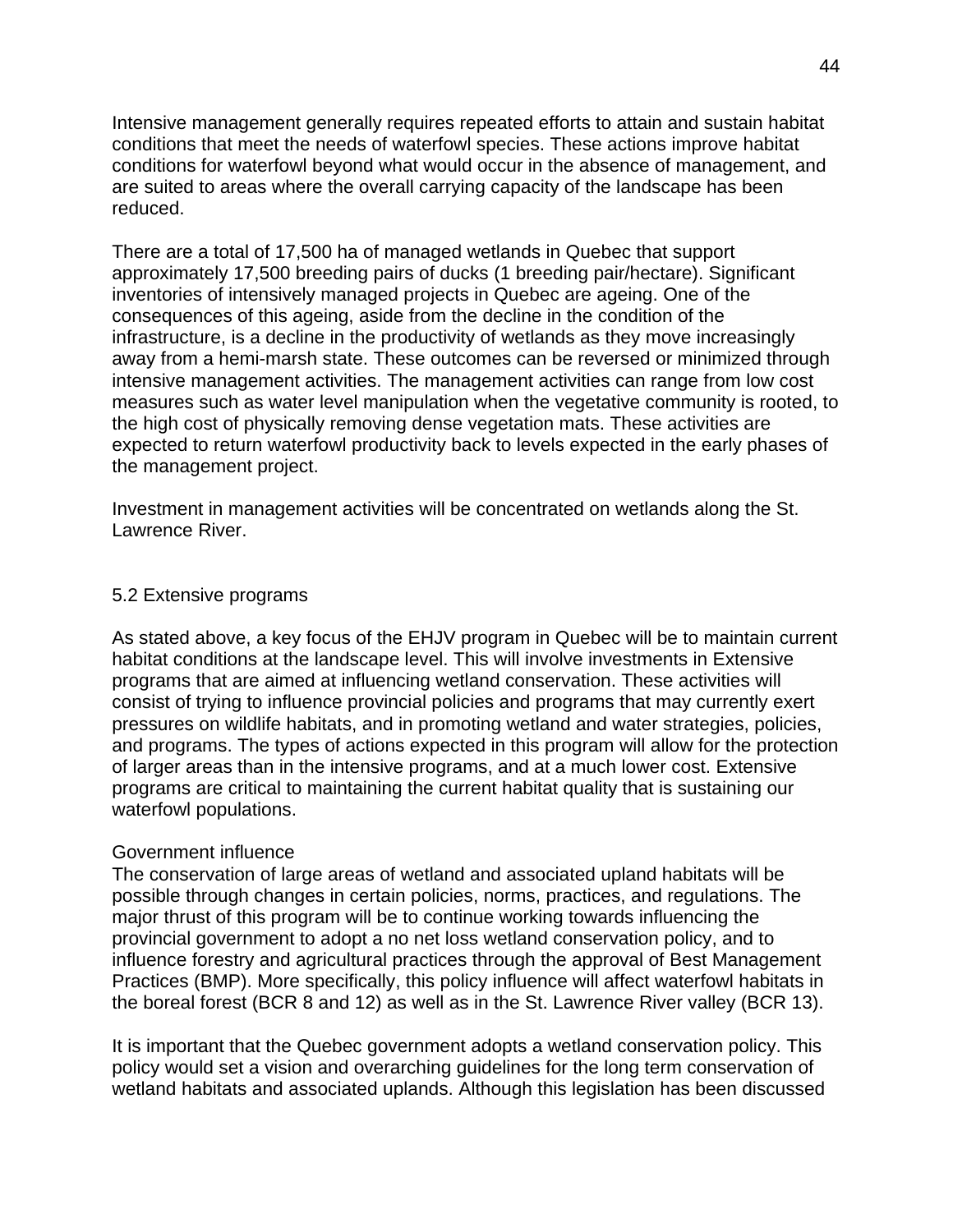Intensive management generally requires repeated efforts to attain and sustain habitat conditions that meet the needs of waterfowl species. These actions improve habitat conditions for waterfowl beyond what would occur in the absence of management, and are suited to areas where the overall carrying capacity of the landscape has been reduced.

There are a total of 17,500 ha of managed wetlands in Quebec that support approximately 17,500 breeding pairs of ducks (1 breeding pair/hectare). Significant inventories of intensively managed projects in Quebec are ageing. One of the consequences of this ageing, aside from the decline in the condition of the infrastructure, is a decline in the productivity of wetlands as they move increasingly away from a hemi-marsh state. These outcomes can be reversed or minimized through intensive management activities. The management activities can range from low cost measures such as water level manipulation when the vegetative community is rooted, to the high cost of physically removing dense vegetation mats. These activities are expected to return waterfowl productivity back to levels expected in the early phases of the management project.

Investment in management activities will be concentrated on wetlands along the St. Lawrence River.

## 5.2 Extensive programs

As stated above, a key focus of the EHJV program in Quebec will be to maintain current habitat conditions at the landscape level. This will involve investments in Extensive programs that are aimed at influencing wetland conservation. These activities will consist of trying to influence provincial policies and programs that may currently exert pressures on wildlife habitats, and in promoting wetland and water strategies, policies, and programs. The types of actions expected in this program will allow for the protection of larger areas than in the intensive programs, and at a much lower cost. Extensive programs are critical to maintaining the current habitat quality that is sustaining our waterfowl populations.

### Government influence

The conservation of large areas of wetland and associated upland habitats will be possible through changes in certain policies, norms, practices, and regulations. The major thrust of this program will be to continue working towards influencing the provincial government to adopt a no net loss wetland conservation policy, and to influence forestry and agricultural practices through the approval of Best Management Practices (BMP). More specifically, this policy influence will affect waterfowl habitats in the boreal forest (BCR 8 and 12) as well as in the St. Lawrence River valley (BCR 13).

It is important that the Quebec government adopts a wetland conservation policy. This policy would set a vision and overarching guidelines for the long term conservation of wetland habitats and associated uplands. Although this legislation has been discussed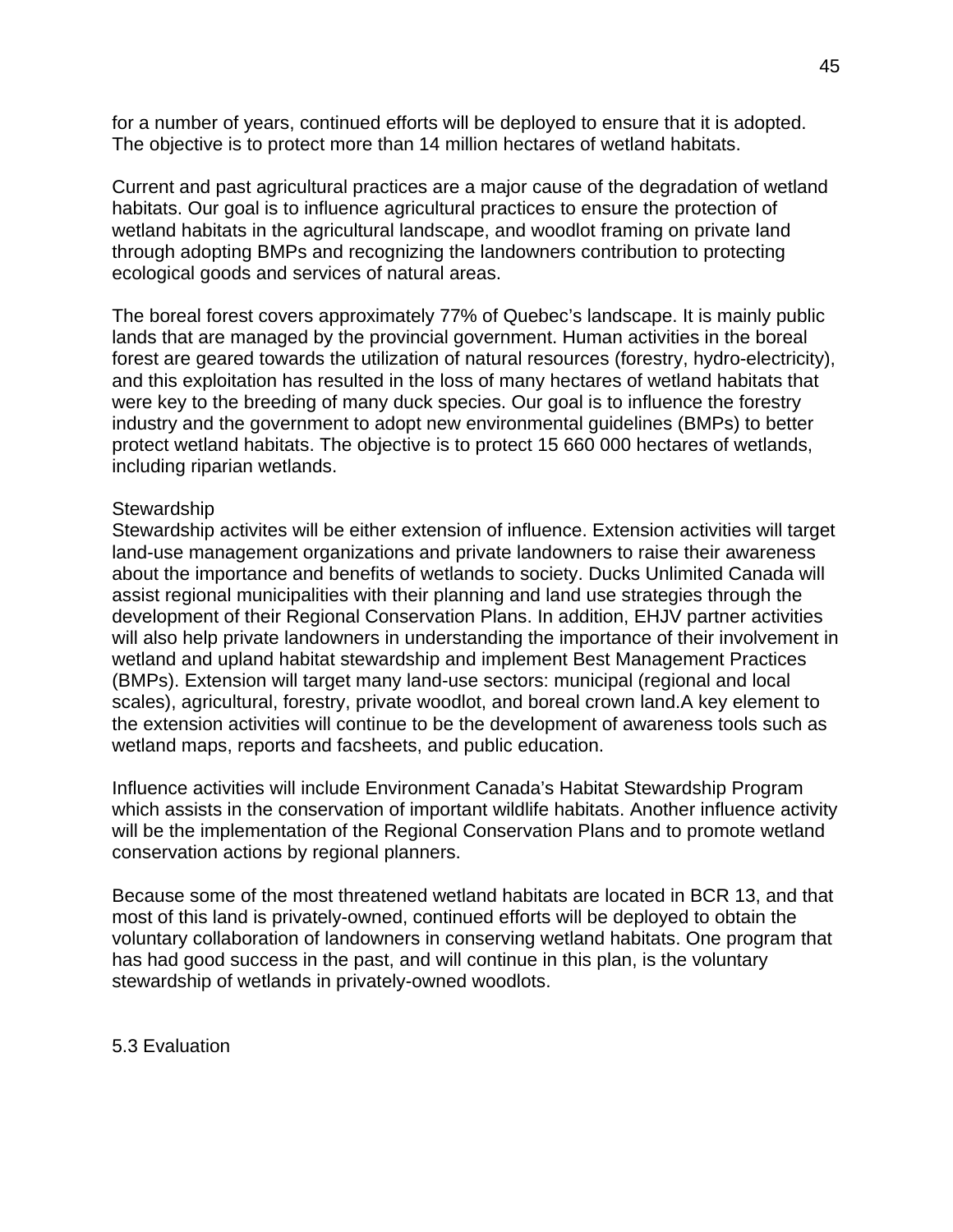for a number of years, continued efforts will be deployed to ensure that it is adopted. The objective is to protect more than 14 million hectares of wetland habitats.

Current and past agricultural practices are a major cause of the degradation of wetland habitats. Our goal is to influence agricultural practices to ensure the protection of wetland habitats in the agricultural landscape, and woodlot framing on private land through adopting BMPs and recognizing the landowners contribution to protecting ecological goods and services of natural areas.

The boreal forest covers approximately 77% of Quebec's landscape. It is mainly public lands that are managed by the provincial government. Human activities in the boreal forest are geared towards the utilization of natural resources (forestry, hydro-electricity), and this exploitation has resulted in the loss of many hectares of wetland habitats that were key to the breeding of many duck species. Our goal is to influence the forestry industry and the government to adopt new environmental guidelines (BMPs) to better protect wetland habitats. The objective is to protect 15 660 000 hectares of wetlands, including riparian wetlands.

Stewardship

Stewardship activites will be either extension of influence. Extension activities will target land-use management organizations and private landowners to raise their awareness about the importance and benefits of wetlands to society. Ducks Unlimited Canada will assist regional municipalities with their planning and land use strategies through the development of their Regional Conservation Plans. In addition, EHJV partner activities will also help private landowners in understanding the importance of their involvement in wetland and upland habitat stewardship and implement Best Management Practices (BMPs). Extension will target many land-use sectors: municipal (regional and local scales), agricultural, forestry, private woodlot, and boreal crown land.A key element to the extension activities will continue to be the development of awareness tools such as wetland maps, reports and facsheets, and public education.

Influence activities will include Environment Canada's Habitat Stewardship Program which assists in the conservation of important wildlife habitats. Another influence activity will be the implementation of the Regional Conservation Plans and to promote wetland conservation actions by regional planners.

Because some of the most threatened wetland habitats are located in BCR 13, and that most of this land is privately-owned, continued efforts will be deployed to obtain the voluntary collaboration of landowners in conserving wetland habitats. One program that has had good success in the past, and will continue in this plan, is the voluntary stewardship of wetlands in privately-owned woodlots.

## 5.3 Evaluation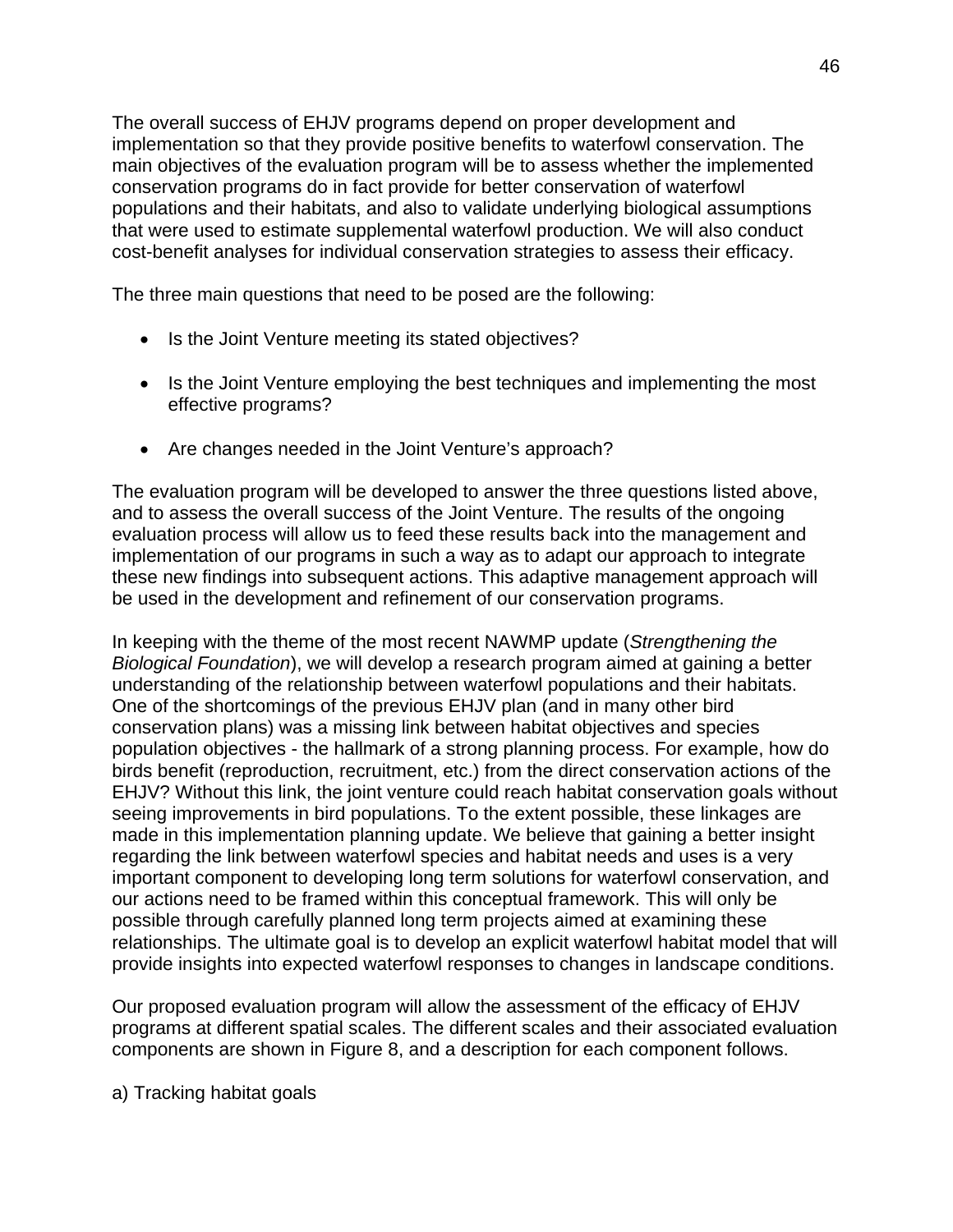The overall success of EHJV programs depend on proper development and implementation so that they provide positive benefits to waterfowl conservation. The main objectives of the evaluation program will be to assess whether the implemented conservation programs do in fact provide for better conservation of waterfowl populations and their habitats, and also to validate underlying biological assumptions that were used to estimate supplemental waterfowl production. We will also conduct cost-benefit analyses for individual conservation strategies to assess their efficacy.

The three main questions that need to be posed are the following:

- Is the Joint Venture meeting its stated objectives?
- Is the Joint Venture employing the best techniques and implementing the most effective programs?
- Are changes needed in the Joint Venture's approach?

The evaluation program will be developed to answer the three questions listed above, and to assess the overall success of the Joint Venture. The results of the ongoing evaluation process will allow us to feed these results back into the management and implementation of our programs in such a way as to adapt our approach to integrate these new findings into subsequent actions. This adaptive management approach will be used in the development and refinement of our conservation programs.

In keeping with the theme of the most recent NAWMP update (*Strengthening the Biological Foundation*), we will develop a research program aimed at gaining a better understanding of the relationship between waterfowl populations and their habitats. One of the shortcomings of the previous EHJV plan (and in many other bird conservation plans) was a missing link between habitat objectives and species population objectives - the hallmark of a strong planning process. For example, how do birds benefit (reproduction, recruitment, etc.) from the direct conservation actions of the EHJV? Without this link, the joint venture could reach habitat conservation goals without seeing improvements in bird populations. To the extent possible, these linkages are made in this implementation planning update. We believe that gaining a better insight regarding the link between waterfowl species and habitat needs and uses is a very important component to developing long term solutions for waterfowl conservation, and our actions need to be framed within this conceptual framework. This will only be possible through carefully planned long term projects aimed at examining these relationships. The ultimate goal is to develop an explicit waterfowl habitat model that will provide insights into expected waterfowl responses to changes in landscape conditions.

Our proposed evaluation program will allow the assessment of the efficacy of EHJV programs at different spatial scales. The different scales and their associated evaluation components are shown in Figure 8, and a description for each component follows.

a) Tracking habitat goals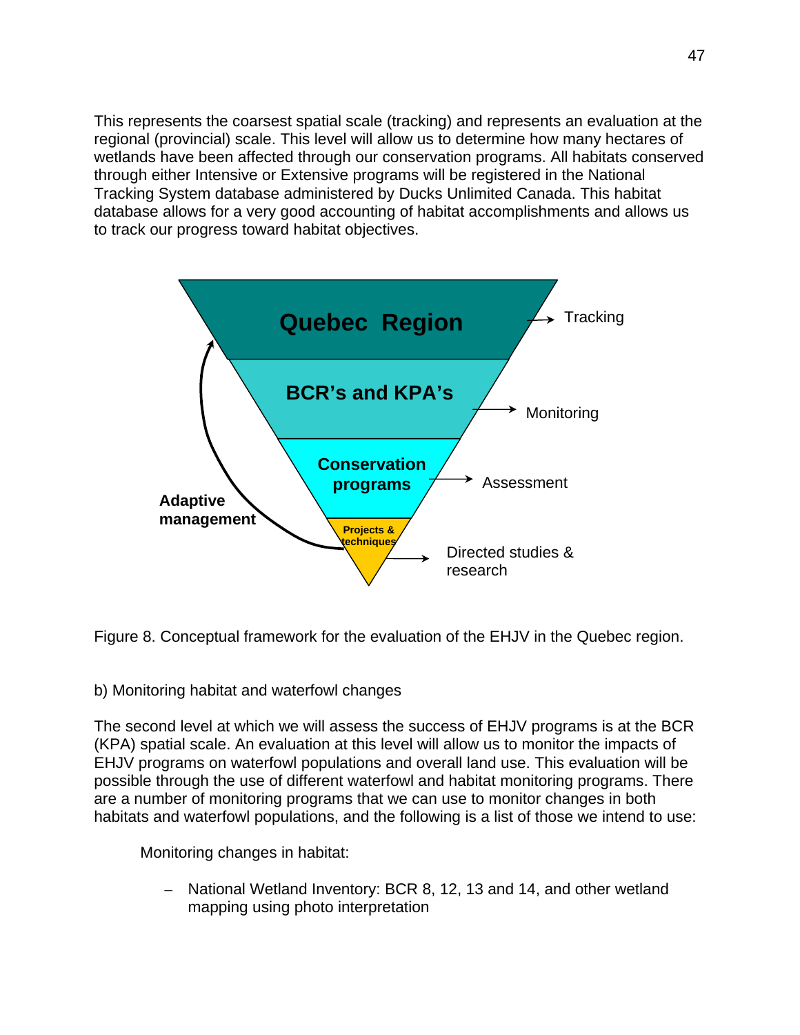This represents the coarsest spatial scale (tracking) and represents an evaluation at the regional (provincial) scale. This level will allow us to determine how many hectares of wetlands have been affected through our conservation programs. All habitats conserved through either Intensive or Extensive programs will be registered in the National Tracking System database administered by Ducks Unlimited Canada. This habitat database allows for a very good accounting of habitat accomplishments and allows us to track our progress toward habitat objectives.

Figure 8. Conceptual framework for the evaluation of the EHJV in the Quebec region.

b) Monitoring habitat and waterfowl changes

The second level at which we will assess the success of EHJV programs is at the BCR (KPA) spatial scale. An evaluation at this level will allow us to monitor the impacts of EHJV programs on waterfowl populations and overall land use. This evaluation will be possible through the use of different waterfowl and habitat monitoring programs. There are a number of monitoring programs that we can use to monitor changes in both habitats and waterfowl populations, and the following is a list of those we intend to use:

Monitoring changes in habitat:

- National Wetland Inventory: BCR 8, 12, 13 and 14, and other wetland mapping using photo interpretation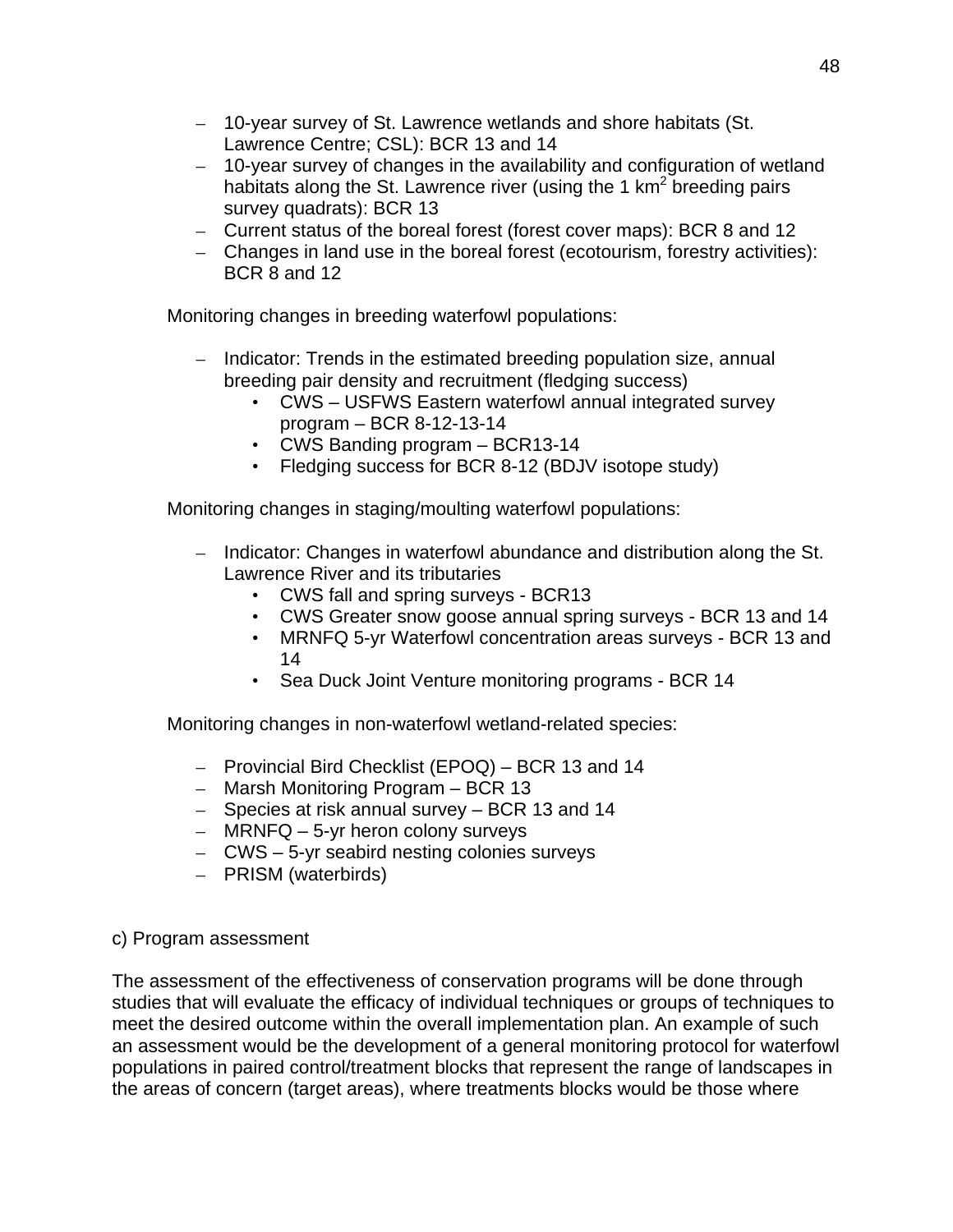- 10-year survey of St. Lawrence wetlands and shore habitats (St. Lawrence Centre; CSL): BCR 13 and 14
- 10-year survey of changes in the availability and configuration of wetland habitats along the St. Lawrence river (using the 1 $km^2$ breeding pairs survey quadrats): BCR 13
- Current status of the boreal forest (forest cover maps): BCR 8 and 12
- Changes in land use in the boreal forest (ecotourism, forestry activities): BCR 8 and 12

Monitoring changes in breeding waterfowl populations:

- Indicator: Trends in the estimated breeding population size, annual breeding pair density and recruitment (fledging success)
    - CWS – USFWS Eastern waterfowl annual integrated survey program – BCR 8-12-13-14
    - CWS Banding program – BCR13-14
    - Fledging success for BCR 8-12 (BDJV isotope study)

Monitoring changes in staging/moulting waterfowl populations:

- Indicator: Changes in waterfowl abundance and distribution along the St. Lawrence River and its tributaries
    - CWS fall and spring surveys - BCR13
    - CWS Greater snow goose annual spring surveys - BCR 13 and 14
    - MRNFQ 5-yr Waterfowl concentration areas surveys - BCR 13 and 14
    - Sea Duck Joint Venture monitoring programs - BCR 14

Monitoring changes in non-waterfowl wetland-related species:

- Provincial Bird Checklist (EPOQ) – BCR 13 and 14
- Marsh Monitoring Program – BCR 13
- Species at risk annual survey – BCR 13 and 14
- MRNFQ – 5-yr heron colony surveys
- CWS – 5-yr seabird nesting colonies surveys
- PRISM (waterbirds)

c) Program assessment

The assessment of the effectiveness of conservation programs will be done through studies that will evaluate the efficacy of individual techniques or groups of techniques to meet the desired outcome within the overall implementation plan. An example of such an assessment would be the development of a general monitoring protocol for waterfowl populations in paired control/treatment blocks that represent the range of landscapes in the areas of concern (target areas), where treatments blocks would be those where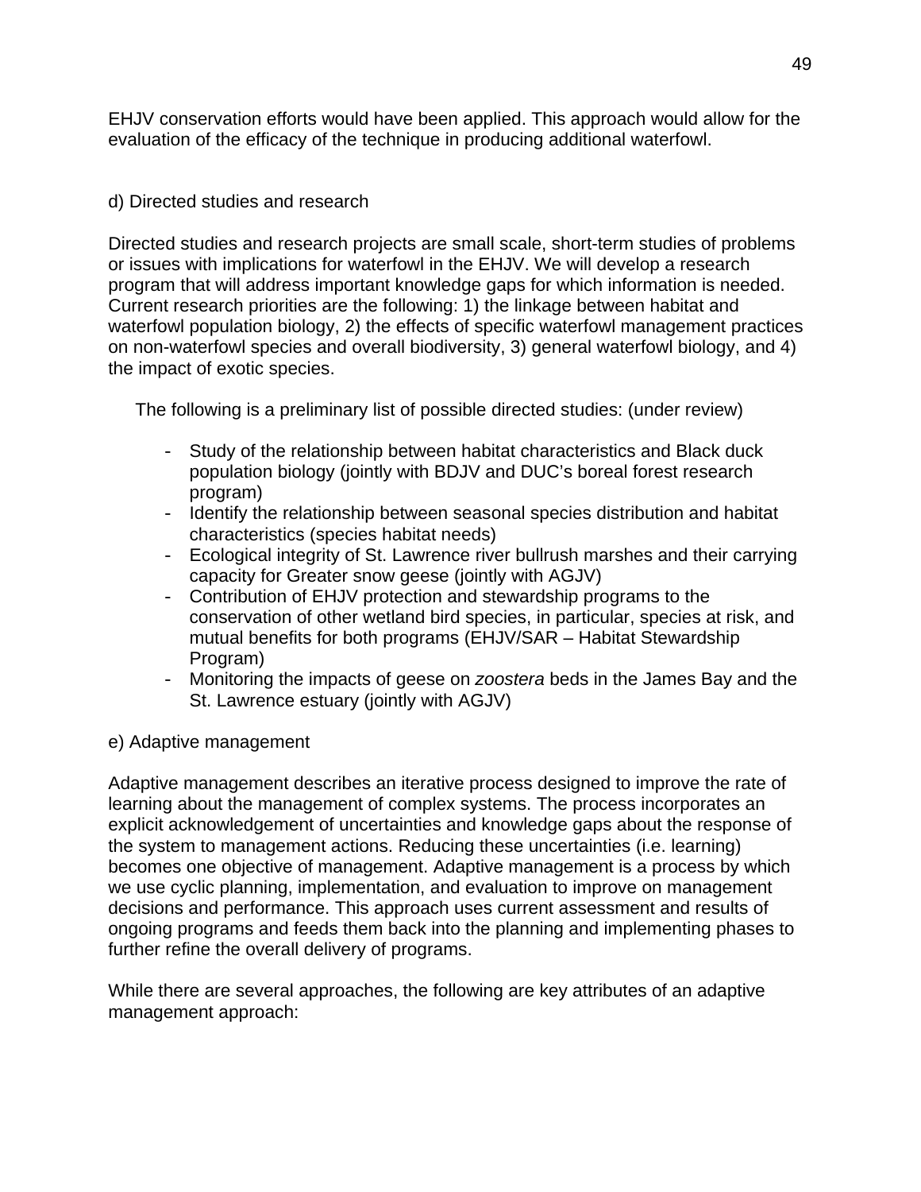EHJV conservation efforts would have been applied. This approach would allow for the evaluation of the efficacy of the technique in producing additional waterfowl.

d) Directed studies and research

Directed studies and research projects are small scale, short-term studies of problems or issues with implications for waterfowl in the EHJV. We will develop a research program that will address important knowledge gaps for which information is needed. Current research priorities are the following: 1) the linkage between habitat and waterfowl population biology, 2) the effects of specific waterfowl management practices on non-waterfowl species and overall biodiversity, 3) general waterfowl biology, and 4) the impact of exotic species.

The following is a preliminary list of possible directed studies: (under review)

- Study of the relationship between habitat characteristics and Black duck population biology (jointly with BDJV and DUC's boreal forest research program)
- Identify the relationship between seasonal species distribution and habitat characteristics (species habitat needs)
- Ecological integrity of St. Lawrence river bullrush marshes and their carrying capacity for Greater snow geese (jointly with AGJV)
- Contribution of EHJV protection and stewardship programs to the conservation of other wetland bird species, in particular, species at risk, and mutual benefits for both programs (EHJV/SAR – Habitat Stewardship Program)
- Monitoring the impacts of geese on *zoostera* beds in the James Bay and the St. Lawrence estuary (jointly with AGJV)

e) Adaptive management

Adaptive management describes an iterative process designed to improve the rate of learning about the management of complex systems. The process incorporates an explicit acknowledgement of uncertainties and knowledge gaps about the response of the system to management actions. Reducing these uncertainties (i.e. learning) becomes one objective of management. Adaptive management is a process by which we use cyclic planning, implementation, and evaluation to improve on management decisions and performance. This approach uses current assessment and results of ongoing programs and feeds them back into the planning and implementing phases to further refine the overall delivery of programs.

While there are several approaches, the following are key attributes of an adaptive management approach: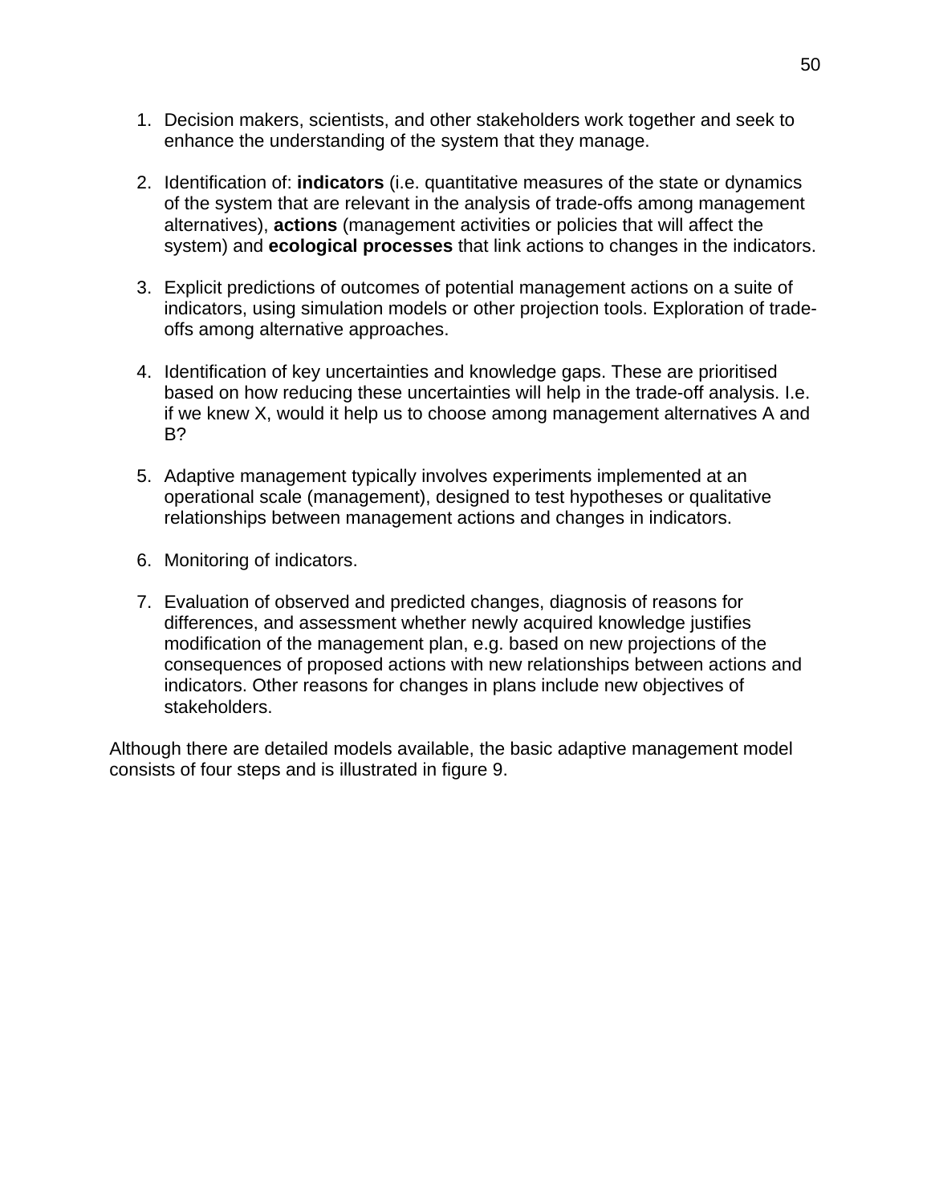1. Decision makers, scientists, and other stakeholders work together and seek to enhance the understanding of the system that they manage.

2. Identification of: **indicators** (i.e. quantitative measures of the state or dynamics of the system that are relevant in the analysis of trade-offs among management alternatives), **actions** (management activities or policies that will affect the system) and **ecological processes** that link actions to changes in the indicators.

3. Explicit predictions of outcomes of potential management actions on a suite of indicators, using simulation models or other projection tools. Exploration of trade-offs among alternative approaches.

4. Identification of key uncertainties and knowledge gaps. These are prioritised based on how reducing these uncertainties will help in the trade-off analysis. I.e. if we knew X, would it help us to choose among management alternatives A and B?

5. Adaptive management typically involves experiments implemented at an operational scale (management), designed to test hypotheses or qualitative relationships between management actions and changes in indicators.

6. Monitoring of indicators.

7. Evaluation of observed and predicted changes, diagnosis of reasons for differences, and assessment whether newly acquired knowledge justifies modification of the management plan, e.g. based on new projections of the consequences of proposed actions with new relationships between actions and indicators. Other reasons for changes in plans include new objectives of stakeholders.

Although there are detailed models available, the basic adaptive management model consists of four steps and is illustrated in figure 9.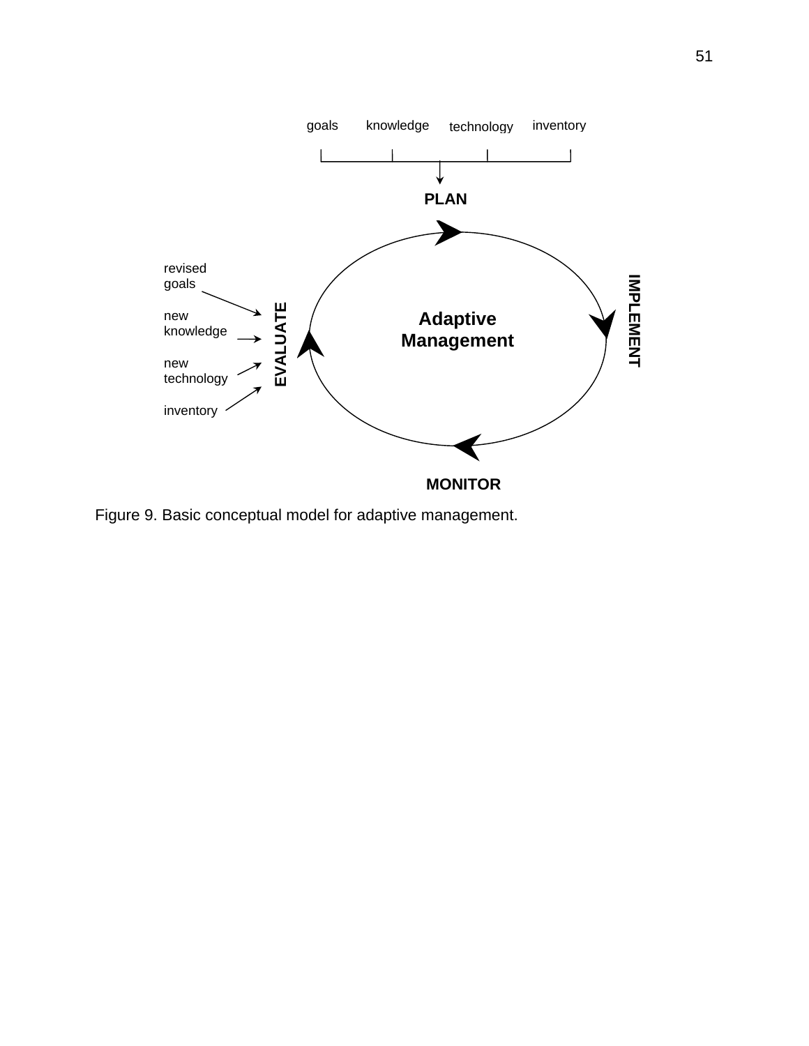Figure 9. Basic conceptual model for adaptive management.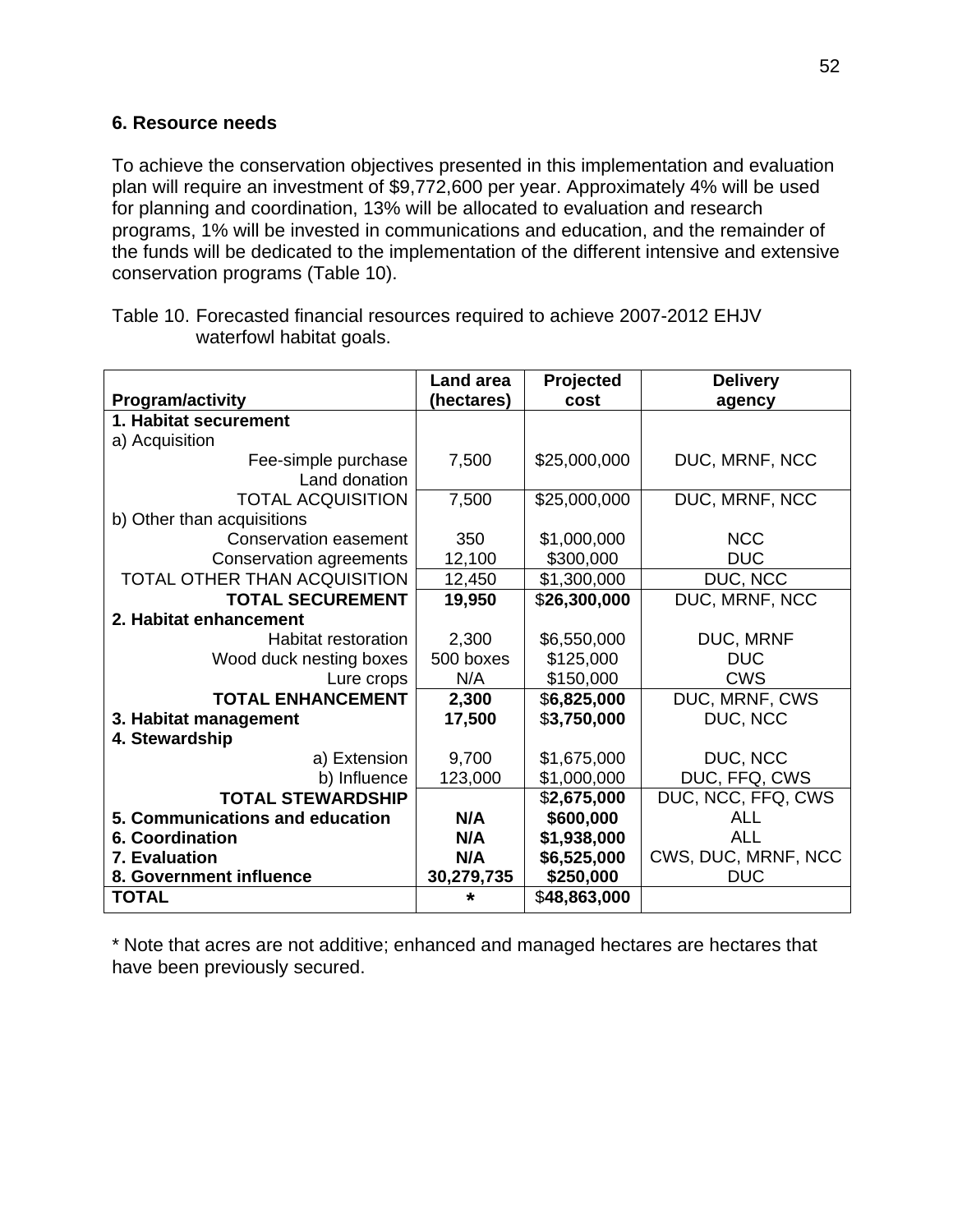## 6. Resource needs

To achieve the conservation objectives presented in this implementation and evaluation plan will require an investment of $9,772,600 per year. Approximately 4% will be used for planning and coordination, 13% will be allocated to evaluation and research programs, 1% will be invested in communications and education, and the remainder of the funds will be dedicated to the implementation of the different intensive and extensive conservation programs (Table 10).

Table 10. Forecasted financial resources required to achieve 2007-2012 EHJV waterfowl habitat goals.

| Program/activity | Land area (hectares) | Projected cost | Delivery agency |
|---|---|---|---|
| **1. Habitat securement** | | | |
| a) Acquisition | | | |
| Fee-simple purchase | 7,500 | $25,000,000 | DUC, MRNF, NCC |
| Land donation | | | |
| TOTAL ACQUISITION | 7,500 | $25,000,000 | DUC, MRNF, NCC |
| b) Other than acquisitions | | | |
| Conservation easement | 350 | $1,000,000 | NCC |
| Conservation agreements | 12,100 | $300,000 | DUC |
| TOTAL OTHER THAN ACQUISITION | 12,450 | $1,300,000 | DUC, NCC |
| **TOTAL SECUREMENT** | **19,950** | $**26,300,000** | DUC, MRNF, NCC |
| **2. Habitat enhancement** | | | |
| Habitat restoration | 2,300 | $6,550,000 | DUC, MRNF |
| Wood duck nesting boxes | 500 boxes | $125,000 | DUC |
| Lure crops | N/A | $150,000 | CWS |
| **TOTAL ENHANCEMENT** | **2,300** | $**6,825,000** | DUC, MRNF, CWS |
| **3. Habitat management** | **17,500** | $**3,750,000** | DUC, NCC |
| **4. Stewardship** | | | |
| a) Extension | 9,700 | $1,675,000 | DUC, NCC |
| b) Influence | 123,000 | $1,000,000 | DUC, FFQ, CWS |
| **TOTAL STEWARDSHIP** | | $**2,675,000** | DUC, NCC, FFQ, CWS |
| **5. Communications and education** | **N/A** | **$600,000** | ALL |
| **6. Coordination** | **N/A** | **$1,938,000** | ALL |
| **7. Evaluation** | **N/A** | **$6,525,000** | CWS, DUC, MRNF, NCC |
| **8. Government influence** | **30,279,735** | **$250,000** | DUC |
| **TOTAL** | * | $**48,863,000** | |

* Note that acres are not additive; enhanced and managed hectares are hectares that have been previously secured.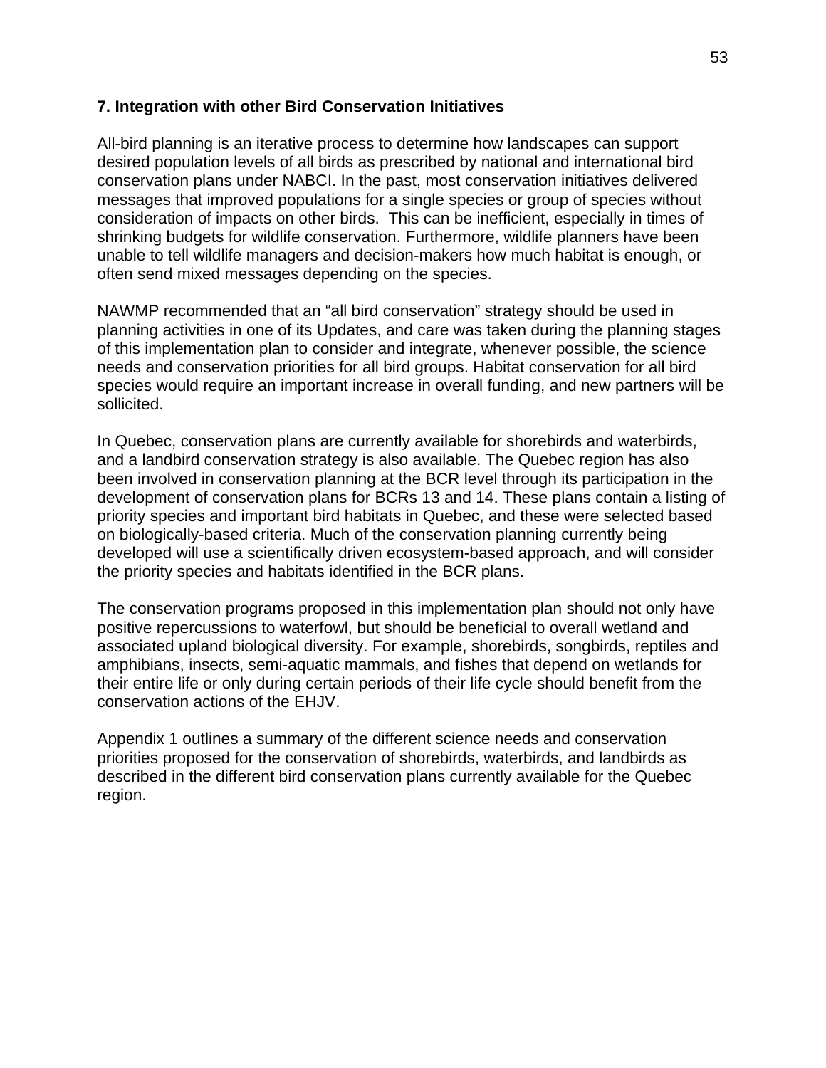## 7. Integration with other Bird Conservation Initiatives

All-bird planning is an iterative process to determine how landscapes can support desired population levels of all birds as prescribed by national and international bird conservation plans under NABCI. In the past, most conservation initiatives delivered messages that improved populations for a single species or group of species without consideration of impacts on other birds.  This can be inefficient, especially in times of shrinking budgets for wildlife conservation. Furthermore, wildlife planners have been unable to tell wildlife managers and decision-makers how much habitat is enough, or often send mixed messages depending on the species.

NAWMP recommended that an “all bird conservation” strategy should be used in planning activities in one of its Updates, and care was taken during the planning stages of this implementation plan to consider and integrate, whenever possible, the science needs and conservation priorities for all bird groups. Habitat conservation for all bird species would require an important increase in overall funding, and new partners will be sollicited.

In Quebec, conservation plans are currently available for shorebirds and waterbirds, and a landbird conservation strategy is also available. The Quebec region has also been involved in conservation planning at the BCR level through its participation in the development of conservation plans for BCRs 13 and 14. These plans contain a listing of priority species and important bird habitats in Quebec, and these were selected based on biologically-based criteria. Much of the conservation planning currently being developed will use a scientifically driven ecosystem-based approach, and will consider the priority species and habitats identified in the BCR plans.

The conservation programs proposed in this implementation plan should not only have positive repercussions to waterfowl, but should be beneficial to overall wetland and associated upland biological diversity. For example, shorebirds, songbirds, reptiles and amphibians, insects, semi-aquatic mammals, and fishes that depend on wetlands for their entire life or only during certain periods of their life cycle should benefit from the conservation actions of the EHJV.

Appendix 1 outlines a summary of the different science needs and conservation priorities proposed for the conservation of shorebirds, waterbirds, and landbirds as described in the different bird conservation plans currently available for the Quebec region.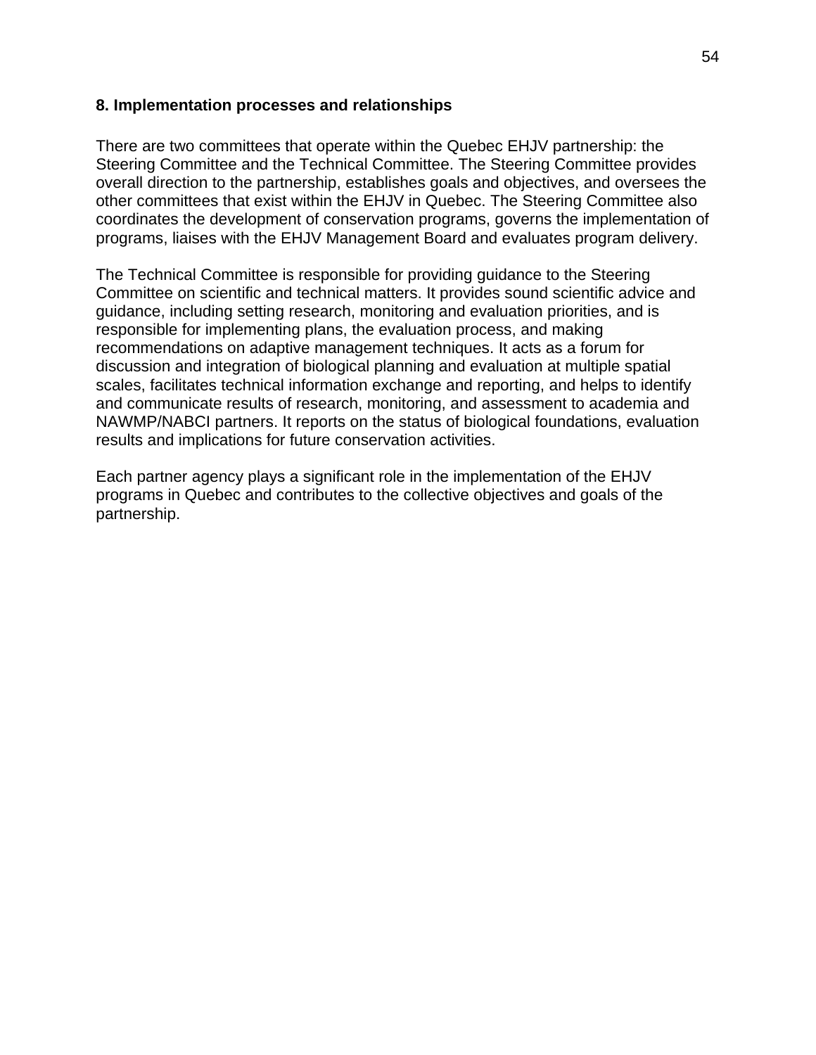## 8. Implementation processes and relationships

There are two committees that operate within the Quebec EHJV partnership: the Steering Committee and the Technical Committee. The Steering Committee provides overall direction to the partnership, establishes goals and objectives, and oversees the other committees that exist within the EHJV in Quebec. The Steering Committee also coordinates the development of conservation programs, governs the implementation of programs, liaises with the EHJV Management Board and evaluates program delivery.

The Technical Committee is responsible for providing guidance to the Steering Committee on scientific and technical matters. It provides sound scientific advice and guidance, including setting research, monitoring and evaluation priorities, and is responsible for implementing plans, the evaluation process, and making recommendations on adaptive management techniques. It acts as a forum for discussion and integration of biological planning and evaluation at multiple spatial scales, facilitates technical information exchange and reporting, and helps to identify and communicate results of research, monitoring, and assessment to academia and NAWMP/NABCI partners. It reports on the status of biological foundations, evaluation results and implications for future conservation activities.

Each partner agency plays a significant role in the implementation of the EHJV programs in Quebec and contributes to the collective objectives and goals of the partnership.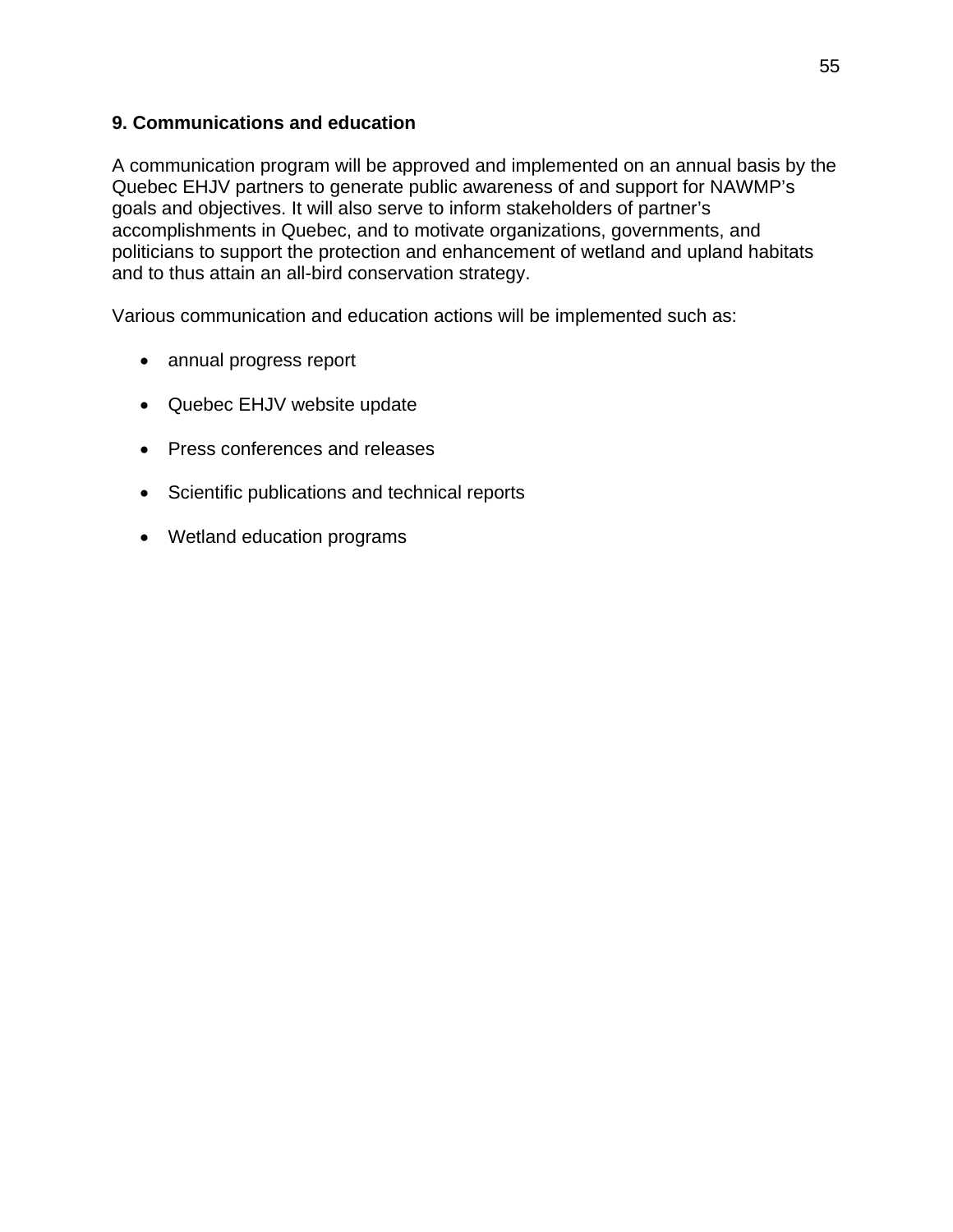## 9. Communications and education

A communication program will be approved and implemented on an annual basis by the Quebec EHJV partners to generate public awareness of and support for NAWMP's goals and objectives. It will also serve to inform stakeholders of partner's accomplishments in Quebec, and to motivate organizations, governments, and politicians to support the protection and enhancement of wetland and upland habitats and to thus attain an all-bird conservation strategy.

Various communication and education actions will be implemented such as:

- annual progress report
- Quebec EHJV website update
- Press conferences and releases
- Scientific publications and technical reports
- Wetland education programs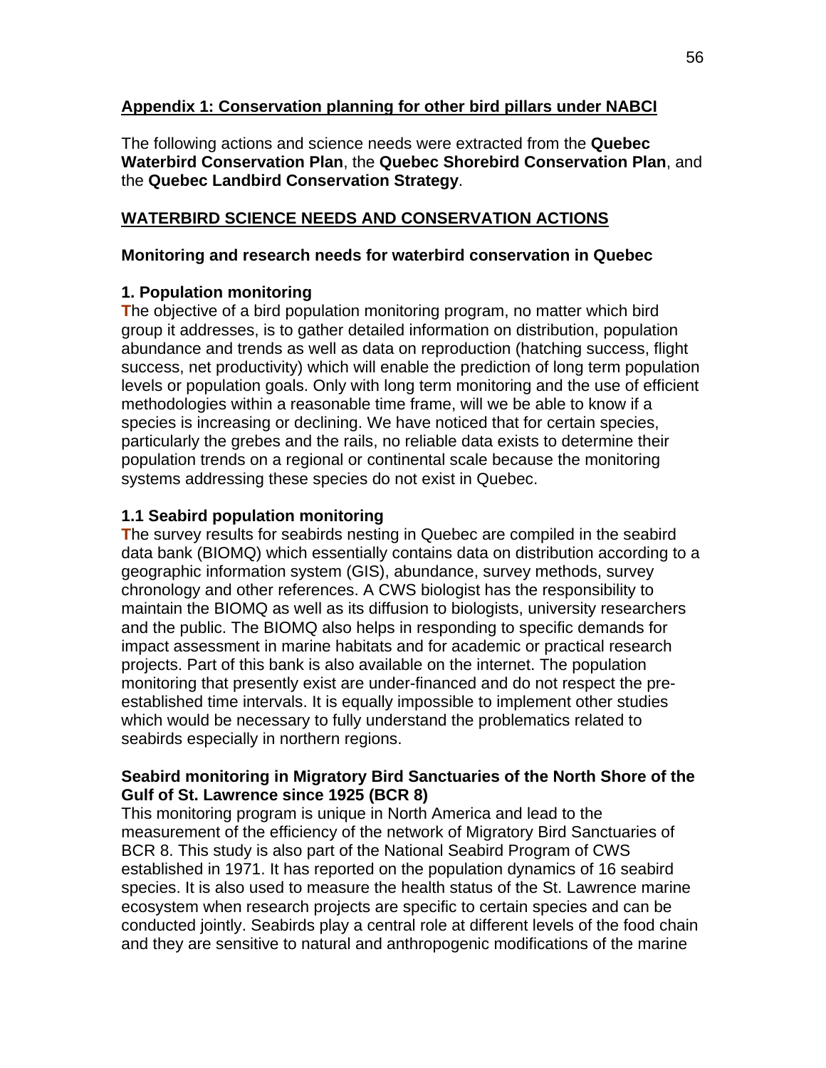## Appendix 1: Conservation planning for other bird pillars under NABCI

The following actions and science needs were extracted from the **Quebec Waterbird Conservation Plan**, the **Quebec Shorebird Conservation Plan**, and the **Quebec Landbird Conservation Strategy**.

## WATERBIRD SCIENCE NEEDS AND CONSERVATION ACTIONS

### Monitoring and research needs for waterbird conservation in Quebec

#### 1. Population monitoring

The objective of a bird population monitoring program, no matter which bird group it addresses, is to gather detailed information on distribution, population abundance and trends as well as data on reproduction (hatching success, flight success, net productivity) which will enable the prediction of long term population levels or population goals. Only with long term monitoring and the use of efficient methodologies within a reasonable time frame, will we be able to know if a species is increasing or declining. We have noticed that for certain species, particularly the grebes and the rails, no reliable data exists to determine their population trends on a regional or continental scale because the monitoring systems addressing these species do not exist in Quebec.

#### 1.1 Seabird population monitoring

The survey results for seabirds nesting in Quebec are compiled in the seabird data bank (BIOMQ) which essentially contains data on distribution according to a geographic information system (GIS), abundance, survey methods, survey chronology and other references. A CWS biologist has the responsibility to maintain the BIOMQ as well as its diffusion to biologists, university researchers and the public. The BIOMQ also helps in responding to specific demands for impact assessment in marine habitats and for academic or practical research projects. Part of this bank is also available on the internet. The population monitoring that presently exist are under-financed and do not respect the pre-established time intervals. It is equally impossible to implement other studies which would be necessary to fully understand the problematics related to seabirds especially in northern regions.

**Seabird monitoring in Migratory Bird Sanctuaries of the North Shore of the Gulf of St. Lawrence since 1925 (BCR 8)**

This monitoring program is unique in North America and lead to the measurement of the efficiency of the network of Migratory Bird Sanctuaries of BCR 8. This study is also part of the National Seabird Program of CWS established in 1971. It has reported on the population dynamics of 16 seabird species. It is also used to measure the health status of the St. Lawrence marine ecosystem when research projects are specific to certain species and can be conducted jointly. Seabirds play a central role at different levels of the food chain and they are sensitive to natural and anthropogenic modifications of the marine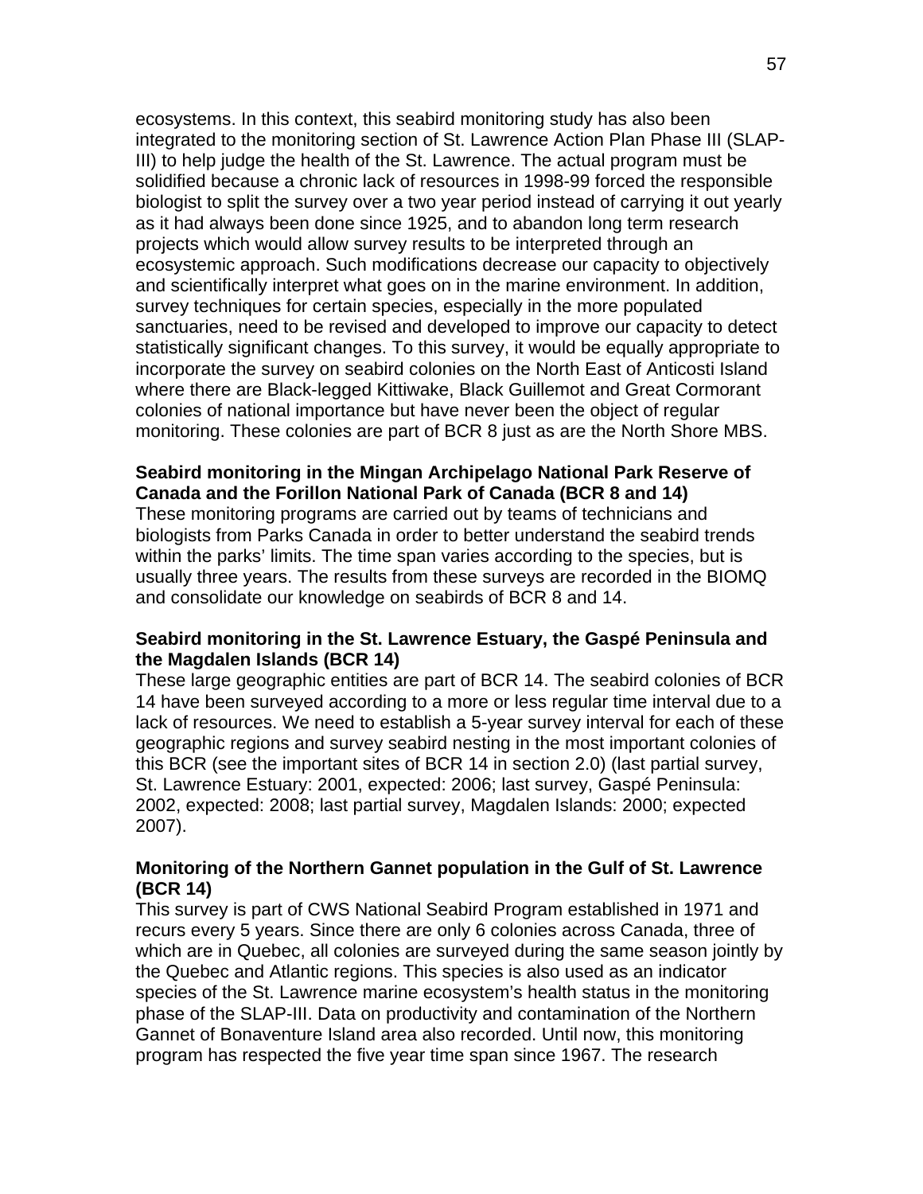ecosystems. In this context, this seabird monitoring study has also been integrated to the monitoring section of St. Lawrence Action Plan Phase III (SLAP-III) to help judge the health of the St. Lawrence. The actual program must be solidified because a chronic lack of resources in 1998-99 forced the responsible biologist to split the survey over a two year period instead of carrying it out yearly as it had always been done since 1925, and to abandon long term research projects which would allow survey results to be interpreted through an ecosystemic approach. Such modifications decrease our capacity to objectively and scientifically interpret what goes on in the marine environment. In addition, survey techniques for certain species, especially in the more populated sanctuaries, need to be revised and developed to improve our capacity to detect statistically significant changes. To this survey, it would be equally appropriate to incorporate the survey on seabird colonies on the North East of Anticosti Island where there are Black-legged Kittiwake, Black Guillemot and Great Cormorant colonies of national importance but have never been the object of regular monitoring. These colonies are part of BCR 8 just as are the North Shore MBS.

**Seabird monitoring in the Mingan Archipelago National Park Reserve of Canada and the Forillon National Park of Canada (BCR 8 and 14)**
These monitoring programs are carried out by teams of technicians and biologists from Parks Canada in order to better understand the seabird trends within the parks' limits. The time span varies according to the species, but is usually three years. The results from these surveys are recorded in the BIOMQ and consolidate our knowledge on seabirds of BCR 8 and 14.

**Seabird monitoring in the St. Lawrence Estuary, the Gaspé Peninsula and the Magdalen Islands (BCR 14)**
These large geographic entities are part of BCR 14. The seabird colonies of BCR 14 have been surveyed according to a more or less regular time interval due to a lack of resources. We need to establish a 5-year survey interval for each of these geographic regions and survey seabird nesting in the most important colonies of this BCR (see the important sites of BCR 14 in section 2.0) (last partial survey, St. Lawrence Estuary: 2001, expected: 2006; last survey, Gaspé Peninsula: 2002, expected: 2008; last partial survey, Magdalen Islands: 2000; expected 2007).

**Monitoring of the Northern Gannet population in the Gulf of St. Lawrence (BCR 14)**
This survey is part of CWS National Seabird Program established in 1971 and recurs every 5 years. Since there are only 6 colonies across Canada, three of which are in Quebec, all colonies are surveyed during the same season jointly by the Quebec and Atlantic regions. This species is also used as an indicator species of the St. Lawrence marine ecosystem's health status in the monitoring phase of the SLAP-III. Data on productivity and contamination of the Northern Gannet of Bonaventure Island area also recorded. Until now, this monitoring program has respected the five year time span since 1967. The research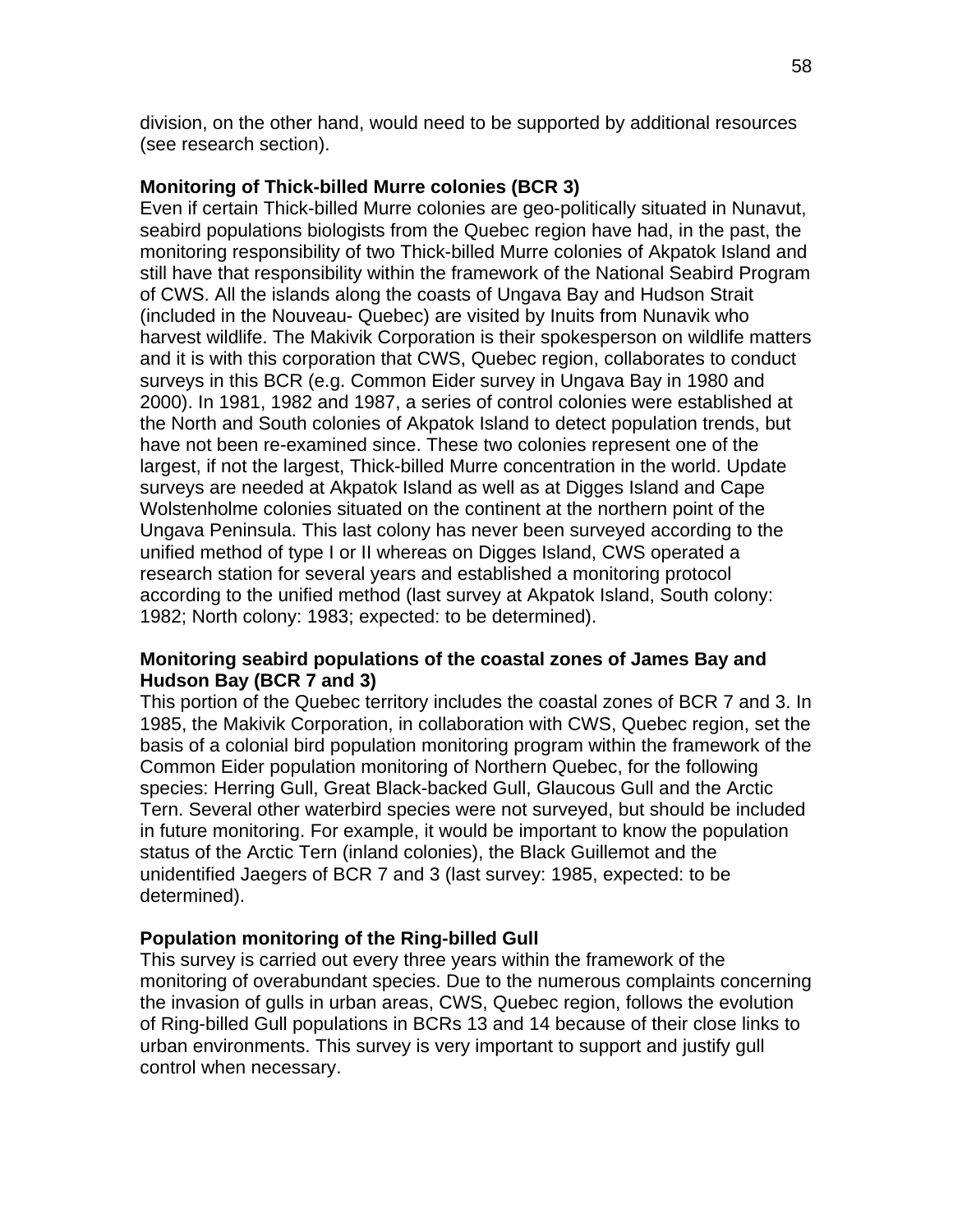division, on the other hand, would need to be supported by additional resources (see research section).

**Monitoring of Thick-billed Murre colonies (BCR 3)**

Even if certain Thick-billed Murre colonies are geo-politically situated in Nunavut, seabird populations biologists from the Quebec region have had, in the past, the monitoring responsibility of two Thick-billed Murre colonies of Akpatok Island and still have that responsibility within the framework of the National Seabird Program of CWS. All the islands along the coasts of Ungava Bay and Hudson Strait (included in the Nouveau- Quebec) are visited by Inuits from Nunavik who harvest wildlife. The Makivik Corporation is their spokesperson on wildlife matters and it is with this corporation that CWS, Quebec region, collaborates to conduct surveys in this BCR (e.g. Common Eider survey in Ungava Bay in 1980 and 2000). In 1981, 1982 and 1987, a series of control colonies were established at the North and South colonies of Akpatok Island to detect population trends, but have not been re-examined since. These two colonies represent one of the largest, if not the largest, Thick-billed Murre concentration in the world. Update surveys are needed at Akpatok Island as well as at Digges Island and Cape Wolstenholme colonies situated on the continent at the northern point of the Ungava Peninsula. This last colony has never been surveyed according to the unified method of type I or II whereas on Digges Island, CWS operated a research station for several years and established a monitoring protocol according to the unified method (last survey at Akpatok Island, South colony: 1982; North colony: 1983; expected: to be determined).

**Monitoring seabird populations of the coastal zones of James Bay and Hudson Bay (BCR 7 and 3)**

This portion of the Quebec territory includes the coastal zones of BCR 7 and 3. In 1985, the Makivik Corporation, in collaboration with CWS, Quebec region, set the basis of a colonial bird population monitoring program within the framework of the Common Eider population monitoring of Northern Quebec, for the following species: Herring Gull, Great Black-backed Gull, Glaucous Gull and the Arctic Tern. Several other waterbird species were not surveyed, but should be included in future monitoring. For example, it would be important to know the population status of the Arctic Tern (inland colonies), the Black Guillemot and the unidentified Jaegers of BCR 7 and 3 (last survey: 1985, expected: to be determined).

**Population monitoring of the Ring-billed Gull**

This survey is carried out every three years within the framework of the monitoring of overabundant species. Due to the numerous complaints concerning the invasion of gulls in urban areas, CWS, Quebec region, follows the evolution of Ring-billed Gull populations in BCRs 13 and 14 because of their close links to urban environments. This survey is very important to support and justify gull control when necessary.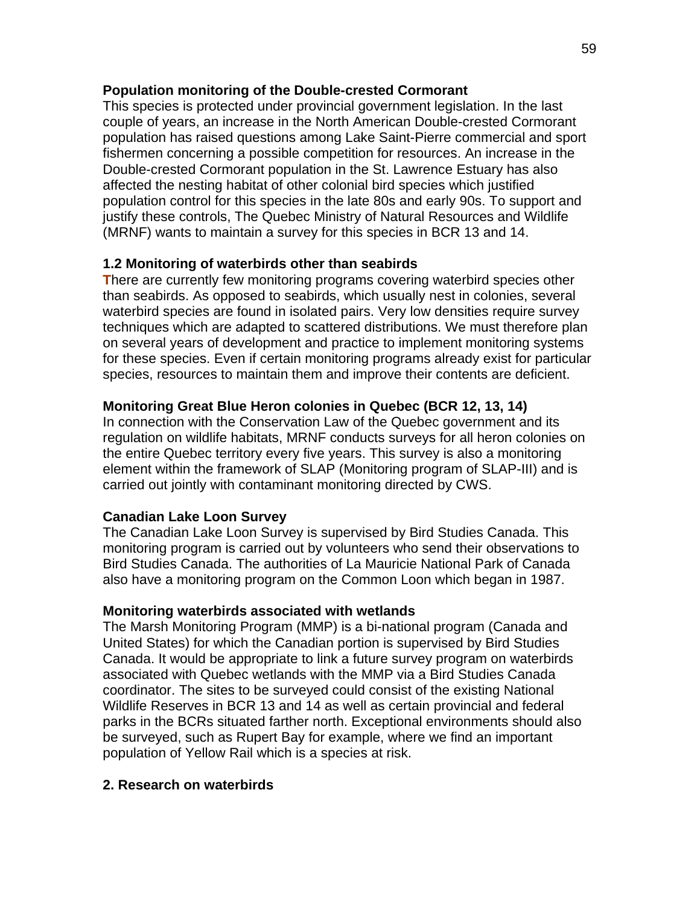**Population monitoring of the Double-crested Cormorant**

This species is protected under provincial government legislation. In the last couple of years, an increase in the North American Double-crested Cormorant population has raised questions among Lake Saint-Pierre commercial and sport fishermen concerning a possible competition for resources. An increase in the Double-crested Cormorant population in the St. Lawrence Estuary has also affected the nesting habitat of other colonial bird species which justified population control for this species in the late 80s and early 90s. To support and justify these controls, The Quebec Ministry of Natural Resources and Wildlife (MRNF) wants to maintain a survey for this species in BCR 13 and 14.

### 1.2 Monitoring of waterbirds other than seabirds

There are currently few monitoring programs covering waterbird species other than seabirds. As opposed to seabirds, which usually nest in colonies, several waterbird species are found in isolated pairs. Very low densities require survey techniques which are adapted to scattered distributions. We must therefore plan on several years of development and practice to implement monitoring systems for these species. Even if certain monitoring programs already exist for particular species, resources to maintain them and improve their contents are deficient.

**Monitoring Great Blue Heron colonies in Quebec (BCR 12, 13, 14)**

In connection with the Conservation Law of the Quebec government and its regulation on wildlife habitats, MRNF conducts surveys for all heron colonies on the entire Quebec territory every five years. This survey is also a monitoring element within the framework of SLAP (Monitoring program of SLAP-III) and is carried out jointly with contaminant monitoring directed by CWS.

**Canadian Lake Loon Survey**

The Canadian Lake Loon Survey is supervised by Bird Studies Canada. This monitoring program is carried out by volunteers who send their observations to Bird Studies Canada. The authorities of La Mauricie National Park of Canada also have a monitoring program on the Common Loon which began in 1987.

**Monitoring waterbirds associated with wetlands**

The Marsh Monitoring Program (MMP) is a bi-national program (Canada and United States) for which the Canadian portion is supervised by Bird Studies Canada. It would be appropriate to link a future survey program on waterbirds associated with Quebec wetlands with the MMP via a Bird Studies Canada coordinator. The sites to be surveyed could consist of the existing National Wildlife Reserves in BCR 13 and 14 as well as certain provincial and federal parks in the BCRs situated farther north. Exceptional environments should also be surveyed, such as Rupert Bay for example, where we find an important population of Yellow Rail which is a species at risk.

## 2. Research on waterbirds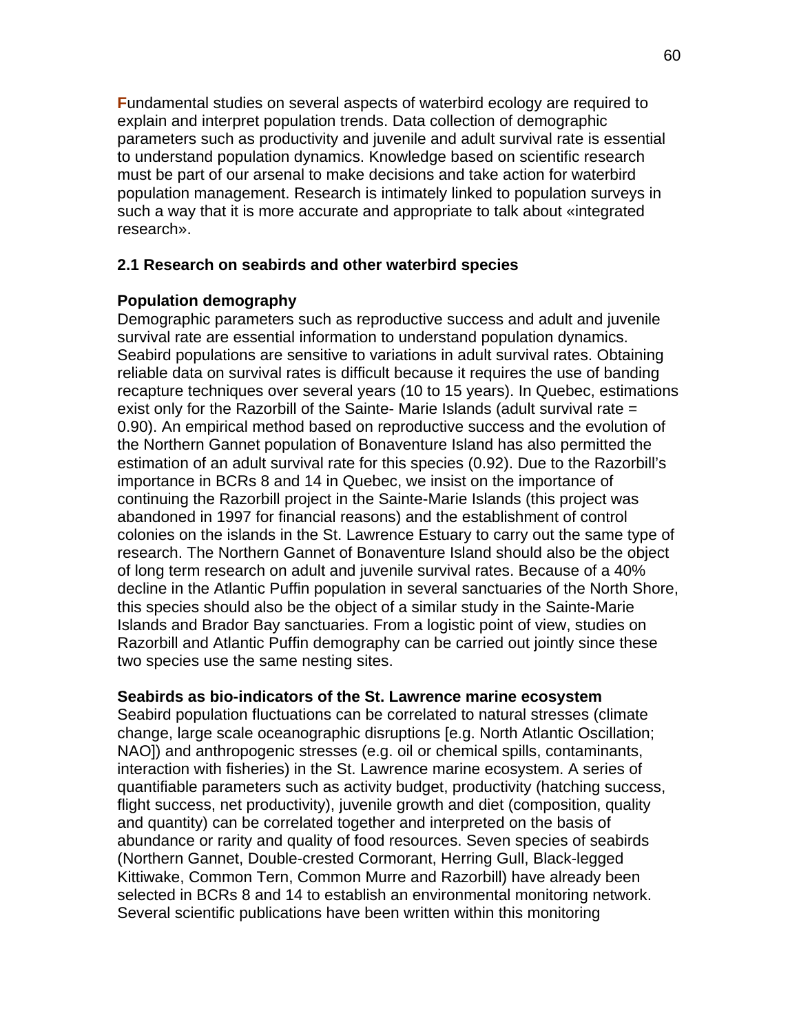Fundamental studies on several aspects of waterbird ecology are required to explain and interpret population trends. Data collection of demographic parameters such as productivity and juvenile and adult survival rate is essential to understand population dynamics. Knowledge based on scientific research must be part of our arsenal to make decisions and take action for waterbird population management. Research is intimately linked to population surveys in such a way that it is more accurate and appropriate to talk about «integrated research».

## 2.1 Research on seabirds and other waterbird species

### Population demography

Demographic parameters such as reproductive success and adult and juvenile survival rate are essential information to understand population dynamics. Seabird populations are sensitive to variations in adult survival rates. Obtaining reliable data on survival rates is difficult because it requires the use of banding recapture techniques over several years (10 to 15 years). In Quebec, estimations exist only for the Razorbill of the Sainte- Marie Islands (adult survival rate = 0.90). An empirical method based on reproductive success and the evolution of the Northern Gannet population of Bonaventure Island has also permitted the estimation of an adult survival rate for this species (0.92). Due to the Razorbill's importance in BCRs 8 and 14 in Quebec, we insist on the importance of continuing the Razorbill project in the Sainte-Marie Islands (this project was abandoned in 1997 for financial reasons) and the establishment of control colonies on the islands in the St. Lawrence Estuary to carry out the same type of research. The Northern Gannet of Bonaventure Island should also be the object of long term research on adult and juvenile survival rates. Because of a 40% decline in the Atlantic Puffin population in several sanctuaries of the North Shore, this species should also be the object of a similar study in the Sainte-Marie Islands and Brador Bay sanctuaries. From a logistic point of view, studies on Razorbill and Atlantic Puffin demography can be carried out jointly since these two species use the same nesting sites.

### Seabirds as bio-indicators of the St. Lawrence marine ecosystem

Seabird population fluctuations can be correlated to natural stresses (climate change, large scale oceanographic disruptions [e.g. North Atlantic Oscillation; NAO]) and anthropogenic stresses (e.g. oil or chemical spills, contaminants, interaction with fisheries) in the St. Lawrence marine ecosystem. A series of quantifiable parameters such as activity budget, productivity (hatching success, flight success, net productivity), juvenile growth and diet (composition, quality and quantity) can be correlated together and interpreted on the basis of abundance or rarity and quality of food resources. Seven species of seabirds (Northern Gannet, Double-crested Cormorant, Herring Gull, Black-legged Kittiwake, Common Tern, Common Murre and Razorbill) have already been selected in BCRs 8 and 14 to establish an environmental monitoring network. Several scientific publications have been written within this monitoring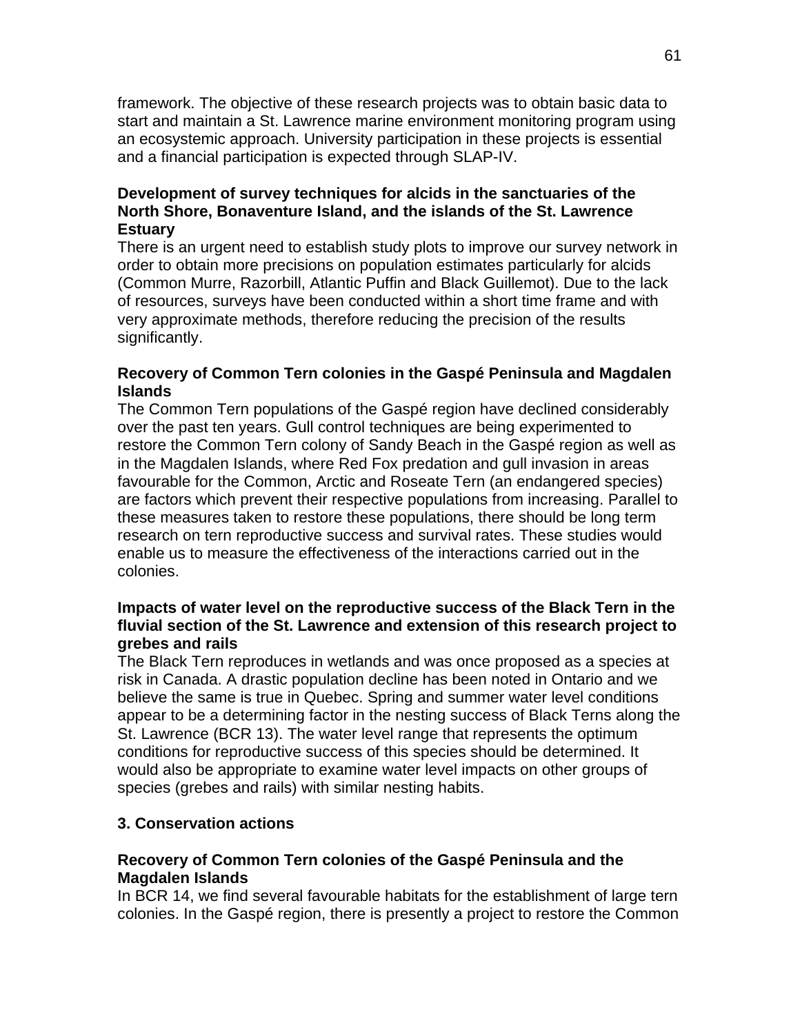framework. The objective of these research projects was to obtain basic data to start and maintain a St. Lawrence marine environment monitoring program using an ecosystemic approach. University participation in these projects is essential and a financial participation is expected through SLAP-IV.

**Development of survey techniques for alcids in the sanctuaries of the North Shore, Bonaventure Island, and the islands of the St. Lawrence Estuary**

There is an urgent need to establish study plots to improve our survey network in order to obtain more precisions on population estimates particularly for alcids (Common Murre, Razorbill, Atlantic Puffin and Black Guillemot). Due to the lack of resources, surveys have been conducted within a short time frame and with very approximate methods, therefore reducing the precision of the results significantly.

**Recovery of Common Tern colonies in the Gaspé Peninsula and Magdalen Islands**

The Common Tern populations of the Gaspé region have declined considerably over the past ten years. Gull control techniques are being experimented to restore the Common Tern colony of Sandy Beach in the Gaspé region as well as in the Magdalen Islands, where Red Fox predation and gull invasion in areas favourable for the Common, Arctic and Roseate Tern (an endangered species) are factors which prevent their respective populations from increasing. Parallel to these measures taken to restore these populations, there should be long term research on tern reproductive success and survival rates. These studies would enable us to measure the effectiveness of the interactions carried out in the colonies.

**Impacts of water level on the reproductive success of the Black Tern in the fluvial section of the St. Lawrence and extension of this research project to grebes and rails**

The Black Tern reproduces in wetlands and was once proposed as a species at risk in Canada. A drastic population decline has been noted in Ontario and we believe the same is true in Quebec. Spring and summer water level conditions appear to be a determining factor in the nesting success of Black Terns along the St. Lawrence (BCR 13). The water level range that represents the optimum conditions for reproductive success of this species should be determined. It would also be appropriate to examine water level impacts on other groups of species (grebes and rails) with similar nesting habits.

## 3. Conservation actions

**Recovery of Common Tern colonies of the Gaspé Peninsula and the Magdalen Islands**

In BCR 14, we find several favourable habitats for the establishment of large tern colonies. In the Gaspé region, there is presently a project to restore the Common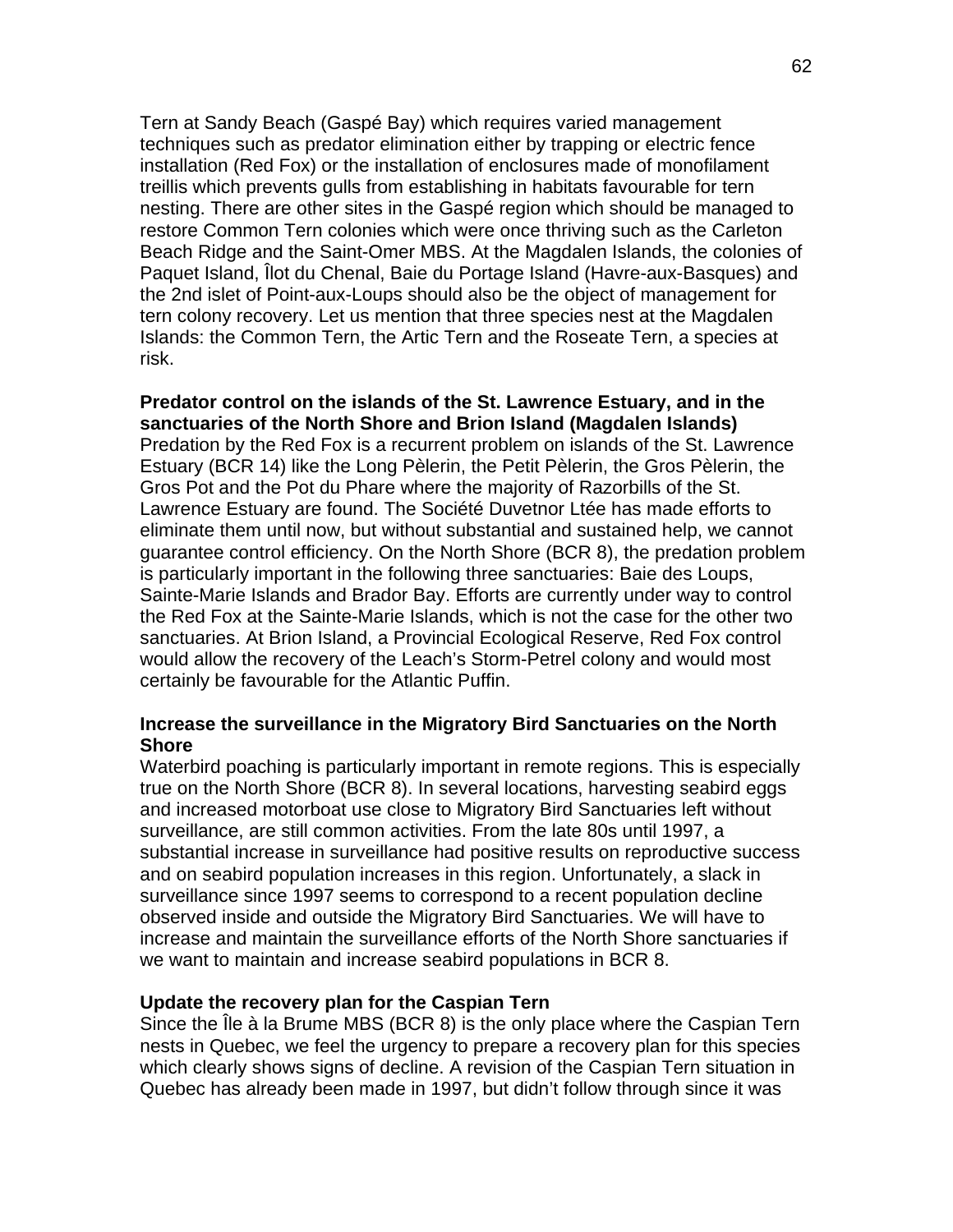Tern at Sandy Beach (Gaspé Bay) which requires varied management techniques such as predator elimination either by trapping or electric fence installation (Red Fox) or the installation of enclosures made of monofilament treillis which prevents gulls from establishing in habitats favourable for tern nesting. There are other sites in the Gaspé region which should be managed to restore Common Tern colonies which were once thriving such as the Carleton Beach Ridge and the Saint-Omer MBS. At the Magdalen Islands, the colonies of Paquet Island, Îlot du Chenal, Baie du Portage Island (Havre-aux-Basques) and the 2nd islet of Point-aux-Loups should also be the object of management for tern colony recovery. Let us mention that three species nest at the Magdalen Islands: the Common Tern, the Artic Tern and the Roseate Tern, a species at risk.

**Predator control on the islands of the St. Lawrence Estuary, and in the sanctuaries of the North Shore and Brion Island (Magdalen Islands)**
Predation by the Red Fox is a recurrent problem on islands of the St. Lawrence Estuary (BCR 14) like the Long Pèlerin, the Petit Pèlerin, the Gros Pèlerin, the Gros Pot and the Pot du Phare where the majority of Razorbills of the St. Lawrence Estuary are found. The Société Duvetnor Ltée has made efforts to eliminate them until now, but without substantial and sustained help, we cannot guarantee control efficiency. On the North Shore (BCR 8), the predation problem is particularly important in the following three sanctuaries: Baie des Loups, Sainte-Marie Islands and Brador Bay. Efforts are currently under way to control the Red Fox at the Sainte-Marie Islands, which is not the case for the other two sanctuaries. At Brion Island, a Provincial Ecological Reserve, Red Fox control would allow the recovery of the Leach's Storm-Petrel colony and would most certainly be favourable for the Atlantic Puffin.

**Increase the surveillance in the Migratory Bird Sanctuaries on the North Shore**
Waterbird poaching is particularly important in remote regions. This is especially true on the North Shore (BCR 8). In several locations, harvesting seabird eggs and increased motorboat use close to Migratory Bird Sanctuaries left without surveillance, are still common activities. From the late 80s until 1997, a substantial increase in surveillance had positive results on reproductive success and on seabird population increases in this region. Unfortunately, a slack in surveillance since 1997 seems to correspond to a recent population decline observed inside and outside the Migratory Bird Sanctuaries. We will have to increase and maintain the surveillance efforts of the North Shore sanctuaries if we want to maintain and increase seabird populations in BCR 8.

**Update the recovery plan for the Caspian Tern**
Since the Île à la Brume MBS (BCR 8) is the only place where the Caspian Tern nests in Quebec, we feel the urgency to prepare a recovery plan for this species which clearly shows signs of decline. A revision of the Caspian Tern situation in Quebec has already been made in 1997, but didn't follow through since it was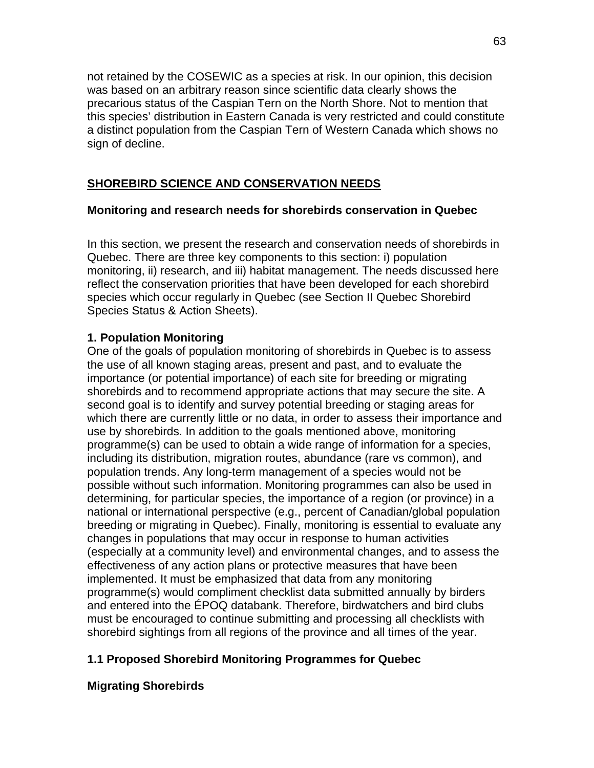not retained by the COSEWIC as a species at risk. In our opinion, this decision was based on an arbitrary reason since scientific data clearly shows the precarious status of the Caspian Tern on the North Shore. Not to mention that this species' distribution in Eastern Canada is very restricted and could constitute a distinct population from the Caspian Tern of Western Canada which shows no sign of decline.

## SHOREBIRD SCIENCE AND CONSERVATION NEEDS

### Monitoring and research needs for shorebirds conservation in Quebec

In this section, we present the research and conservation needs of shorebirds in Quebec. There are three key components to this section: i) population monitoring, ii) research, and iii) habitat management. The needs discussed here reflect the conservation priorities that have been developed for each shorebird species which occur regularly in Quebec (see Section II Quebec Shorebird Species Status & Action Sheets).

#### 1. Population Monitoring

One of the goals of population monitoring of shorebirds in Quebec is to assess the use of all known staging areas, present and past, and to evaluate the importance (or potential importance) of each site for breeding or migrating shorebirds and to recommend appropriate actions that may secure the site. A second goal is to identify and survey potential breeding or staging areas for which there are currently little or no data, in order to assess their importance and use by shorebirds. In addition to the goals mentioned above, monitoring programme(s) can be used to obtain a wide range of information for a species, including its distribution, migration routes, abundance (rare vs common), and population trends. Any long-term management of a species would not be possible without such information. Monitoring programmes can also be used in determining, for particular species, the importance of a region (or province) in a national or international perspective (e.g., percent of Canadian/global population breeding or migrating in Quebec). Finally, monitoring is essential to evaluate any changes in populations that may occur in response to human activities (especially at a community level) and environmental changes, and to assess the effectiveness of any action plans or protective measures that have been implemented. It must be emphasized that data from any monitoring programme(s) would compliment checklist data submitted annually by birders and entered into the ÉPOQ databank. Therefore, birdwatchers and bird clubs must be encouraged to continue submitting and processing all checklists with shorebird sightings from all regions of the province and all times of the year.

#### 1.1 Proposed Shorebird Monitoring Programmes for Quebec

**Migrating Shorebirds**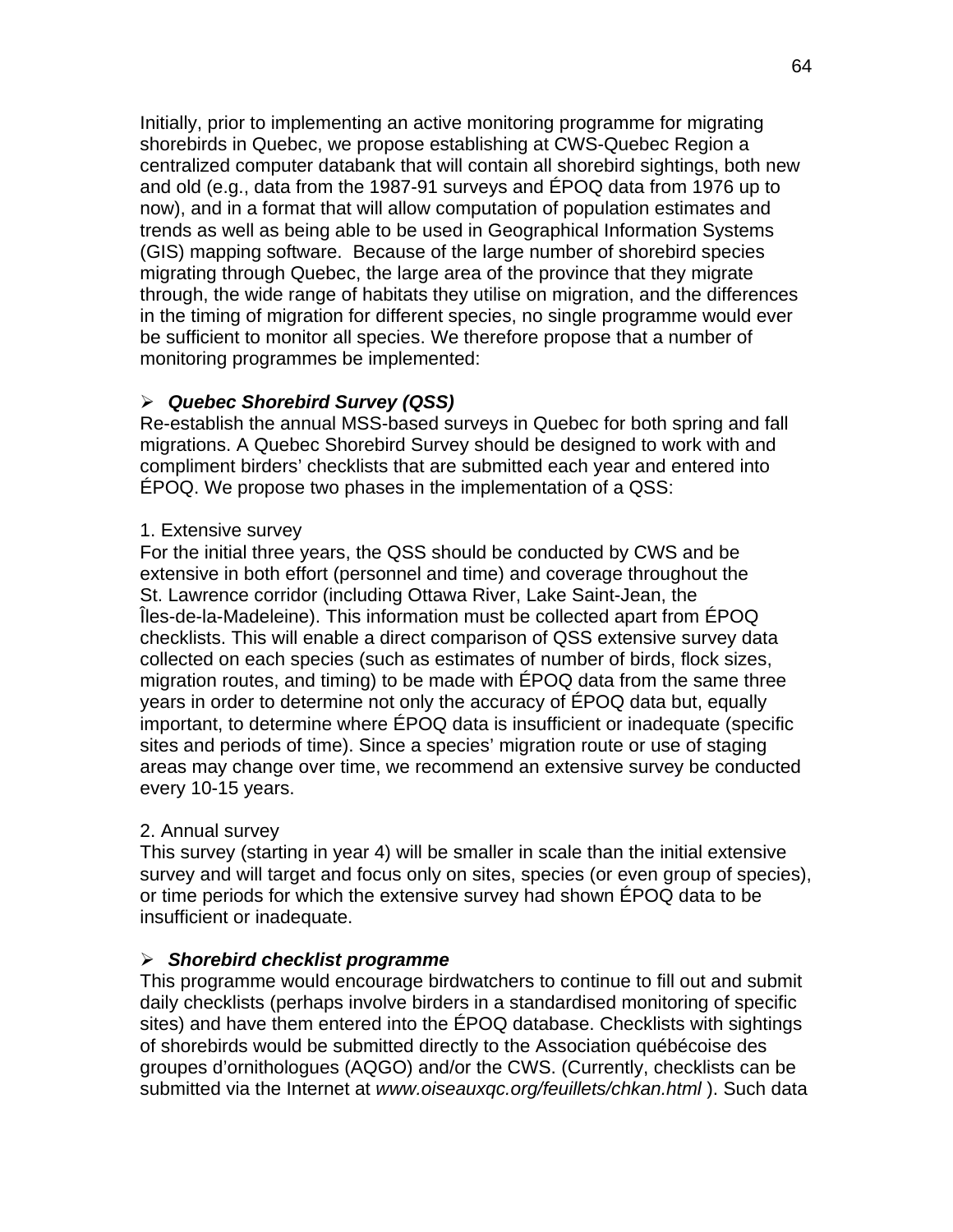Initially, prior to implementing an active monitoring programme for migrating shorebirds in Quebec, we propose establishing at CWS-Quebec Region a centralized computer databank that will contain all shorebird sightings, both new and old (e.g., data from the 1987-91 surveys and ÉPOQ data from 1976 up to now), and in a format that will allow computation of population estimates and trends as well as being able to be used in Geographical Information Systems (GIS) mapping software. Because of the large number of shorebird species migrating through Quebec, the large area of the province that they migrate through, the wide range of habitats they utilise on migration, and the differences in the timing of migration for different species, no single programme would ever be sufficient to monitor all species. We therefore propose that a number of monitoring programmes be implemented:

- ***Quebec Shorebird Survey (QSS)***

Re-establish the annual MSS-based surveys in Quebec for both spring and fall migrations. A Quebec Shorebird Survey should be designed to work with and compliment birders' checklists that are submitted each year and entered into ÉPOQ. We propose two phases in the implementation of a QSS:

1. Extensive survey

For the initial three years, the QSS should be conducted by CWS and be extensive in both effort (personnel and time) and coverage throughout the St. Lawrence corridor (including Ottawa River, Lake Saint-Jean, the Îles-de-la-Madeleine). This information must be collected apart from ÉPOQ checklists. This will enable a direct comparison of QSS extensive survey data collected on each species (such as estimates of number of birds, flock sizes, migration routes, and timing) to be made with ÉPOQ data from the same three years in order to determine not only the accuracy of ÉPOQ data but, equally important, to determine where ÉPOQ data is insufficient or inadequate (specific sites and periods of time). Since a species' migration route or use of staging areas may change over time, we recommend an extensive survey be conducted every 10-15 years.

2. Annual survey

This survey (starting in year 4) will be smaller in scale than the initial extensive survey and will target and focus only on sites, species (or even group of species), or time periods for which the extensive survey had shown ÉPOQ data to be insufficient or inadequate.

- ***Shorebird checklist programme***

This programme would encourage birdwatchers to continue to fill out and submit daily checklists (perhaps involve birders in a standardised monitoring of specific sites) and have them entered into the ÉPOQ database. Checklists with sightings of shorebirds would be submitted directly to the Association québécoise des groupes d'ornithologues (AQGO) and/or the CWS. (Currently, checklists can be submitted via the Internet at *www.oiseauxqc.org/feuillets/chkan.html* ). Such data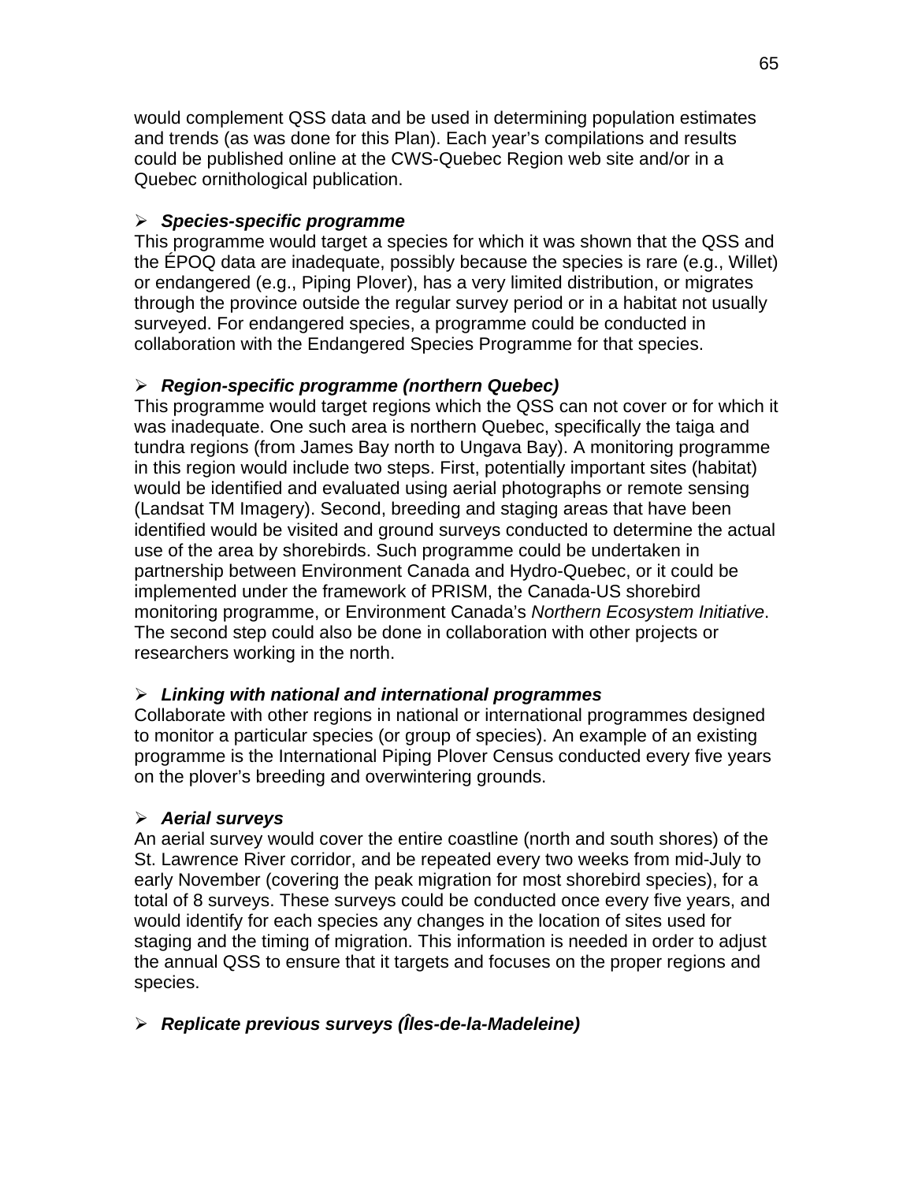would complement QSS data and be used in determining population estimates and trends (as was done for this Plan). Each year's compilations and results could be published online at the CWS-Quebec Region web site and/or in a Quebec ornithological publication.

- ***Species-specific programme***

This programme would target a species for which it was shown that the QSS and the ÉPOQ data are inadequate, possibly because the species is rare (e.g., Willet) or endangered (e.g., Piping Plover), has a very limited distribution, or migrates through the province outside the regular survey period or in a habitat not usually surveyed. For endangered species, a programme could be conducted in collaboration with the Endangered Species Programme for that species.

- ***Region-specific programme (northern Quebec)***

This programme would target regions which the QSS can not cover or for which it was inadequate. One such area is northern Quebec, specifically the taiga and tundra regions (from James Bay north to Ungava Bay). A monitoring programme in this region would include two steps. First, potentially important sites (habitat) would be identified and evaluated using aerial photographs or remote sensing (Landsat TM Imagery). Second, breeding and staging areas that have been identified would be visited and ground surveys conducted to determine the actual use of the area by shorebirds. Such programme could be undertaken in partnership between Environment Canada and Hydro-Quebec, or it could be implemented under the framework of PRISM, the Canada-US shorebird monitoring programme, or Environment Canada's *Northern Ecosystem Initiative*. The second step could also be done in collaboration with other projects or researchers working in the north.

- ***Linking with national and international programmes***

Collaborate with other regions in national or international programmes designed to monitor a particular species (or group of species). An example of an existing programme is the International Piping Plover Census conducted every five years on the plover's breeding and overwintering grounds.

- ***Aerial surveys***

An aerial survey would cover the entire coastline (north and south shores) of the St. Lawrence River corridor, and be repeated every two weeks from mid-July to early November (covering the peak migration for most shorebird species), for a total of 8 surveys. These surveys could be conducted once every five years, and would identify for each species any changes in the location of sites used for staging and the timing of migration. This information is needed in order to adjust the annual QSS to ensure that it targets and focuses on the proper regions and species.

- ***Replicate previous surveys (Îles-de-la-Madeleine)***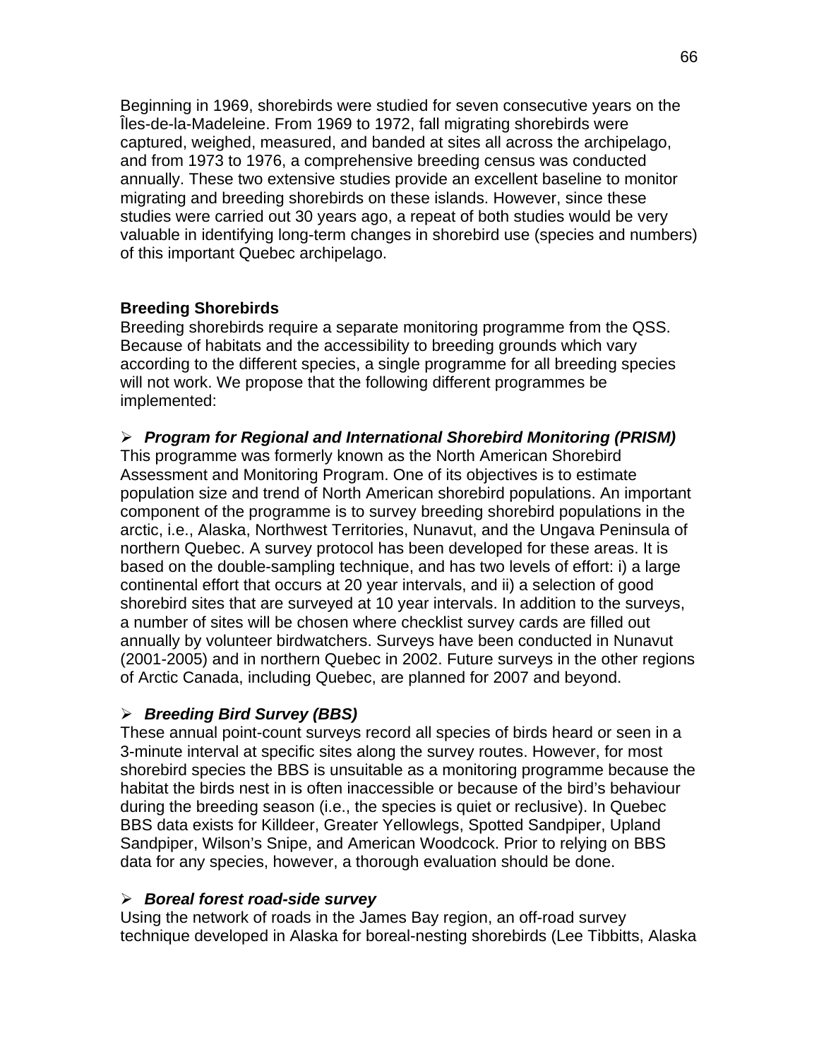Beginning in 1969, shorebirds were studied for seven consecutive years on the Îles-de-la-Madeleine. From 1969 to 1972, fall migrating shorebirds were captured, weighed, measured, and banded at sites all across the archipelago, and from 1973 to 1976, a comprehensive breeding census was conducted annually. These two extensive studies provide an excellent baseline to monitor migrating and breeding shorebirds on these islands. However, since these studies were carried out 30 years ago, a repeat of both studies would be very valuable in identifying long-term changes in shorebird use (species and numbers) of this important Quebec archipelago.

**Breeding Shorebirds**

Breeding shorebirds require a separate monitoring programme from the QSS. Because of habitats and the accessibility to breeding grounds which vary according to the different species, a single programme for all breeding species will not work. We propose that the following different programmes be implemented:

- ***Program for Regional and International Shorebird Monitoring (PRISM)***

This programme was formerly known as the North American Shorebird Assessment and Monitoring Program. One of its objectives is to estimate population size and trend of North American shorebird populations. An important component of the programme is to survey breeding shorebird populations in the arctic, i.e., Alaska, Northwest Territories, Nunavut, and the Ungava Peninsula of northern Quebec. A survey protocol has been developed for these areas. It is based on the double-sampling technique, and has two levels of effort: i) a large continental effort that occurs at 20 year intervals, and ii) a selection of good shorebird sites that are surveyed at 10 year intervals. In addition to the surveys, a number of sites will be chosen where checklist survey cards are filled out annually by volunteer birdwatchers. Surveys have been conducted in Nunavut (2001-2005) and in northern Quebec in 2002. Future surveys in the other regions of Arctic Canada, including Quebec, are planned for 2007 and beyond.

- ***Breeding Bird Survey (BBS)***

These annual point-count surveys record all species of birds heard or seen in a 3-minute interval at specific sites along the survey routes. However, for most shorebird species the BBS is unsuitable as a monitoring programme because the habitat the birds nest in is often inaccessible or because of the bird's behaviour during the breeding season (i.e., the species is quiet or reclusive). In Quebec BBS data exists for Killdeer, Greater Yellowlegs, Spotted Sandpiper, Upland Sandpiper, Wilson's Snipe, and American Woodcock. Prior to relying on BBS data for any species, however, a thorough evaluation should be done.

- ***Boreal forest road-side survey***

Using the network of roads in the James Bay region, an off-road survey technique developed in Alaska for boreal-nesting shorebirds (Lee Tibbitts, Alaska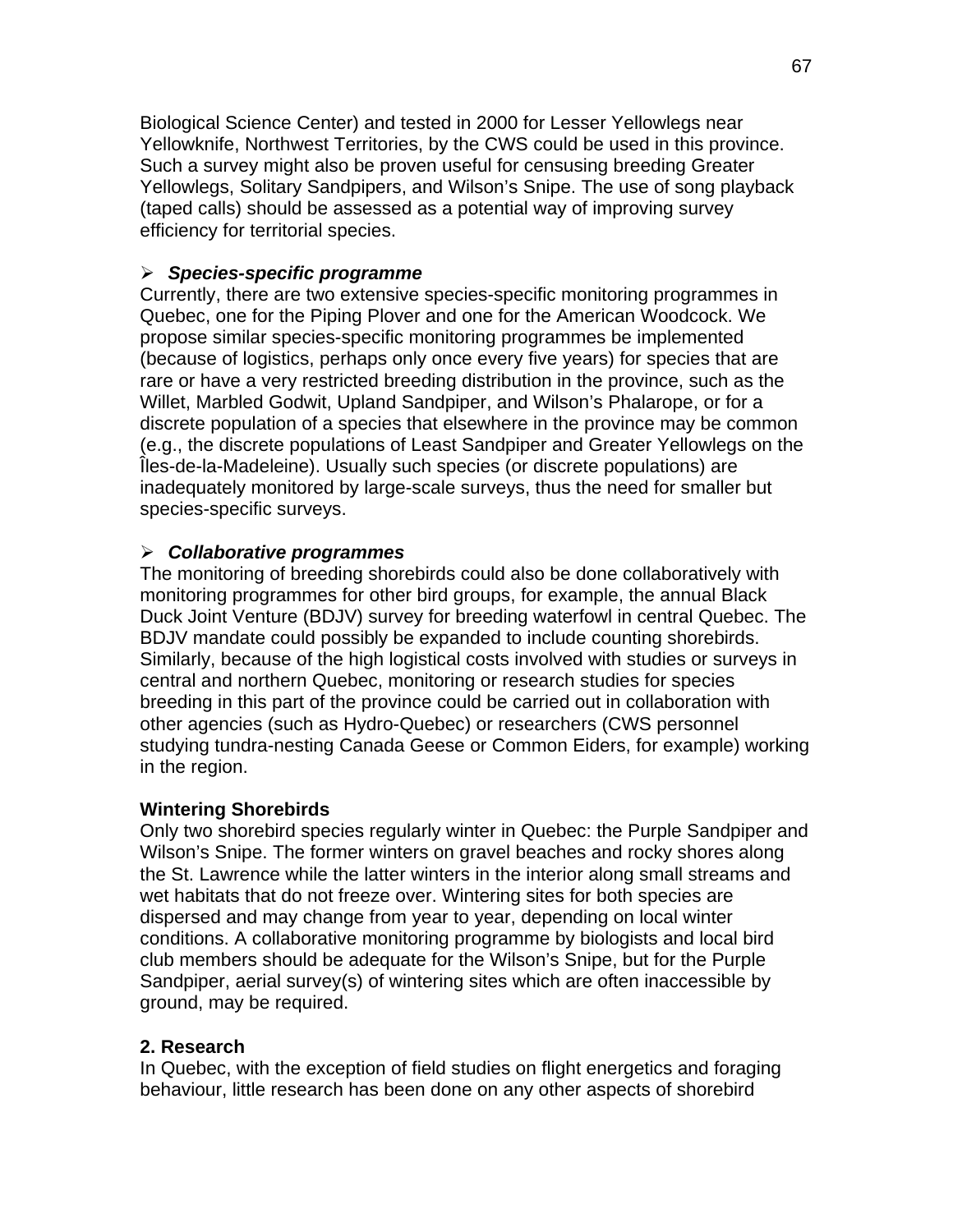Biological Science Center) and tested in 2000 for Lesser Yellowlegs near Yellowknife, Northwest Territories, by the CWS could be used in this province. Such a survey might also be proven useful for censusing breeding Greater Yellowlegs, Solitary Sandpipers, and Wilson's Snipe. The use of song playback (taped calls) should be assessed as a potential way of improving survey efficiency for territorial species.

- ***Species-specific programme***

Currently, there are two extensive species-specific monitoring programmes in Quebec, one for the Piping Plover and one for the American Woodcock. We propose similar species-specific monitoring programmes be implemented (because of logistics, perhaps only once every five years) for species that are rare or have a very restricted breeding distribution in the province, such as the Willet, Marbled Godwit, Upland Sandpiper, and Wilson's Phalarope, or for a discrete population of a species that elsewhere in the province may be common (e.g., the discrete populations of Least Sandpiper and Greater Yellowlegs on the Îles-de-la-Madeleine). Usually such species (or discrete populations) are inadequately monitored by large-scale surveys, thus the need for smaller but species-specific surveys.

- ***Collaborative programmes***

The monitoring of breeding shorebirds could also be done collaboratively with monitoring programmes for other bird groups, for example, the annual Black Duck Joint Venture (BDJV) survey for breeding waterfowl in central Quebec. The BDJV mandate could possibly be expanded to include counting shorebirds. Similarly, because of the high logistical costs involved with studies or surveys in central and northern Quebec, monitoring or research studies for species breeding in this part of the province could be carried out in collaboration with other agencies (such as Hydro-Quebec) or researchers (CWS personnel studying tundra-nesting Canada Geese or Common Eiders, for example) working in the region.

**Wintering Shorebirds**

Only two shorebird species regularly winter in Quebec: the Purple Sandpiper and Wilson's Snipe. The former winters on gravel beaches and rocky shores along the St. Lawrence while the latter winters in the interior along small streams and wet habitats that do not freeze over. Wintering sites for both species are dispersed and may change from year to year, depending on local winter conditions. A collaborative monitoring programme by biologists and local bird club members should be adequate for the Wilson's Snipe, but for the Purple Sandpiper, aerial survey(s) of wintering sites which are often inaccessible by ground, may be required.

**2. Research**

In Quebec, with the exception of field studies on flight energetics and foraging behaviour, little research has been done on any other aspects of shorebird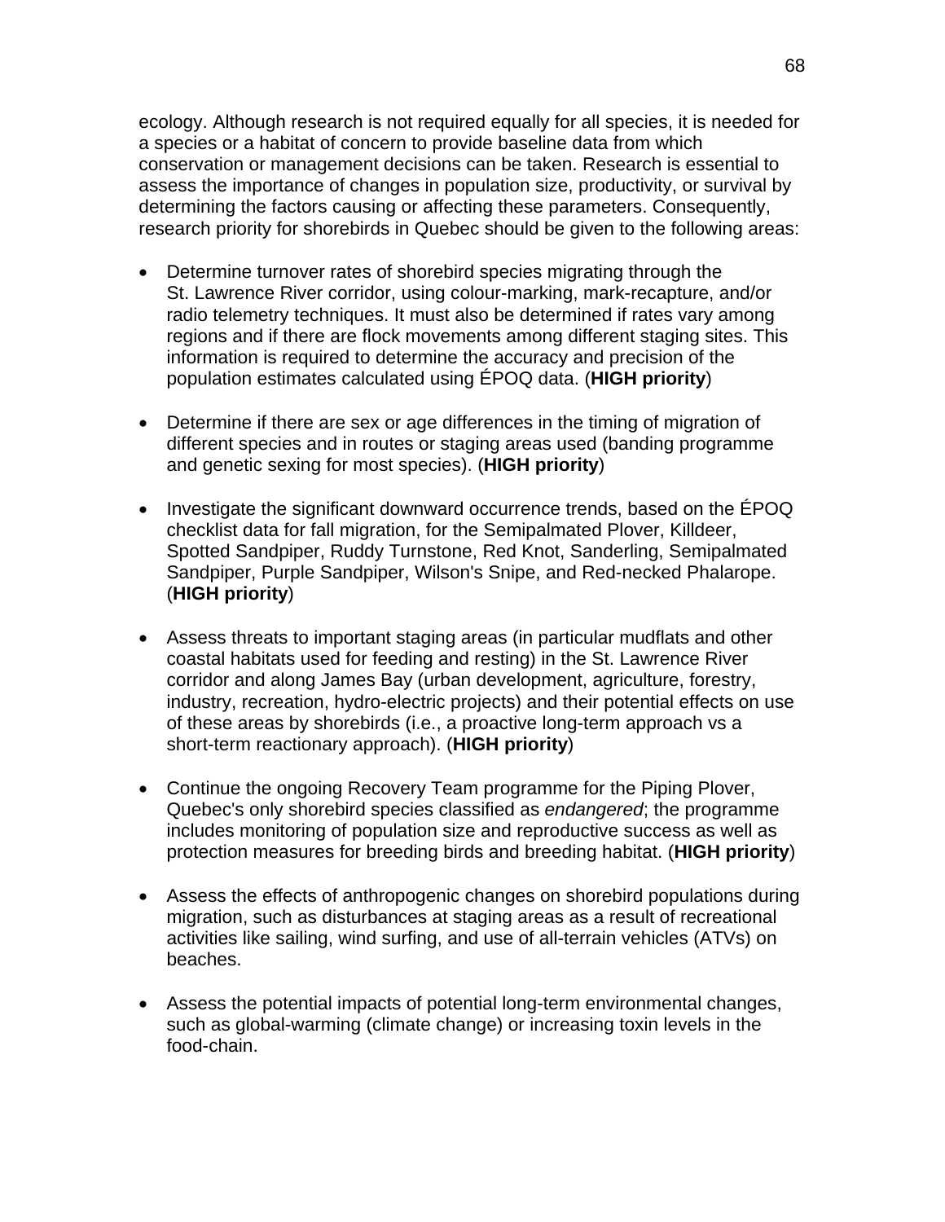ecology. Although research is not required equally for all species, it is needed for a species or a habitat of concern to provide baseline data from which conservation or management decisions can be taken. Research is essential to assess the importance of changes in population size, productivity, or survival by determining the factors causing or affecting these parameters. Consequently, research priority for shorebirds in Quebec should be given to the following areas:

- Determine turnover rates of shorebird species migrating through the St. Lawrence River corridor, using colour-marking, mark-recapture, and/or radio telemetry techniques. It must also be determined if rates vary among regions and if there are flock movements among different staging sites. This information is required to determine the accuracy and precision of the population estimates calculated using ÉPOQ data. (**HIGH priority**)

- Determine if there are sex or age differences in the timing of migration of different species and in routes or staging areas used (banding programme and genetic sexing for most species). (**HIGH priority**)

- Investigate the significant downward occurrence trends, based on the ÉPOQ checklist data for fall migration, for the Semipalmated Plover, Killdeer, Spotted Sandpiper, Ruddy Turnstone, Red Knot, Sanderling, Semipalmated Sandpiper, Purple Sandpiper, Wilson's Snipe, and Red-necked Phalarope. (**HIGH priority**)

- Assess threats to important staging areas (in particular mudflats and other coastal habitats used for feeding and resting) in the St. Lawrence River corridor and along James Bay (urban development, agriculture, forestry, industry, recreation, hydro-electric projects) and their potential effects on use of these areas by shorebirds (i.e., a proactive long-term approach vs a short-term reactionary approach). (**HIGH priority**)

- Continue the ongoing Recovery Team programme for the Piping Plover, Quebec's only shorebird species classified as *endangered*; the programme includes monitoring of population size and reproductive success as well as protection measures for breeding birds and breeding habitat. (**HIGH priority**)

- Assess the effects of anthropogenic changes on shorebird populations during migration, such as disturbances at staging areas as a result of recreational activities like sailing, wind surfing, and use of all-terrain vehicles (ATVs) on beaches.

- Assess the potential impacts of potential long-term environmental changes, such as global-warming (climate change) or increasing toxin levels in the food-chain.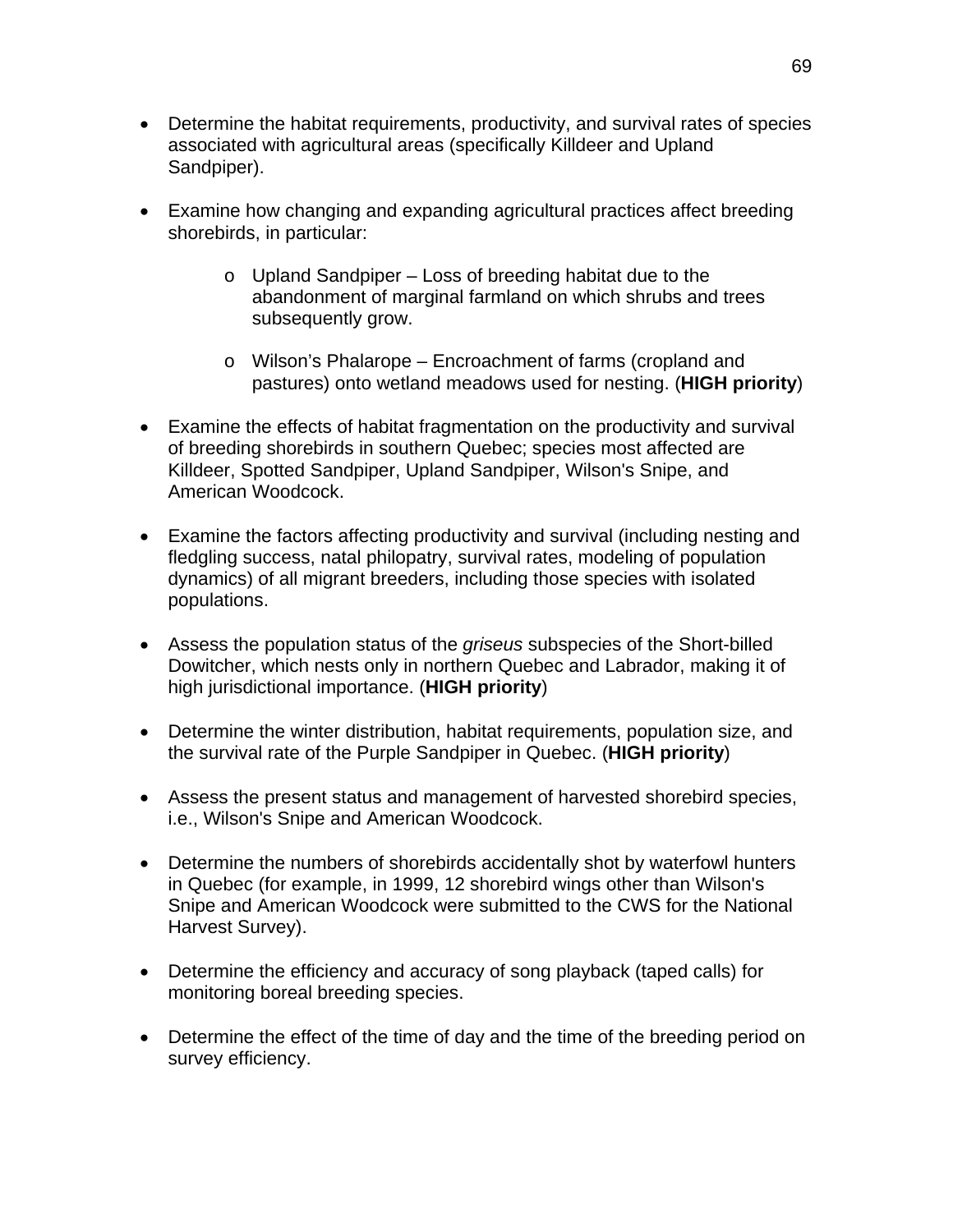- Determine the habitat requirements, productivity, and survival rates of species associated with agricultural areas (specifically Killdeer and Upland Sandpiper).

- Examine how changing and expanding agricultural practices affect breeding shorebirds, in particular:

    - Upland Sandpiper – Loss of breeding habitat due to the abandonment of marginal farmland on which shrubs and trees subsequently grow.

    - Wilson's Phalarope – Encroachment of farms (cropland and pastures) onto wetland meadows used for nesting. (**HIGH priority**)

- Examine the effects of habitat fragmentation on the productivity and survival of breeding shorebirds in southern Quebec; species most affected are Killdeer, Spotted Sandpiper, Upland Sandpiper, Wilson's Snipe, and American Woodcock.

- Examine the factors affecting productivity and survival (including nesting and fledgling success, natal philopatry, survival rates, modeling of population dynamics) of all migrant breeders, including those species with isolated populations.

- Assess the population status of the *griseus* subspecies of the Short-billed Dowitcher, which nests only in northern Quebec and Labrador, making it of high jurisdictional importance. (**HIGH priority**)

- Determine the winter distribution, habitat requirements, population size, and the survival rate of the Purple Sandpiper in Quebec. (**HIGH priority**)

- Assess the present status and management of harvested shorebird species, i.e., Wilson's Snipe and American Woodcock.

- Determine the numbers of shorebirds accidentally shot by waterfowl hunters in Quebec (for example, in 1999, 12 shorebird wings other than Wilson's Snipe and American Woodcock were submitted to the CWS for the National Harvest Survey).

- Determine the efficiency and accuracy of song playback (taped calls) for monitoring boreal breeding species.

- Determine the effect of the time of day and the time of the breeding period on survey efficiency.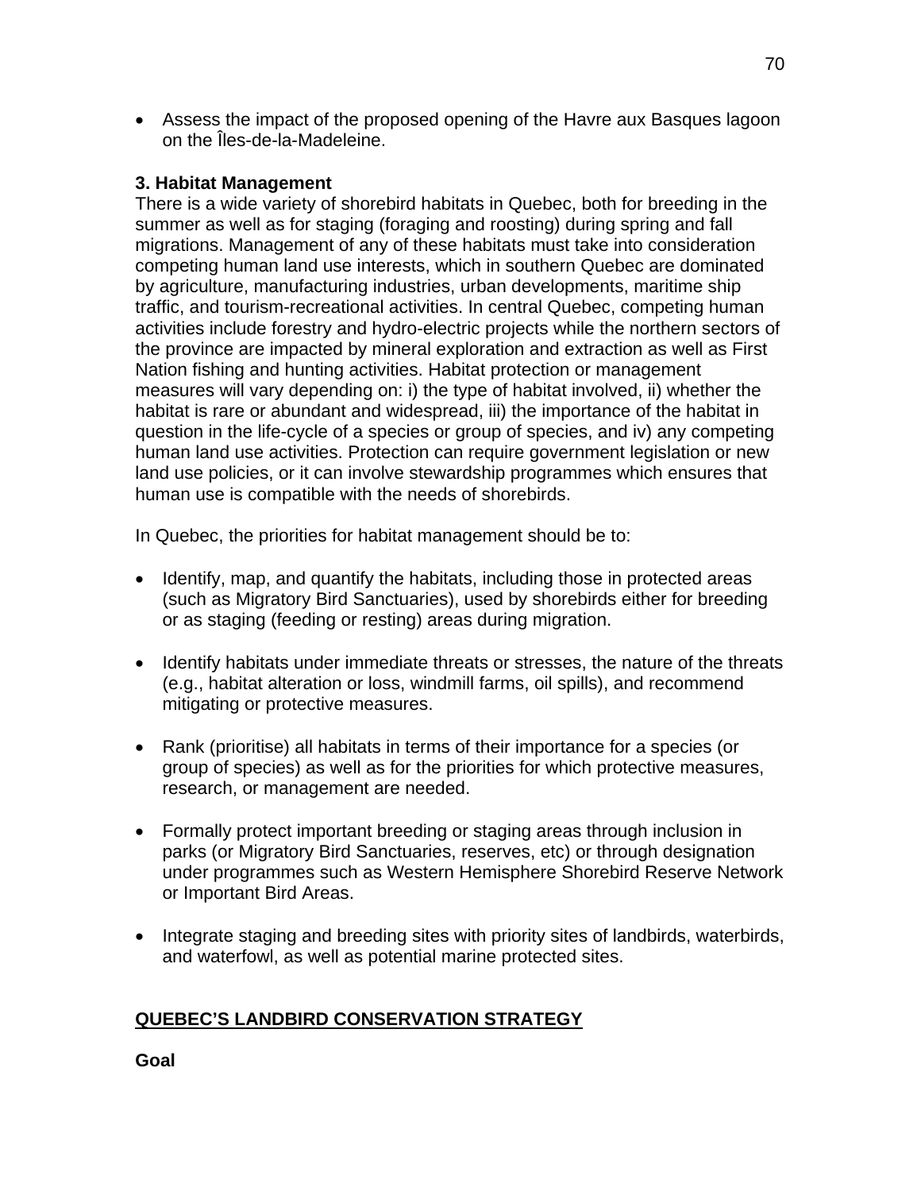- Assess the impact of the proposed opening of the Havre aux Basques lagoon on the Îles-de-la-Madeleine.

**3. Habitat Management**

There is a wide variety of shorebird habitats in Quebec, both for breeding in the summer as well as for staging (foraging and roosting) during spring and fall migrations. Management of any of these habitats must take into consideration competing human land use interests, which in southern Quebec are dominated by agriculture, manufacturing industries, urban developments, maritime ship traffic, and tourism-recreational activities. In central Quebec, competing human activities include forestry and hydro-electric projects while the northern sectors of the province are impacted by mineral exploration and extraction as well as First Nation fishing and hunting activities. Habitat protection or management measures will vary depending on: i) the type of habitat involved, ii) whether the habitat is rare or abundant and widespread, iii) the importance of the habitat in question in the life-cycle of a species or group of species, and iv) any competing human land use activities. Protection can require government legislation or new land use policies, or it can involve stewardship programmes which ensures that human use is compatible with the needs of shorebirds.

In Quebec, the priorities for habitat management should be to:

- Identify, map, and quantify the habitats, including those in protected areas (such as Migratory Bird Sanctuaries), used by shorebirds either for breeding or as staging (feeding or resting) areas during migration.

- Identify habitats under immediate threats or stresses, the nature of the threats (e.g., habitat alteration or loss, windmill farms, oil spills), and recommend mitigating or protective measures.

- Rank (prioritise) all habitats in terms of their importance for a species (or group of species) as well as for the priorities for which protective measures, research, or management are needed.

- Formally protect important breeding or staging areas through inclusion in parks (or Migratory Bird Sanctuaries, reserves, etc) or through designation under programmes such as Western Hemisphere Shorebird Reserve Network or Important Bird Areas.

- Integrate staging and breeding sites with priority sites of landbirds, waterbirds, and waterfowl, as well as potential marine protected sites.

## QUEBEC'S LANDBIRD CONSERVATION STRATEGY

**Goal**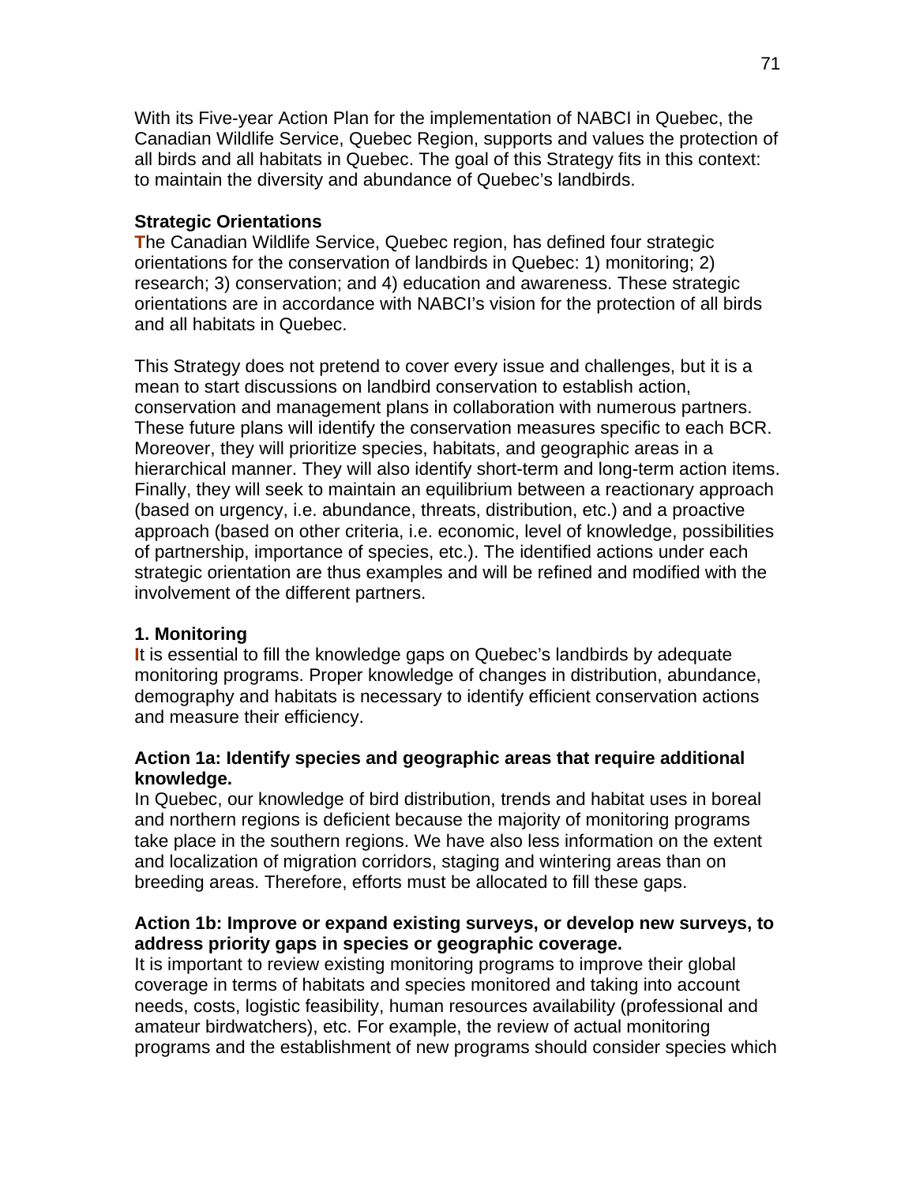With its Five-year Action Plan for the implementation of NABCI in Quebec, the Canadian Wildlife Service, Quebec Region, supports and values the protection of all birds and all habitats in Quebec. The goal of this Strategy fits in this context: to maintain the diversity and abundance of Quebec's landbirds.

**Strategic Orientations**

The Canadian Wildlife Service, Quebec region, has defined four strategic orientations for the conservation of landbirds in Quebec: 1) monitoring; 2) research; 3) conservation; and 4) education and awareness. These strategic orientations are in accordance with NABCI's vision for the protection of all birds and all habitats in Quebec.

This Strategy does not pretend to cover every issue and challenges, but it is a mean to start discussions on landbird conservation to establish action, conservation and management plans in collaboration with numerous partners. These future plans will identify the conservation measures specific to each BCR. Moreover, they will prioritize species, habitats, and geographic areas in a hierarchical manner. They will also identify short-term and long-term action items. Finally, they will seek to maintain an equilibrium between a reactionary approach (based on urgency, i.e. abundance, threats, distribution, etc.) and a proactive approach (based on other criteria, i.e. economic, level of knowledge, possibilities of partnership, importance of species, etc.). The identified actions under each strategic orientation are thus examples and will be refined and modified with the involvement of the different partners.

**1. Monitoring**

It is essential to fill the knowledge gaps on Quebec's landbirds by adequate monitoring programs. Proper knowledge of changes in distribution, abundance, demography and habitats is necessary to identify efficient conservation actions and measure their efficiency.

**Action 1a: Identify species and geographic areas that require additional knowledge.**

In Quebec, our knowledge of bird distribution, trends and habitat uses in boreal and northern regions is deficient because the majority of monitoring programs take place in the southern regions. We have also less information on the extent and localization of migration corridors, staging and wintering areas than on breeding areas. Therefore, efforts must be allocated to fill these gaps.

**Action 1b: Improve or expand existing surveys, or develop new surveys, to address priority gaps in species or geographic coverage.**

It is important to review existing monitoring programs to improve their global coverage in terms of habitats and species monitored and taking into account needs, costs, logistic feasibility, human resources availability (professional and amateur birdwatchers), etc. For example, the review of actual monitoring programs and the establishment of new programs should consider species which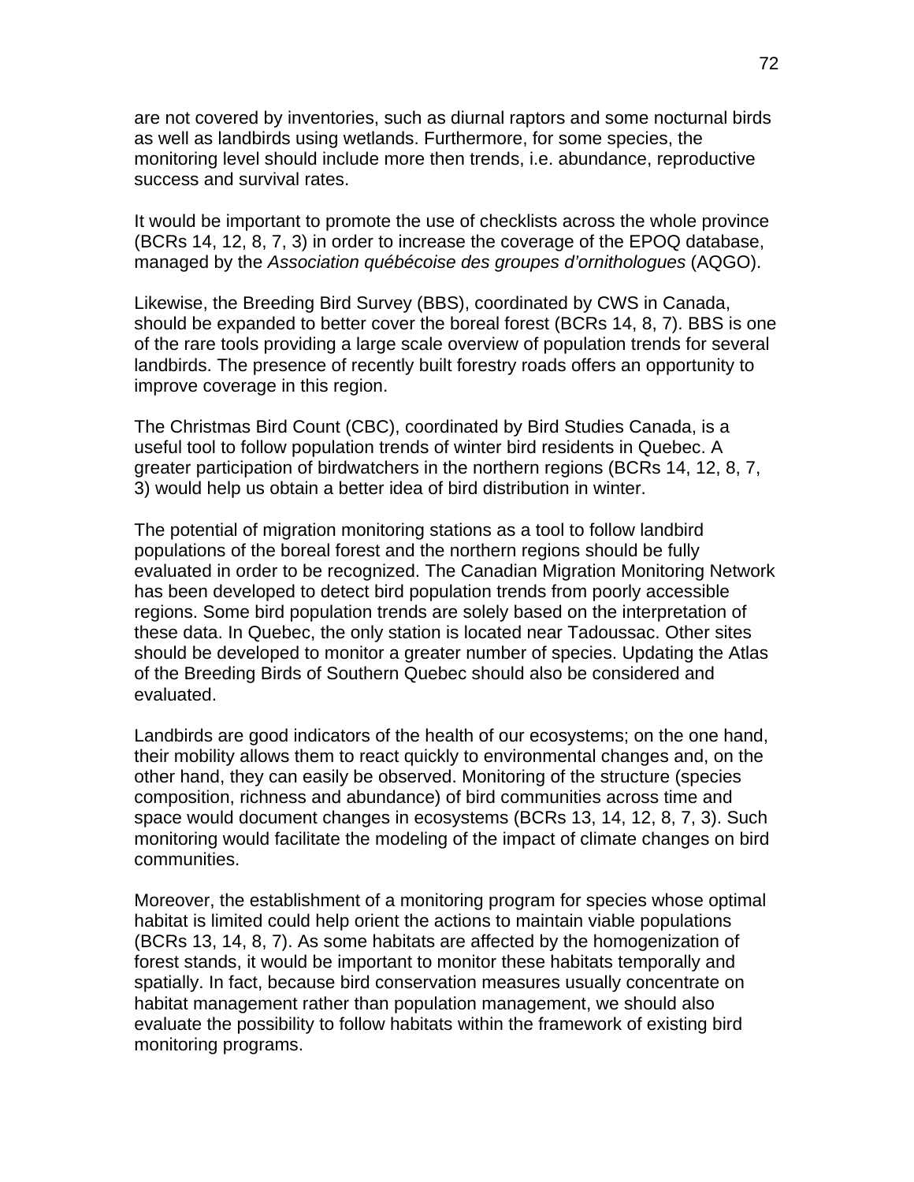are not covered by inventories, such as diurnal raptors and some nocturnal birds as well as landbirds using wetlands. Furthermore, for some species, the monitoring level should include more then trends, i.e. abundance, reproductive success and survival rates.

It would be important to promote the use of checklists across the whole province (BCRs 14, 12, 8, 7, 3) in order to increase the coverage of the EPOQ database, managed by the *Association québécoise des groupes d'ornithologues* (AQGO).

Likewise, the Breeding Bird Survey (BBS), coordinated by CWS in Canada, should be expanded to better cover the boreal forest (BCRs 14, 8, 7). BBS is one of the rare tools providing a large scale overview of population trends for several landbirds. The presence of recently built forestry roads offers an opportunity to improve coverage in this region.

The Christmas Bird Count (CBC), coordinated by Bird Studies Canada, is a useful tool to follow population trends of winter bird residents in Quebec. A greater participation of birdwatchers in the northern regions (BCRs 14, 12, 8, 7, 3) would help us obtain a better idea of bird distribution in winter.

The potential of migration monitoring stations as a tool to follow landbird populations of the boreal forest and the northern regions should be fully evaluated in order to be recognized. The Canadian Migration Monitoring Network has been developed to detect bird population trends from poorly accessible regions. Some bird population trends are solely based on the interpretation of these data. In Quebec, the only station is located near Tadoussac. Other sites should be developed to monitor a greater number of species. Updating the Atlas of the Breeding Birds of Southern Quebec should also be considered and evaluated.

Landbirds are good indicators of the health of our ecosystems; on the one hand, their mobility allows them to react quickly to environmental changes and, on the other hand, they can easily be observed. Monitoring of the structure (species composition, richness and abundance) of bird communities across time and space would document changes in ecosystems (BCRs 13, 14, 12, 8, 7, 3). Such monitoring would facilitate the modeling of the impact of climate changes on bird communities.

Moreover, the establishment of a monitoring program for species whose optimal habitat is limited could help orient the actions to maintain viable populations (BCRs 13, 14, 8, 7). As some habitats are affected by the homogenization of forest stands, it would be important to monitor these habitats temporally and spatially. In fact, because bird conservation measures usually concentrate on habitat management rather than population management, we should also evaluate the possibility to follow habitats within the framework of existing bird monitoring programs.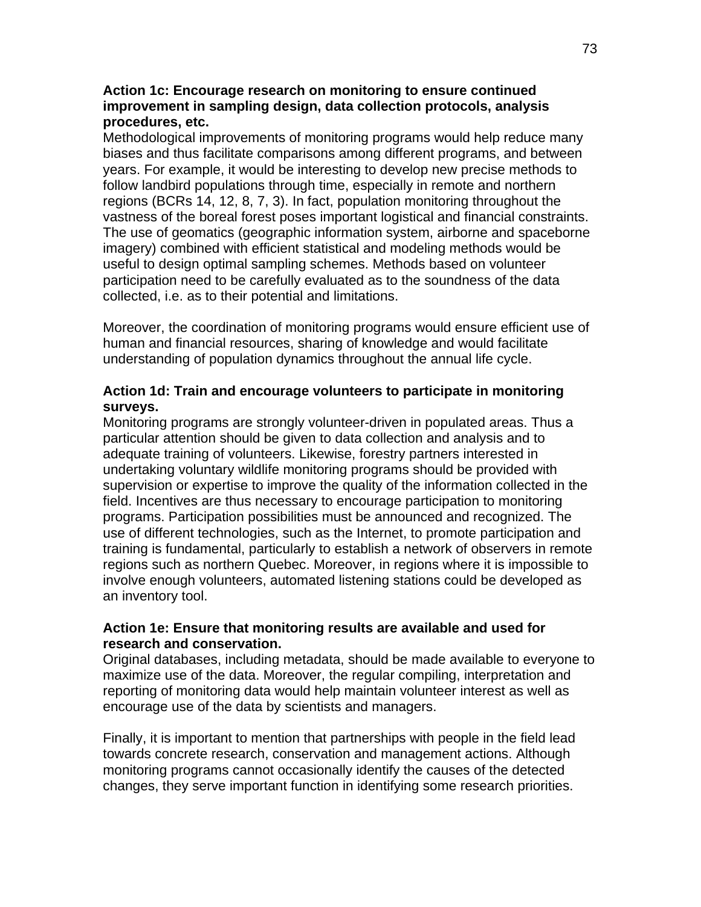**Action 1c: Encourage research on monitoring to ensure continued improvement in sampling design, data collection protocols, analysis procedures, etc.**

Methodological improvements of monitoring programs would help reduce many biases and thus facilitate comparisons among different programs, and between years. For example, it would be interesting to develop new precise methods to follow landbird populations through time, especially in remote and northern regions (BCRs 14, 12, 8, 7, 3). In fact, population monitoring throughout the vastness of the boreal forest poses important logistical and financial constraints. The use of geomatics (geographic information system, airborne and spaceborne imagery) combined with efficient statistical and modeling methods would be useful to design optimal sampling schemes. Methods based on volunteer participation need to be carefully evaluated as to the soundness of the data collected, i.e. as to their potential and limitations.

Moreover, the coordination of monitoring programs would ensure efficient use of human and financial resources, sharing of knowledge and would facilitate understanding of population dynamics throughout the annual life cycle.

**Action 1d: Train and encourage volunteers to participate in monitoring surveys.**

Monitoring programs are strongly volunteer-driven in populated areas. Thus a particular attention should be given to data collection and analysis and to adequate training of volunteers. Likewise, forestry partners interested in undertaking voluntary wildlife monitoring programs should be provided with supervision or expertise to improve the quality of the information collected in the field. Incentives are thus necessary to encourage participation to monitoring programs. Participation possibilities must be announced and recognized. The use of different technologies, such as the Internet, to promote participation and training is fundamental, particularly to establish a network of observers in remote regions such as northern Quebec. Moreover, in regions where it is impossible to involve enough volunteers, automated listening stations could be developed as an inventory tool.

**Action 1e: Ensure that monitoring results are available and used for research and conservation.**

Original databases, including metadata, should be made available to everyone to maximize use of the data. Moreover, the regular compiling, interpretation and reporting of monitoring data would help maintain volunteer interest as well as encourage use of the data by scientists and managers.

Finally, it is important to mention that partnerships with people in the field lead towards concrete research, conservation and management actions. Although monitoring programs cannot occasionally identify the causes of the detected changes, they serve important function in identifying some research priorities.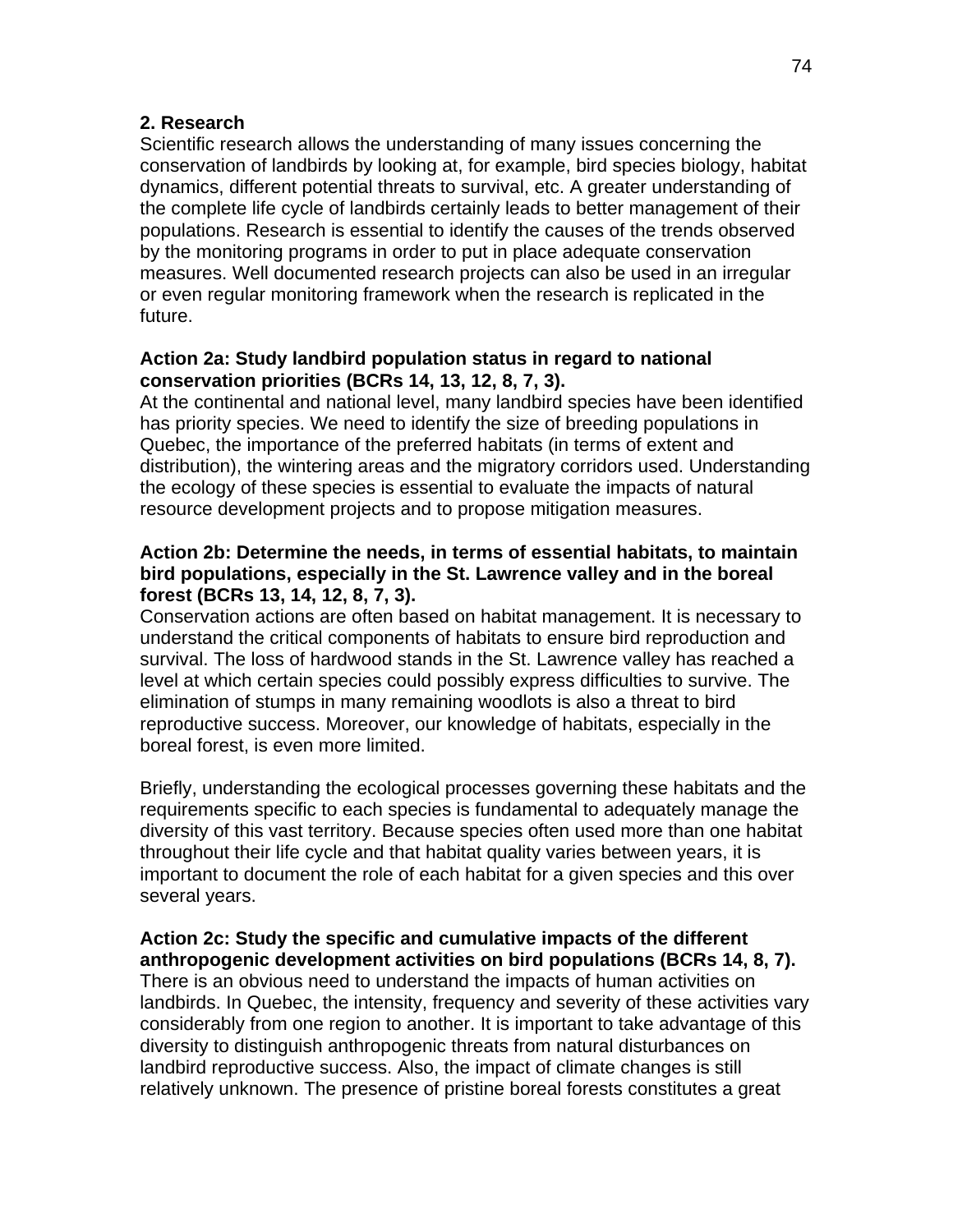## 2. Research

Scientific research allows the understanding of many issues concerning the conservation of landbirds by looking at, for example, bird species biology, habitat dynamics, different potential threats to survival, etc. A greater understanding of the complete life cycle of landbirds certainly leads to better management of their populations. Research is essential to identify the causes of the trends observed by the monitoring programs in order to put in place adequate conservation measures. Well documented research projects can also be used in an irregular or even regular monitoring framework when the research is replicated in the future.

**Action 2a: Study landbird population status in regard to national conservation priorities (BCRs 14, 13, 12, 8, 7, 3).**

At the continental and national level, many landbird species have been identified has priority species. We need to identify the size of breeding populations in Quebec, the importance of the preferred habitats (in terms of extent and distribution), the wintering areas and the migratory corridors used. Understanding the ecology of these species is essential to evaluate the impacts of natural resource development projects and to propose mitigation measures.

**Action 2b: Determine the needs, in terms of essential habitats, to maintain bird populations, especially in the St. Lawrence valley and in the boreal forest (BCRs 13, 14, 12, 8, 7, 3).**

Conservation actions are often based on habitat management. It is necessary to understand the critical components of habitats to ensure bird reproduction and survival. The loss of hardwood stands in the St. Lawrence valley has reached a level at which certain species could possibly express difficulties to survive. The elimination of stumps in many remaining woodlots is also a threat to bird reproductive success. Moreover, our knowledge of habitats, especially in the boreal forest, is even more limited.

Briefly, understanding the ecological processes governing these habitats and the requirements specific to each species is fundamental to adequately manage the diversity of this vast territory. Because species often used more than one habitat throughout their life cycle and that habitat quality varies between years, it is important to document the role of each habitat for a given species and this over several years.

**Action 2c: Study the specific and cumulative impacts of the different anthropogenic development activities on bird populations (BCRs 14, 8, 7).**

There is an obvious need to understand the impacts of human activities on landbirds. In Quebec, the intensity, frequency and severity of these activities vary considerably from one region to another. It is important to take advantage of this diversity to distinguish anthropogenic threats from natural disturbances on landbird reproductive success. Also, the impact of climate changes is still relatively unknown. The presence of pristine boreal forests constitutes a great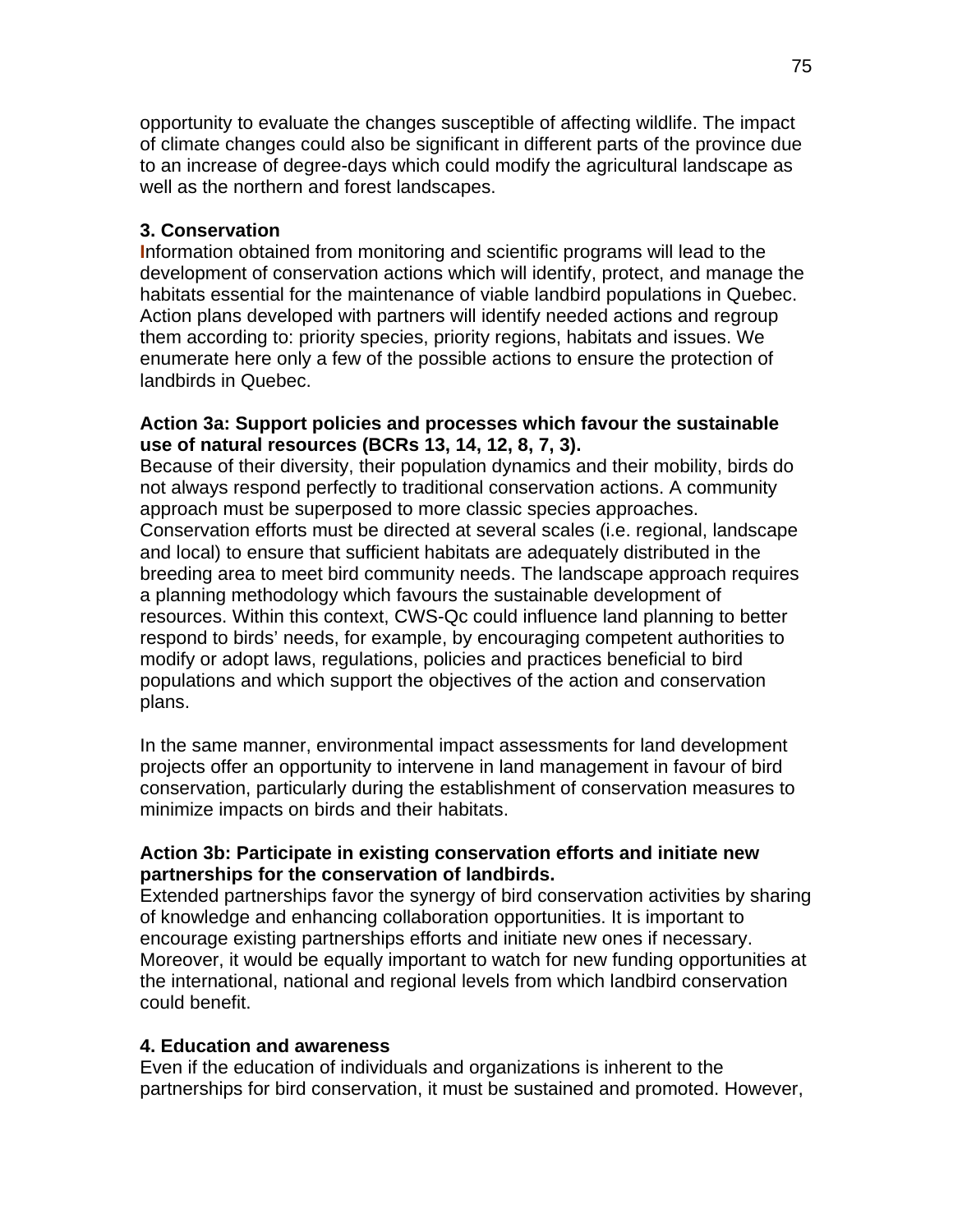opportunity to evaluate the changes susceptible of affecting wildlife. The impact of climate changes could also be significant in different parts of the province due to an increase of degree-days which could modify the agricultural landscape as well as the northern and forest landscapes.

### 3. Conservation

Information obtained from monitoring and scientific programs will lead to the development of conservation actions which will identify, protect, and manage the habitats essential for the maintenance of viable landbird populations in Quebec. Action plans developed with partners will identify needed actions and regroup them according to: priority species, priority regions, habitats and issues. We enumerate here only a few of the possible actions to ensure the protection of landbirds in Quebec.

**Action 3a: Support policies and processes which favour the sustainable use of natural resources (BCRs 13, 14, 12, 8, 7, 3).**

Because of their diversity, their population dynamics and their mobility, birds do not always respond perfectly to traditional conservation actions. A community approach must be superposed to more classic species approaches. Conservation efforts must be directed at several scales (i.e. regional, landscape and local) to ensure that sufficient habitats are adequately distributed in the breeding area to meet bird community needs. The landscape approach requires a planning methodology which favours the sustainable development of resources. Within this context, CWS-Qc could influence land planning to better respond to birds' needs, for example, by encouraging competent authorities to modify or adopt laws, regulations, policies and practices beneficial to bird populations and which support the objectives of the action and conservation plans.

In the same manner, environmental impact assessments for land development projects offer an opportunity to intervene in land management in favour of bird conservation, particularly during the establishment of conservation measures to minimize impacts on birds and their habitats.

**Action 3b: Participate in existing conservation efforts and initiate new partnerships for the conservation of landbirds.**

Extended partnerships favor the synergy of bird conservation activities by sharing of knowledge and enhancing collaboration opportunities. It is important to encourage existing partnerships efforts and initiate new ones if necessary. Moreover, it would be equally important to watch for new funding opportunities at the international, national and regional levels from which landbird conservation could benefit.

### 4. Education and awareness

Even if the education of individuals and organizations is inherent to the partnerships for bird conservation, it must be sustained and promoted. However,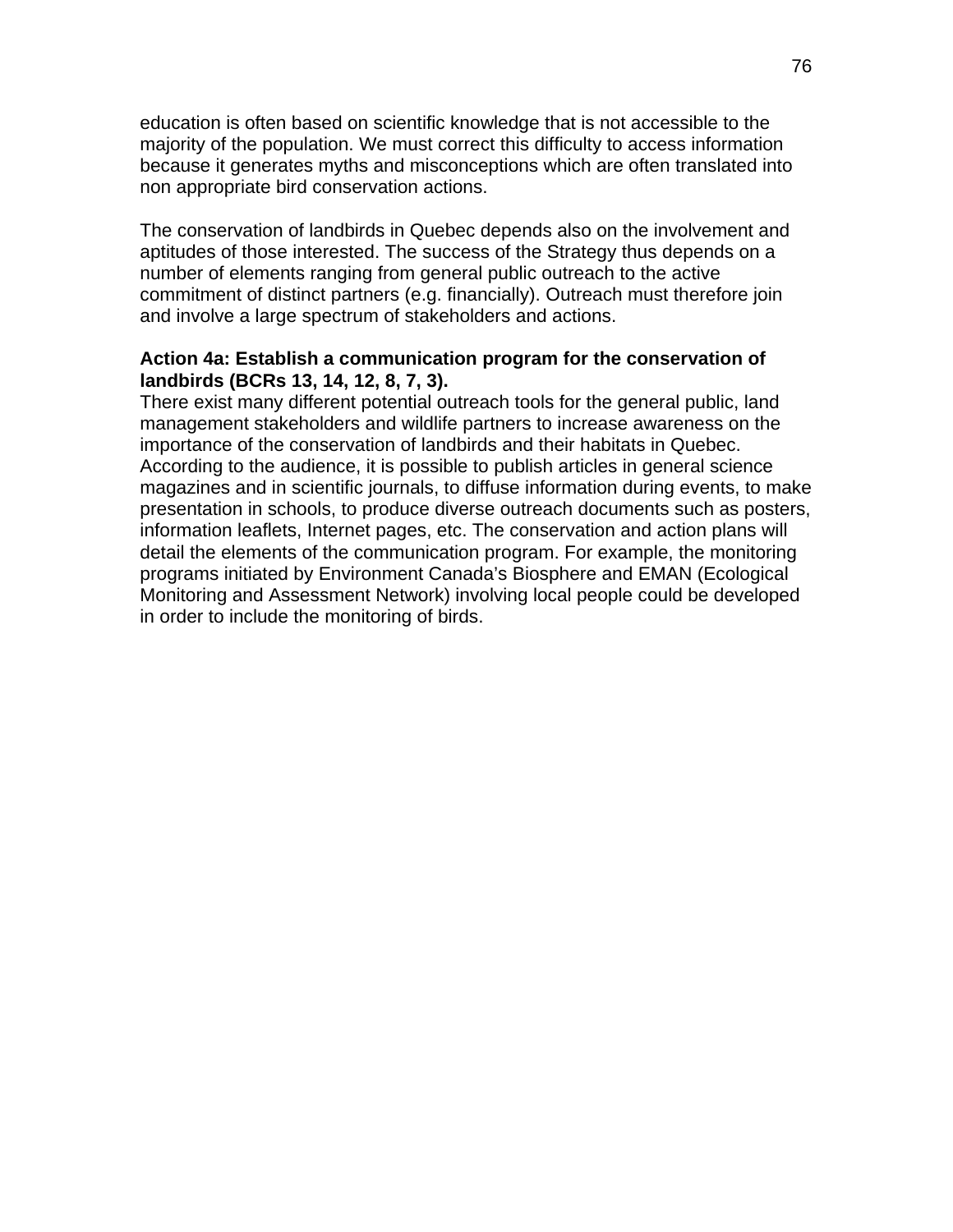education is often based on scientific knowledge that is not accessible to the majority of the population. We must correct this difficulty to access information because it generates myths and misconceptions which are often translated into non appropriate bird conservation actions.

The conservation of landbirds in Quebec depends also on the involvement and aptitudes of those interested. The success of the Strategy thus depends on a number of elements ranging from general public outreach to the active commitment of distinct partners (e.g. financially). Outreach must therefore join and involve a large spectrum of stakeholders and actions.

**Action 4a: Establish a communication program for the conservation of landbirds (BCRs 13, 14, 12, 8, 7, 3).**

There exist many different potential outreach tools for the general public, land management stakeholders and wildlife partners to increase awareness on the importance of the conservation of landbirds and their habitats in Quebec. According to the audience, it is possible to publish articles in general science magazines and in scientific journals, to diffuse information during events, to make presentation in schools, to produce diverse outreach documents such as posters, information leaflets, Internet pages, etc. The conservation and action plans will detail the elements of the communication program. For example, the monitoring programs initiated by Environment Canada's Biosphere and EMAN (Ecological Monitoring and Assessment Network) involving local people could be developed in order to include the monitoring of birds.